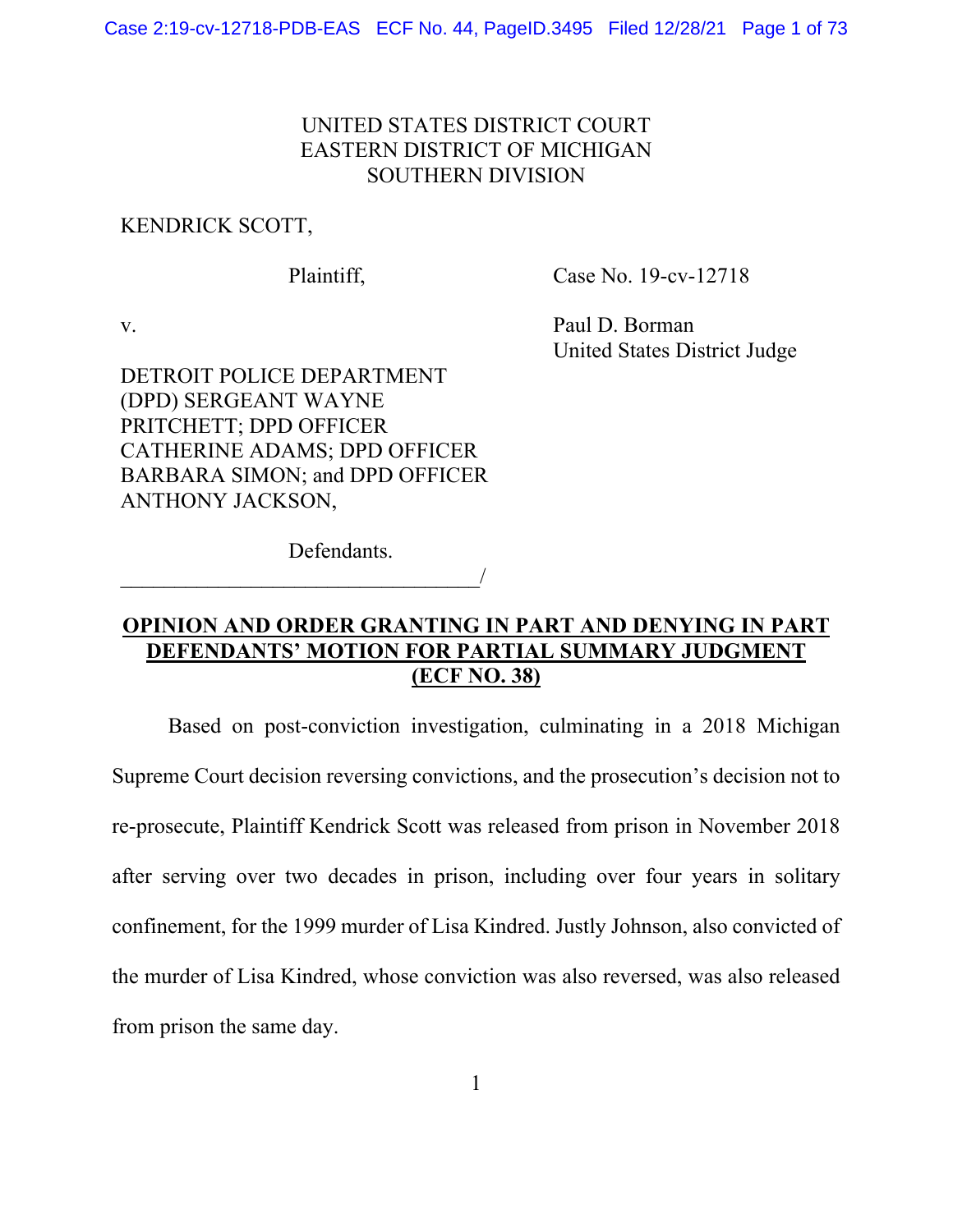UNITED STATES DISTRICT COURT
EASTERN DISTRICT OF MICHIGAN
SOUTHERN DIVISION

KENDRICK SCOTT,

Plaintiff,

v.

DETROIT POLICE DEPARTMENT (DPD) SERGEANT WAYNE PRITCHETT; DPD OFFICER CATHERINE ADAMS; DPD OFFICER BARBARA SIMON; and DPD OFFICER ANTHONY JACKSON,

Defendants.
_________________________________/

Case No. 19-cv-12718

Paul D. Borman
United States District Judge

**OPINION AND ORDER GRANTING IN PART AND DENYING IN PART DEFENDANTS' MOTION FOR PARTIAL SUMMARY JUDGMENT (ECF NO. 38)**

Based on post-conviction investigation, culminating in a 2018 Michigan Supreme Court decision reversing convictions, and the prosecution's decision not to re-prosecute, Plaintiff Kendrick Scott was released from prison in November 2018 after serving over two decades in prison, including over four years in solitary confinement, for the 1999 murder of Lisa Kindred. Justly Johnson, also convicted of the murder of Lisa Kindred, whose conviction was also reversed, was also released from prison the same day.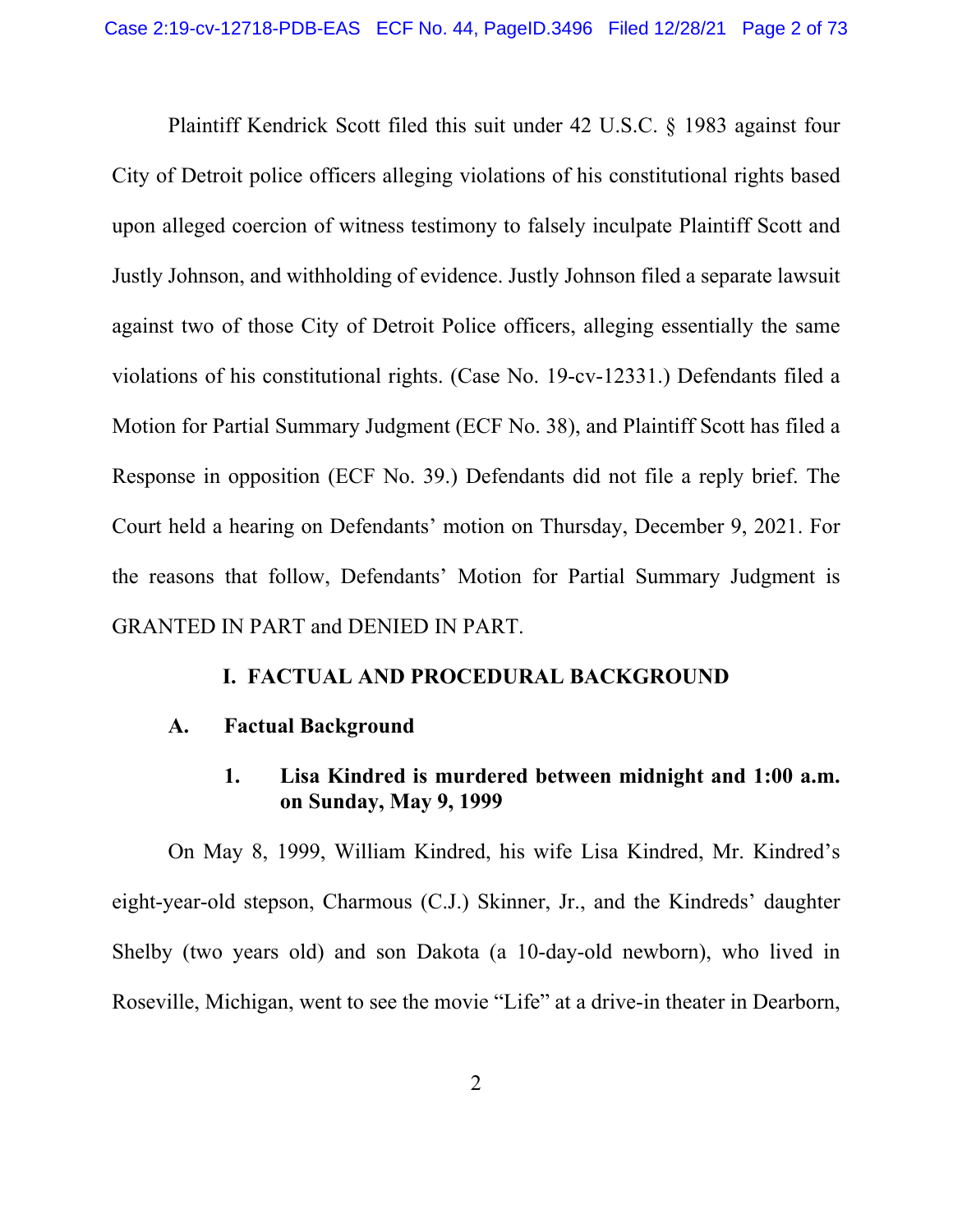Plaintiff Kendrick Scott filed this suit under 42 U.S.C. § 1983 against four City of Detroit police officers alleging violations of his constitutional rights based upon alleged coercion of witness testimony to falsely inculpate Plaintiff Scott and Justly Johnson, and withholding of evidence. Justly Johnson filed a separate lawsuit against two of those City of Detroit Police officers, alleging essentially the same violations of his constitutional rights. (Case No. 19-cv-12331.) Defendants filed a Motion for Partial Summary Judgment (ECF No. 38), and Plaintiff Scott has filed a Response in opposition (ECF No. 39.) Defendants did not file a reply brief. The Court held a hearing on Defendants' motion on Thursday, December 9, 2021. For the reasons that follow, Defendants' Motion for Partial Summary Judgment is GRANTED IN PART and DENIED IN PART.

## I. FACTUAL AND PROCEDURAL BACKGROUND

### A. Factual Background

#### 1. Lisa Kindred is murdered between midnight and 1:00 a.m. on Sunday, May 9, 1999

On May 8, 1999, William Kindred, his wife Lisa Kindred, Mr. Kindred's eight-year-old stepson, Charmous (C.J.) Skinner, Jr., and the Kindreds' daughter Shelby (two years old) and son Dakota (a 10-day-old newborn), who lived in Roseville, Michigan, went to see the movie "Life" at a drive-in theater in Dearborn,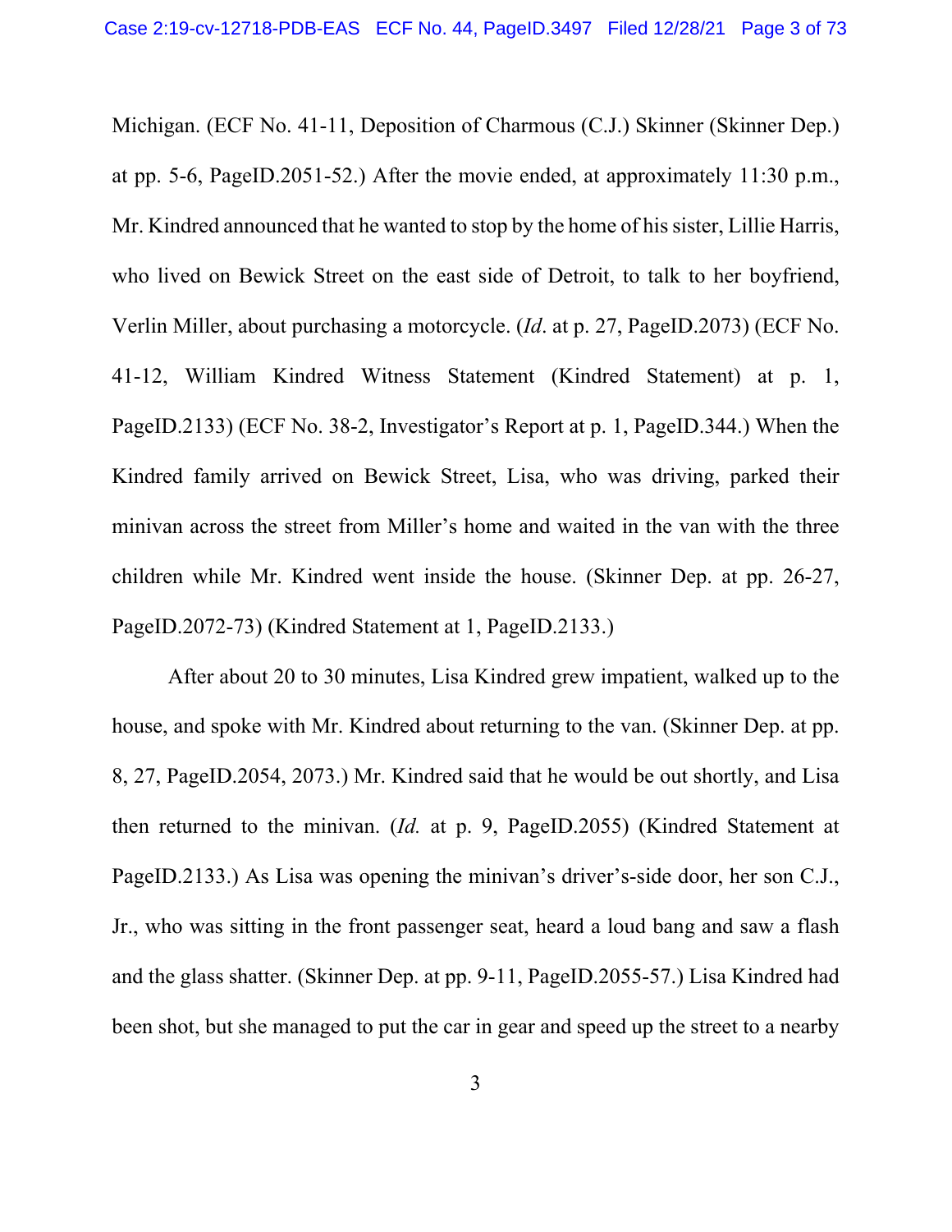Michigan. (ECF No. 41-11, Deposition of Charmous (C.J.) Skinner (Skinner Dep.) at pp. 5-6, PageID.2051-52.) After the movie ended, at approximately 11:30 p.m., Mr. Kindred announced that he wanted to stop by the home of his sister, Lillie Harris, who lived on Bewick Street on the east side of Detroit, to talk to her boyfriend, Verlin Miller, about purchasing a motorcycle. (*Id*. at p. 27, PageID.2073) (ECF No. 41-12, William Kindred Witness Statement (Kindred Statement) at p. 1, PageID.2133) (ECF No. 38-2, Investigator's Report at p. 1, PageID.344.) When the Kindred family arrived on Bewick Street, Lisa, who was driving, parked their minivan across the street from Miller's home and waited in the van with the three children while Mr. Kindred went inside the house. (Skinner Dep. at pp. 26-27, PageID.2072-73) (Kindred Statement at 1, PageID.2133.)

After about 20 to 30 minutes, Lisa Kindred grew impatient, walked up to the house, and spoke with Mr. Kindred about returning to the van. (Skinner Dep. at pp. 8, 27, PageID.2054, 2073.) Mr. Kindred said that he would be out shortly, and Lisa then returned to the minivan. (*Id.* at p. 9, PageID.2055) (Kindred Statement at PageID.2133.) As Lisa was opening the minivan's driver's-side door, her son C.J., Jr., who was sitting in the front passenger seat, heard a loud bang and saw a flash and the glass shatter. (Skinner Dep. at pp. 9-11, PageID.2055-57.) Lisa Kindred had been shot, but she managed to put the car in gear and speed up the street to a nearby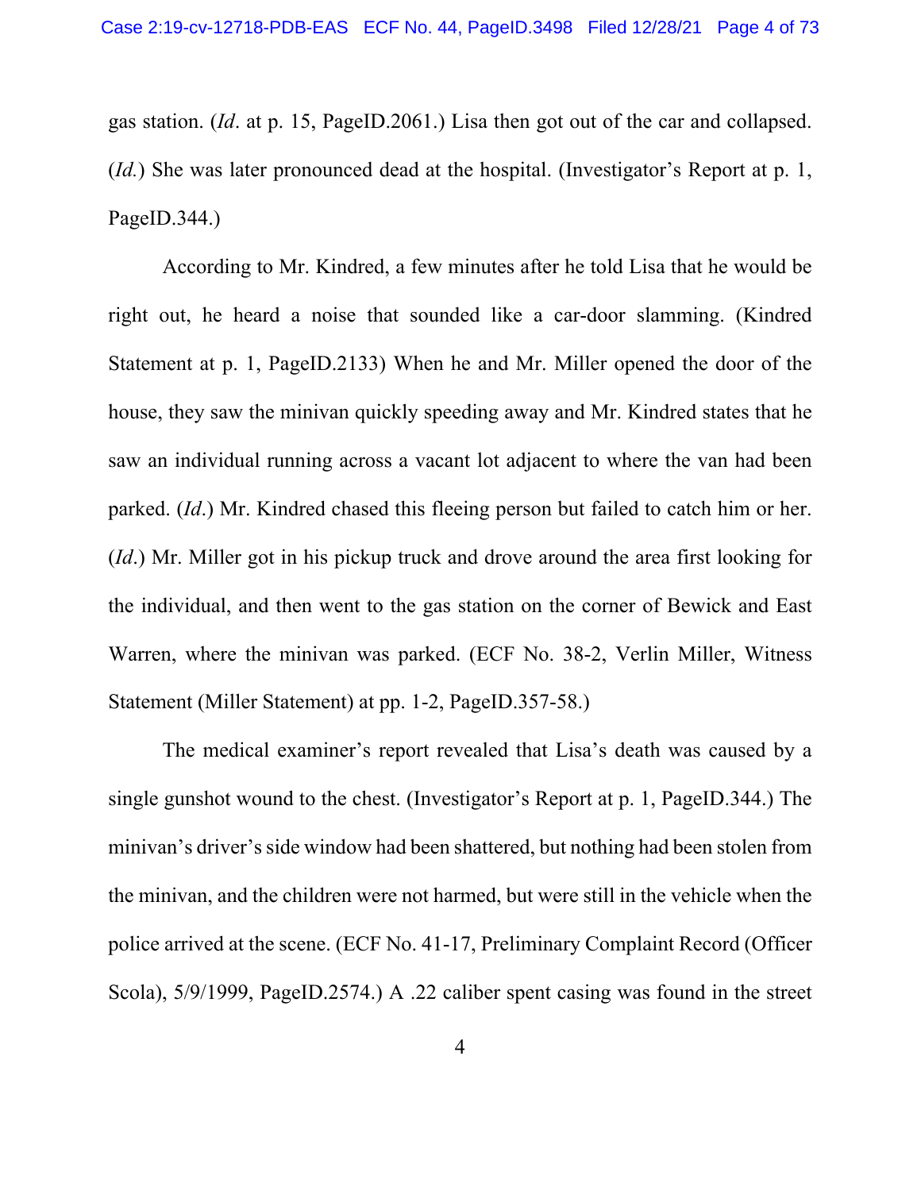gas station. (*Id*. at p. 15, PageID.2061.) Lisa then got out of the car and collapsed. (*Id.*) She was later pronounced dead at the hospital. (Investigator's Report at p. 1, PageID.344.)

According to Mr. Kindred, a few minutes after he told Lisa that he would be right out, he heard a noise that sounded like a car-door slamming. (Kindred Statement at p. 1, PageID.2133) When he and Mr. Miller opened the door of the house, they saw the minivan quickly speeding away and Mr. Kindred states that he saw an individual running across a vacant lot adjacent to where the van had been parked. (*Id*.) Mr. Kindred chased this fleeing person but failed to catch him or her. (*Id*.) Mr. Miller got in his pickup truck and drove around the area first looking for the individual, and then went to the gas station on the corner of Bewick and East Warren, where the minivan was parked. (ECF No. 38-2, Verlin Miller, Witness Statement (Miller Statement) at pp. 1-2, PageID.357-58.)

The medical examiner's report revealed that Lisa's death was caused by a single gunshot wound to the chest. (Investigator's Report at p. 1, PageID.344.) The minivan's driver's side window had been shattered, but nothing had been stolen from the minivan, and the children were not harmed, but were still in the vehicle when the police arrived at the scene. (ECF No. 41-17, Preliminary Complaint Record (Officer Scola), 5/9/1999, PageID.2574.) A .22 caliber spent casing was found in the street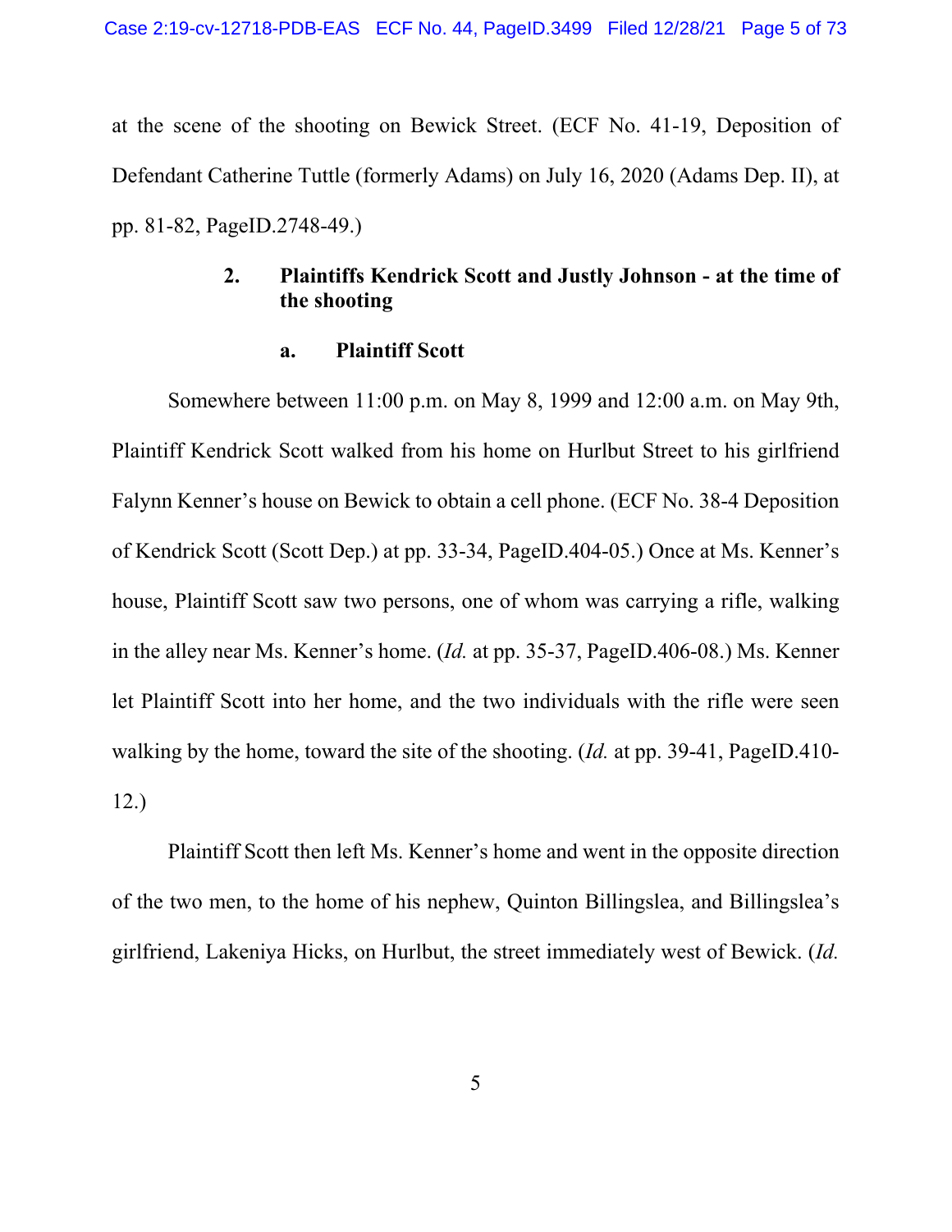at the scene of the shooting on Bewick Street. (ECF No. 41-19, Deposition of Defendant Catherine Tuttle (formerly Adams) on July 16, 2020 (Adams Dep. II), at pp. 81-82, PageID.2748-49.)

### 2. Plaintiffs Kendrick Scott and Justly Johnson - at the time of the shooting

#### a. Plaintiff Scott

Somewhere between 11:00 p.m. on May 8, 1999 and 12:00 a.m. on May 9th, Plaintiff Kendrick Scott walked from his home on Hurlbut Street to his girlfriend Falynn Kenner's house on Bewick to obtain a cell phone. (ECF No. 38-4 Deposition of Kendrick Scott (Scott Dep.) at pp. 33-34, PageID.404-05.) Once at Ms. Kenner's house, Plaintiff Scott saw two persons, one of whom was carrying a rifle, walking in the alley near Ms. Kenner's home. (*Id.* at pp. 35-37, PageID.406-08.) Ms. Kenner let Plaintiff Scott into her home, and the two individuals with the rifle were seen walking by the home, toward the site of the shooting. (*Id.* at pp. 39-41, PageID.410-12.)

Plaintiff Scott then left Ms. Kenner's home and went in the opposite direction of the two men, to the home of his nephew, Quinton Billingslea, and Billingslea's girlfriend, Lakeniya Hicks, on Hurlbut, the street immediately west of Bewick. (*Id.*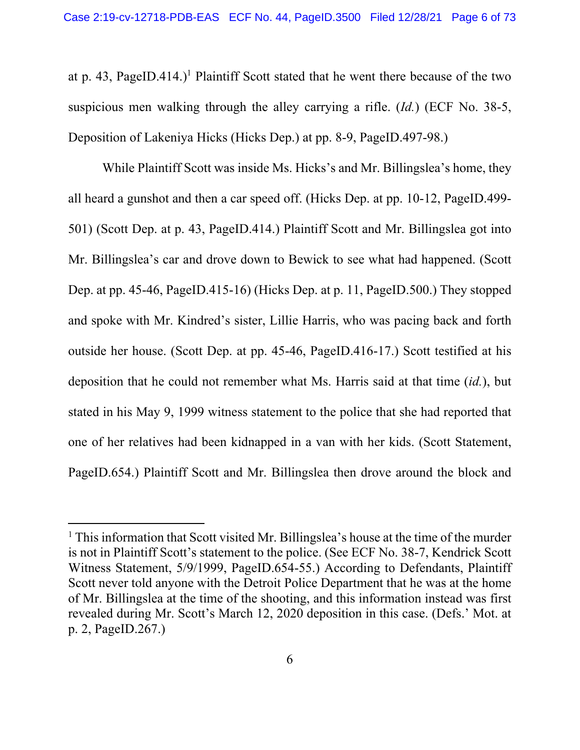at p. 43, PageID.414.)[1] Plaintiff Scott stated that he went there because of the two suspicious men walking through the alley carrying a rifle. (*Id.*) (ECF No. 38-5, Deposition of Lakeniya Hicks (Hicks Dep.) at pp. 8-9, PageID.497-98.)

While Plaintiff Scott was inside Ms. Hicks's and Mr. Billingslea's home, they all heard a gunshot and then a car speed off. (Hicks Dep. at pp. 10-12, PageID.499-501) (Scott Dep. at p. 43, PageID.414.) Plaintiff Scott and Mr. Billingslea got into Mr. Billingslea's car and drove down to Bewick to see what had happened. (Scott Dep. at pp. 45-46, PageID.415-16) (Hicks Dep. at p. 11, PageID.500.) They stopped and spoke with Mr. Kindred's sister, Lillie Harris, who was pacing back and forth outside her house. (Scott Dep. at pp. 45-46, PageID.416-17.) Scott testified at his deposition that he could not remember what Ms. Harris said at that time (*id.*), but stated in his May 9, 1999 witness statement to the police that she had reported that one of her relatives had been kidnapped in a van with her kids. (Scott Statement, PageID.654.) Plaintiff Scott and Mr. Billingslea then drove around the block and

---

[1] This information that Scott visited Mr. Billingslea's house at the time of the murder is not in Plaintiff Scott's statement to the police. (See ECF No. 38-7, Kendrick Scott Witness Statement, 5/9/1999, PageID.654-55.) According to Defendants, Plaintiff Scott never told anyone with the Detroit Police Department that he was at the home of Mr. Billingslea at the time of the shooting, and this information instead was first revealed during Mr. Scott's March 12, 2020 deposition in this case. (Defs.' Mot. at p. 2, PageID.267.)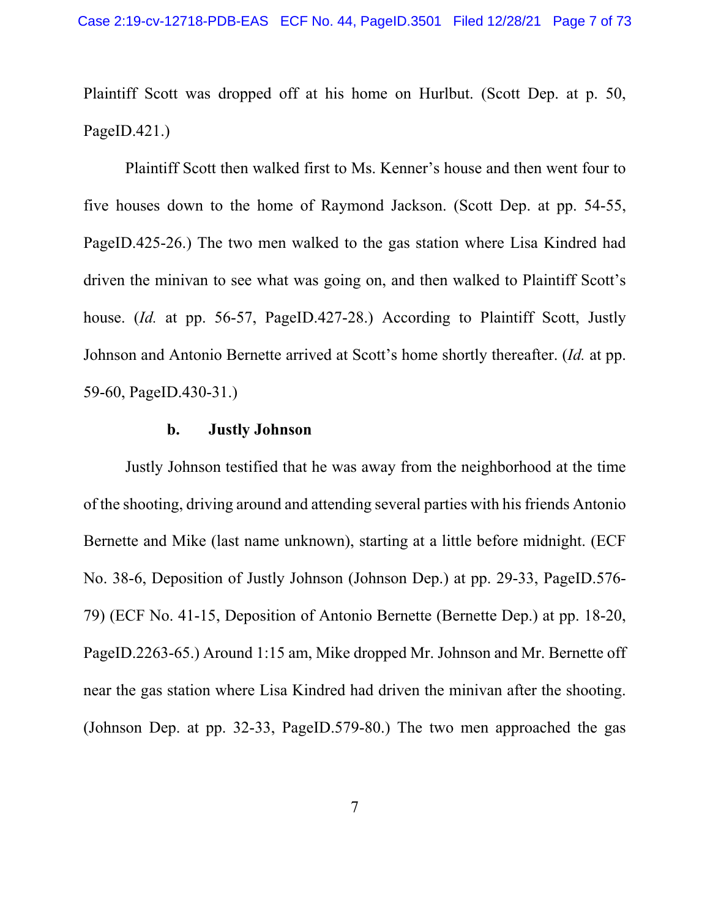Plaintiff Scott was dropped off at his home on Hurlbut. (Scott Dep. at p. 50, PageID.421.)

Plaintiff Scott then walked first to Ms. Kenner's house and then went four to five houses down to the home of Raymond Jackson. (Scott Dep. at pp. 54-55, PageID.425-26.) The two men walked to the gas station where Lisa Kindred had driven the minivan to see what was going on, and then walked to Plaintiff Scott's house. (*Id.* at pp. 56-57, PageID.427-28.) According to Plaintiff Scott, Justly Johnson and Antonio Bernette arrived at Scott's home shortly thereafter. (*Id.* at pp. 59-60, PageID.430-31.)

**b. Justly Johnson**

Justly Johnson testified that he was away from the neighborhood at the time of the shooting, driving around and attending several parties with his friends Antonio Bernette and Mike (last name unknown), starting at a little before midnight. (ECF No. 38-6, Deposition of Justly Johnson (Johnson Dep.) at pp. 29-33, PageID.576-79) (ECF No. 41-15, Deposition of Antonio Bernette (Bernette Dep.) at pp. 18-20, PageID.2263-65.) Around 1:15 am, Mike dropped Mr. Johnson and Mr. Bernette off near the gas station where Lisa Kindred had driven the minivan after the shooting. (Johnson Dep. at pp. 32-33, PageID.579-80.) The two men approached the gas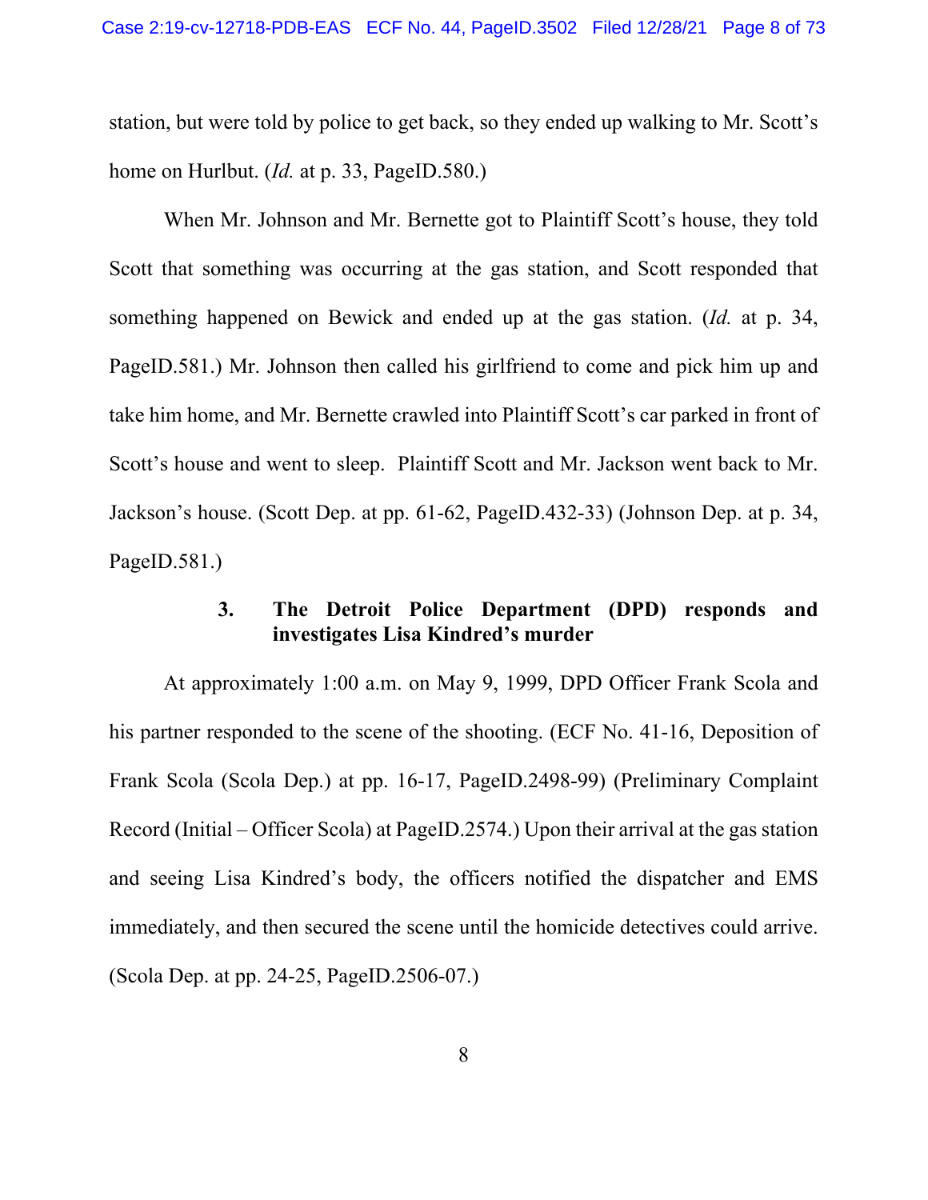station, but were told by police to get back, so they ended up walking to Mr. Scott's home on Hurlbut. (*Id.* at p. 33, PageID.580.)

When Mr. Johnson and Mr. Bernette got to Plaintiff Scott's house, they told Scott that something was occurring at the gas station, and Scott responded that something happened on Bewick and ended up at the gas station. (*Id.* at p. 34, PageID.581.) Mr. Johnson then called his girlfriend to come and pick him up and take him home, and Mr. Bernette crawled into Plaintiff Scott's car parked in front of Scott's house and went to sleep. Plaintiff Scott and Mr. Jackson went back to Mr. Jackson's house. (Scott Dep. at pp. 61-62, PageID.432-33) (Johnson Dep. at p. 34, PageID.581.)

### 3. The Detroit Police Department (DPD) responds and investigates Lisa Kindred's murder

At approximately 1:00 a.m. on May 9, 1999, DPD Officer Frank Scola and his partner responded to the scene of the shooting. (ECF No. 41-16, Deposition of Frank Scola (Scola Dep.) at pp. 16-17, PageID.2498-99) (Preliminary Complaint Record (Initial – Officer Scola) at PageID.2574.) Upon their arrival at the gas station and seeing Lisa Kindred's body, the officers notified the dispatcher and EMS immediately, and then secured the scene until the homicide detectives could arrive. (Scola Dep. at pp. 24-25, PageID.2506-07.)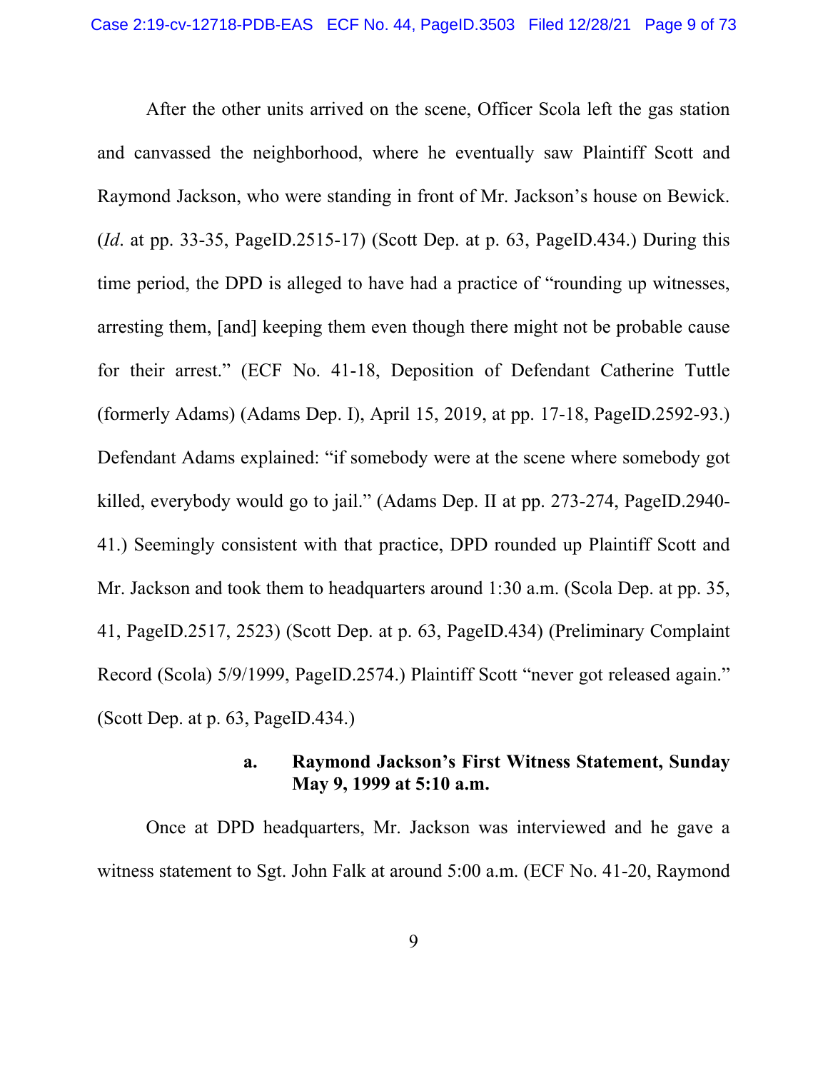After the other units arrived on the scene, Officer Scola left the gas station and canvassed the neighborhood, where he eventually saw Plaintiff Scott and Raymond Jackson, who were standing in front of Mr. Jackson's house on Bewick. (*Id*. at pp. 33-35, PageID.2515-17) (Scott Dep. at p. 63, PageID.434.) During this time period, the DPD is alleged to have had a practice of "rounding up witnesses, arresting them, [and] keeping them even though there might not be probable cause for their arrest." (ECF No. 41-18, Deposition of Defendant Catherine Tuttle (formerly Adams) (Adams Dep. I), April 15, 2019, at pp. 17-18, PageID.2592-93.) Defendant Adams explained: "if somebody were at the scene where somebody got killed, everybody would go to jail." (Adams Dep. II at pp. 273-274, PageID.2940-41.) Seemingly consistent with that practice, DPD rounded up Plaintiff Scott and Mr. Jackson and took them to headquarters around 1:30 a.m. (Scola Dep. at pp. 35, 41, PageID.2517, 2523) (Scott Dep. at p. 63, PageID.434) (Preliminary Complaint Record (Scola) 5/9/1999, PageID.2574.) Plaintiff Scott "never got released again." (Scott Dep. at p. 63, PageID.434.)

#### a. Raymond Jackson's First Witness Statement, Sunday May 9, 1999 at 5:10 a.m.

Once at DPD headquarters, Mr. Jackson was interviewed and he gave a witness statement to Sgt. John Falk at around 5:00 a.m. (ECF No. 41-20, Raymond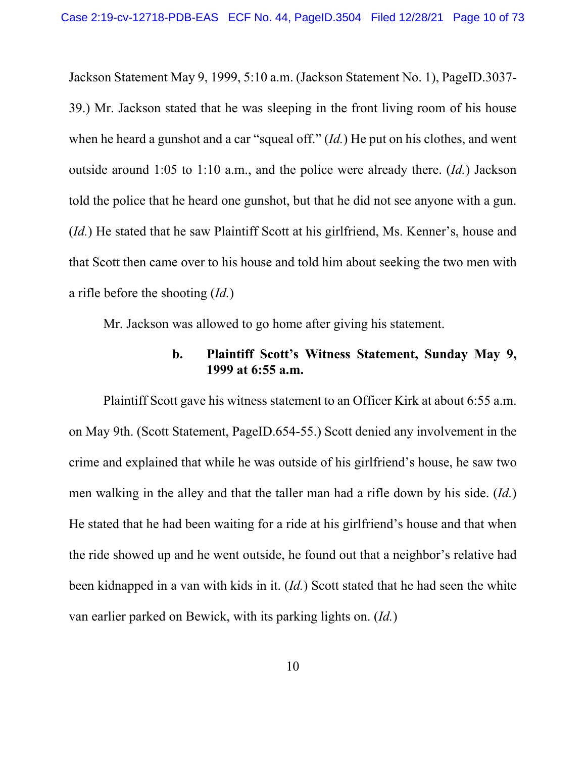Jackson Statement May 9, 1999, 5:10 a.m. (Jackson Statement No. 1), PageID.3037-39.) Mr. Jackson stated that he was sleeping in the front living room of his house when he heard a gunshot and a car "squeal off." (*Id.*) He put on his clothes, and went outside around 1:05 to 1:10 a.m., and the police were already there. (*Id.*) Jackson told the police that he heard one gunshot, but that he did not see anyone with a gun. (*Id.*) He stated that he saw Plaintiff Scott at his girlfriend, Ms. Kenner's, house and that Scott then came over to his house and told him about seeking the two men with a rifle before the shooting (*Id.*)

Mr. Jackson was allowed to go home after giving his statement.

#### b. Plaintiff Scott's Witness Statement, Sunday May 9, 1999 at 6:55 a.m.

Plaintiff Scott gave his witness statement to an Officer Kirk at about 6:55 a.m. on May 9th. (Scott Statement, PageID.654-55.) Scott denied any involvement in the crime and explained that while he was outside of his girlfriend's house, he saw two men walking in the alley and that the taller man had a rifle down by his side. (*Id.*) He stated that he had been waiting for a ride at his girlfriend's house and that when the ride showed up and he went outside, he found out that a neighbor's relative had been kidnapped in a van with kids in it. (*Id.*) Scott stated that he had seen the white van earlier parked on Bewick, with its parking lights on. (*Id.*)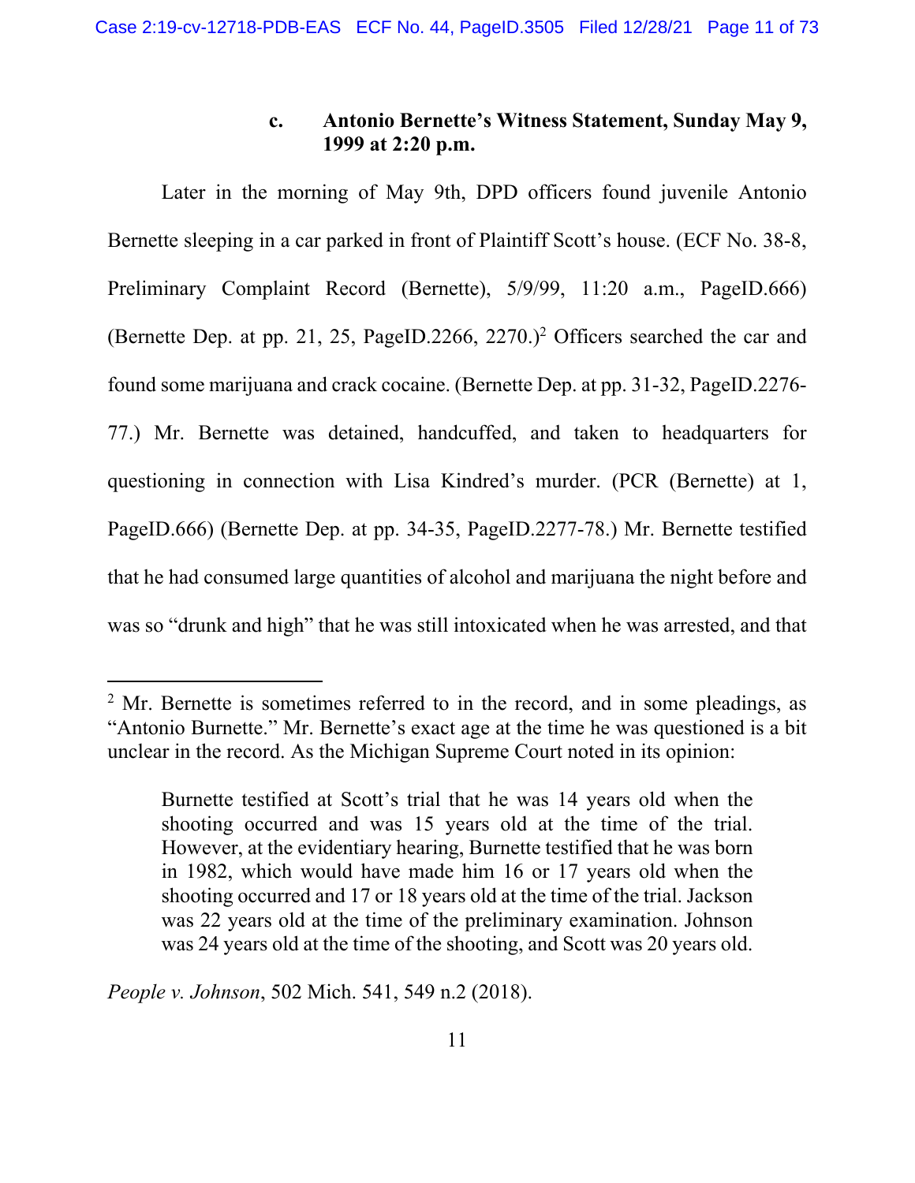#### c. Antonio Bernette's Witness Statement, Sunday May 9, 1999 at 2:20 p.m.

Later in the morning of May 9th, DPD officers found juvenile Antonio Bernette sleeping in a car parked in front of Plaintiff Scott's house. (ECF No. 38-8, Preliminary Complaint Record (Bernette), 5/9/99, 11:20 a.m., PageID.666) (Bernette Dep. at pp. 21, 25, PageID.2266, 2270.)[2] Officers searched the car and found some marijuana and crack cocaine. (Bernette Dep. at pp. 31-32, PageID.2276-77.) Mr. Bernette was detained, handcuffed, and taken to headquarters for questioning in connection with Lisa Kindred's murder. (PCR (Bernette) at 1, PageID.666) (Bernette Dep. at pp. 34-35, PageID.2277-78.) Mr. Bernette testified that he had consumed large quantities of alcohol and marijuana the night before and was so "drunk and high" that he was still intoxicated when he was arrested, and that

---

[2] Mr. Bernette is sometimes referred to in the record, and in some pleadings, as "Antonio Burnette." Mr. Bernette's exact age at the time he was questioned is a bit unclear in the record. As the Michigan Supreme Court noted in its opinion:

> Burnette testified at Scott's trial that he was 14 years old when the shooting occurred and was 15 years old at the time of the trial. However, at the evidentiary hearing, Burnette testified that he was born in 1982, which would have made him 16 or 17 years old when the shooting occurred and 17 or 18 years old at the time of the trial. Jackson was 22 years old at the time of the preliminary examination. Johnson was 24 years old at the time of the shooting, and Scott was 20 years old.

*People v. Johnson*, 502 Mich. 541, 549 n.2 (2018).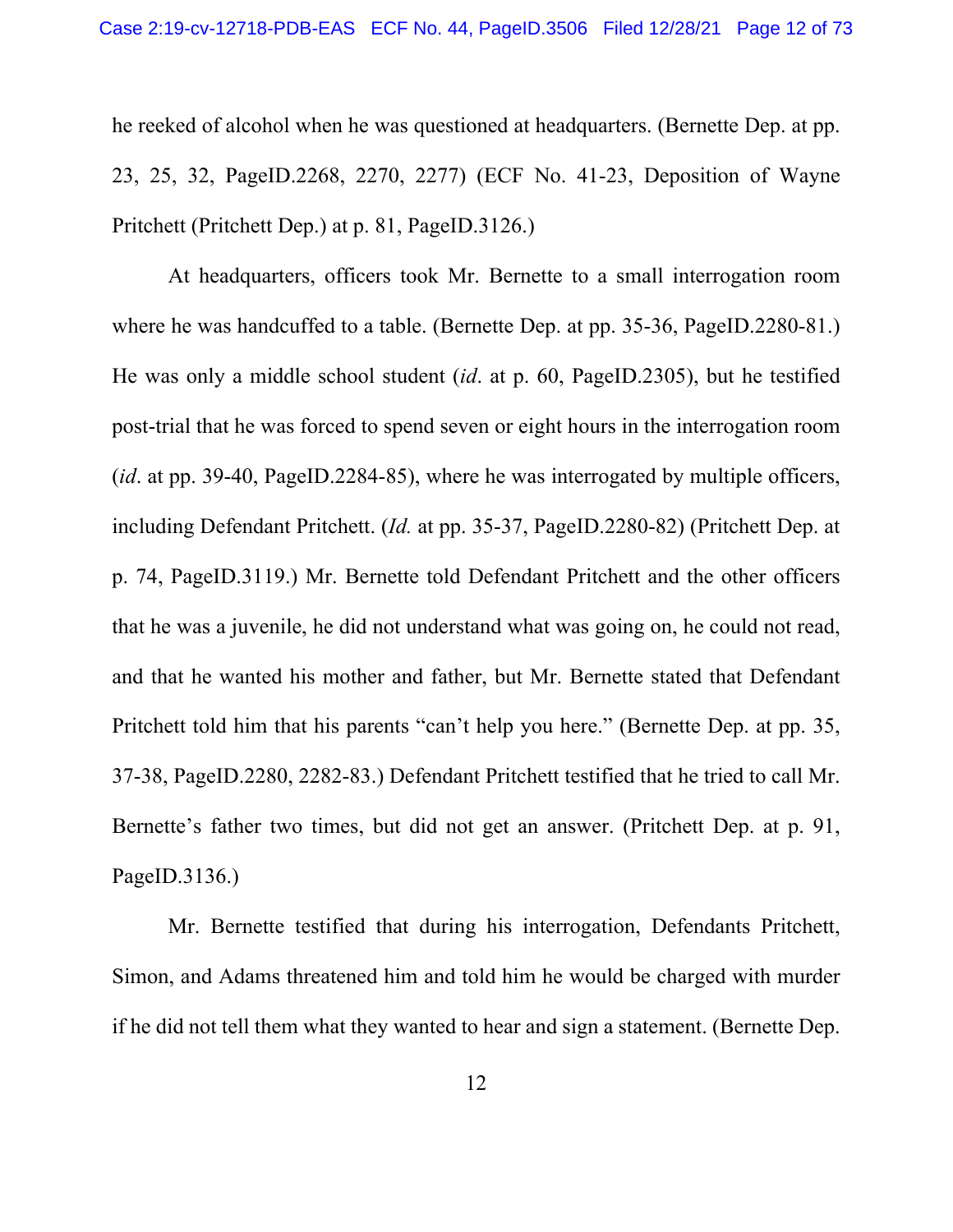he reeked of alcohol when he was questioned at headquarters. (Bernette Dep. at pp. 23, 25, 32, PageID.2268, 2270, 2277) (ECF No. 41-23, Deposition of Wayne Pritchett (Pritchett Dep.) at p. 81, PageID.3126.)

At headquarters, officers took Mr. Bernette to a small interrogation room where he was handcuffed to a table. (Bernette Dep. at pp. 35-36, PageID.2280-81.) He was only a middle school student (*id*. at p. 60, PageID.2305), but he testified post-trial that he was forced to spend seven or eight hours in the interrogation room (*id*. at pp. 39-40, PageID.2284-85), where he was interrogated by multiple officers, including Defendant Pritchett. (*Id.* at pp. 35-37, PageID.2280-82) (Pritchett Dep. at p. 74, PageID.3119.) Mr. Bernette told Defendant Pritchett and the other officers that he was a juvenile, he did not understand what was going on, he could not read, and that he wanted his mother and father, but Mr. Bernette stated that Defendant Pritchett told him that his parents "can't help you here." (Bernette Dep. at pp. 35, 37-38, PageID.2280, 2282-83.) Defendant Pritchett testified that he tried to call Mr. Bernette's father two times, but did not get an answer. (Pritchett Dep. at p. 91, PageID.3136.)

Mr. Bernette testified that during his interrogation, Defendants Pritchett, Simon, and Adams threatened him and told him he would be charged with murder if he did not tell them what they wanted to hear and sign a statement. (Bernette Dep.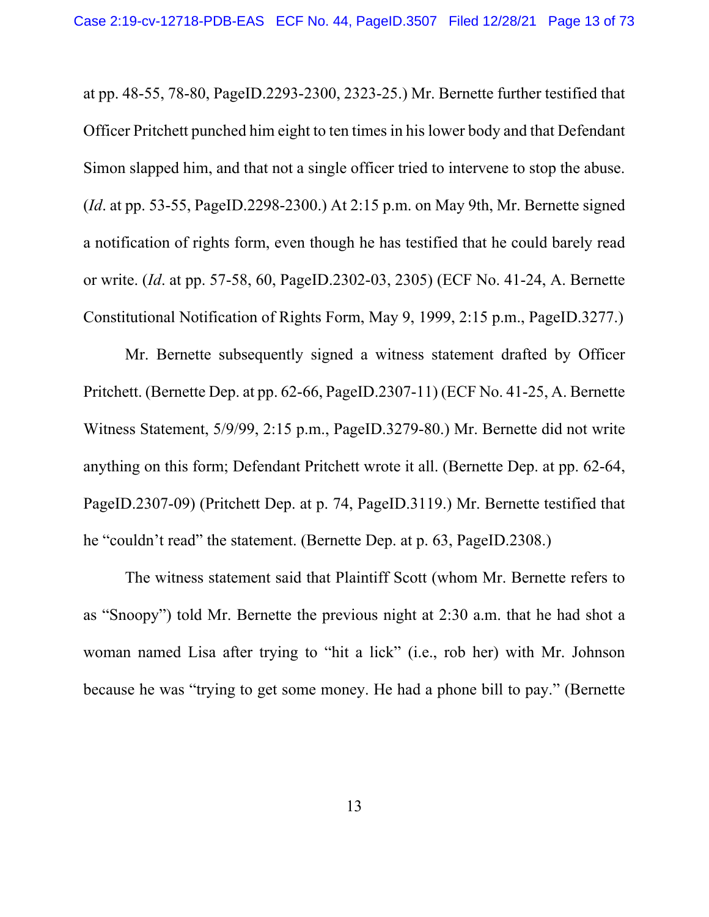at pp. 48-55, 78-80, PageID.2293-2300, 2323-25.) Mr. Bernette further testified that Officer Pritchett punched him eight to ten times in his lower body and that Defendant Simon slapped him, and that not a single officer tried to intervene to stop the abuse. (*Id*. at pp. 53-55, PageID.2298-2300.) At 2:15 p.m. on May 9th, Mr. Bernette signed a notification of rights form, even though he has testified that he could barely read or write. (*Id*. at pp. 57-58, 60, PageID.2302-03, 2305) (ECF No. 41-24, A. Bernette Constitutional Notification of Rights Form, May 9, 1999, 2:15 p.m., PageID.3277.)

Mr. Bernette subsequently signed a witness statement drafted by Officer Pritchett. (Bernette Dep. at pp. 62-66, PageID.2307-11) (ECF No. 41-25, A. Bernette Witness Statement, 5/9/99, 2:15 p.m., PageID.3279-80.) Mr. Bernette did not write anything on this form; Defendant Pritchett wrote it all. (Bernette Dep. at pp. 62-64, PageID.2307-09) (Pritchett Dep. at p. 74, PageID.3119.) Mr. Bernette testified that he "couldn't read" the statement. (Bernette Dep. at p. 63, PageID.2308.)

The witness statement said that Plaintiff Scott (whom Mr. Bernette refers to as "Snoopy") told Mr. Bernette the previous night at 2:30 a.m. that he had shot a woman named Lisa after trying to "hit a lick" (i.e., rob her) with Mr. Johnson because he was "trying to get some money. He had a phone bill to pay." (Bernette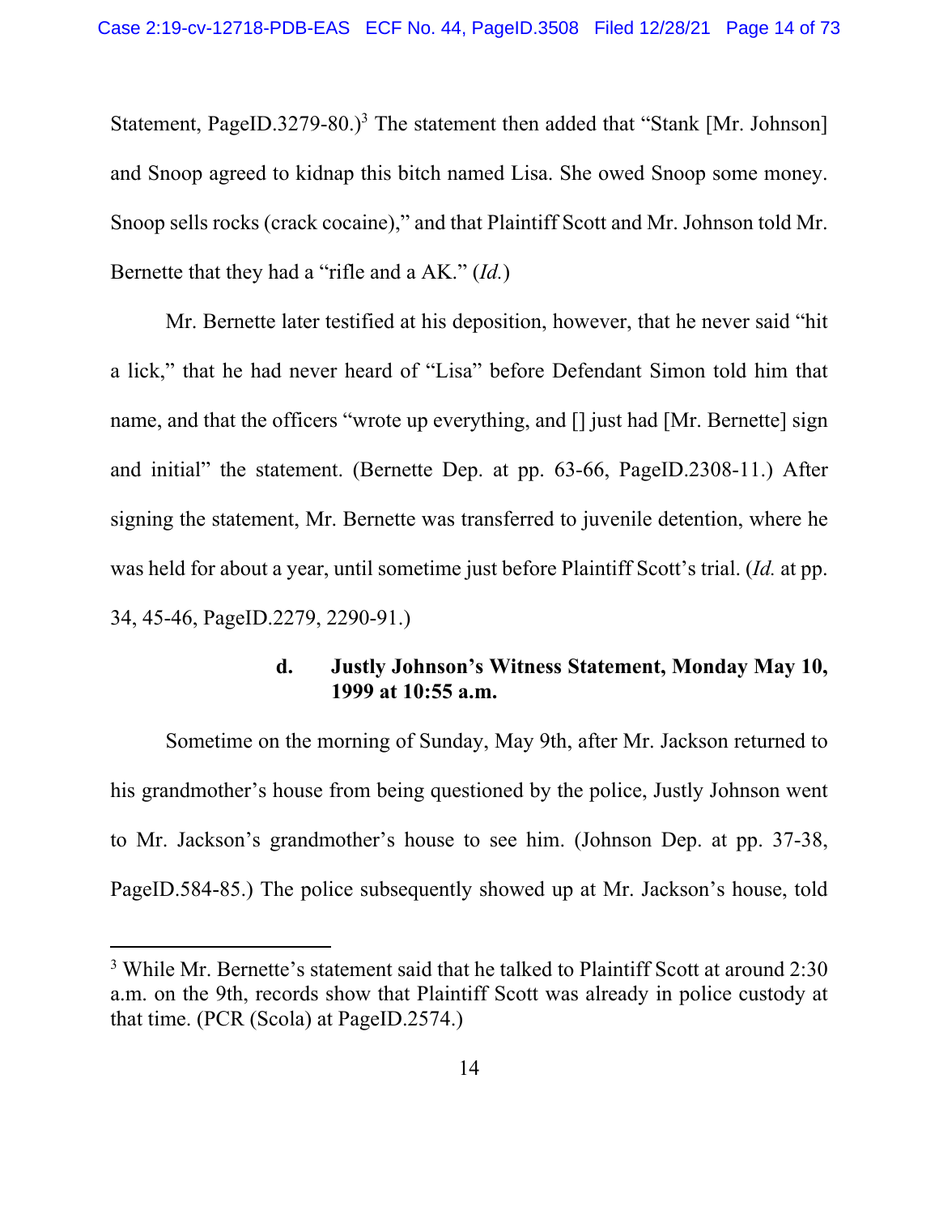Statement, PageID.3279-80.)[3] The statement then added that "Stank [Mr. Johnson] and Snoop agreed to kidnap this bitch named Lisa. She owed Snoop some money. Snoop sells rocks (crack cocaine)," and that Plaintiff Scott and Mr. Johnson told Mr. Bernette that they had a "rifle and a AK." (*Id.*)

Mr. Bernette later testified at his deposition, however, that he never said "hit a lick," that he had never heard of "Lisa" before Defendant Simon told him that name, and that the officers "wrote up everything, and [] just had [Mr. Bernette] sign and initial" the statement. (Bernette Dep. at pp. 63-66, PageID.2308-11.) After signing the statement, Mr. Bernette was transferred to juvenile detention, where he was held for about a year, until sometime just before Plaintiff Scott's trial. (*Id.* at pp. 34, 45-46, PageID.2279, 2290-91.)

**d. Justly Johnson's Witness Statement, Monday May 10, 1999 at 10:55 a.m.**

Sometime on the morning of Sunday, May 9th, after Mr. Jackson returned to his grandmother's house from being questioned by the police, Justly Johnson went to Mr. Jackson's grandmother's house to see him. (Johnson Dep. at pp. 37-38, PageID.584-85.) The police subsequently showed up at Mr. Jackson's house, told

[3] While Mr. Bernette's statement said that he talked to Plaintiff Scott at around 2:30 a.m. on the 9th, records show that Plaintiff Scott was already in police custody at that time. (PCR (Scola) at PageID.2574.)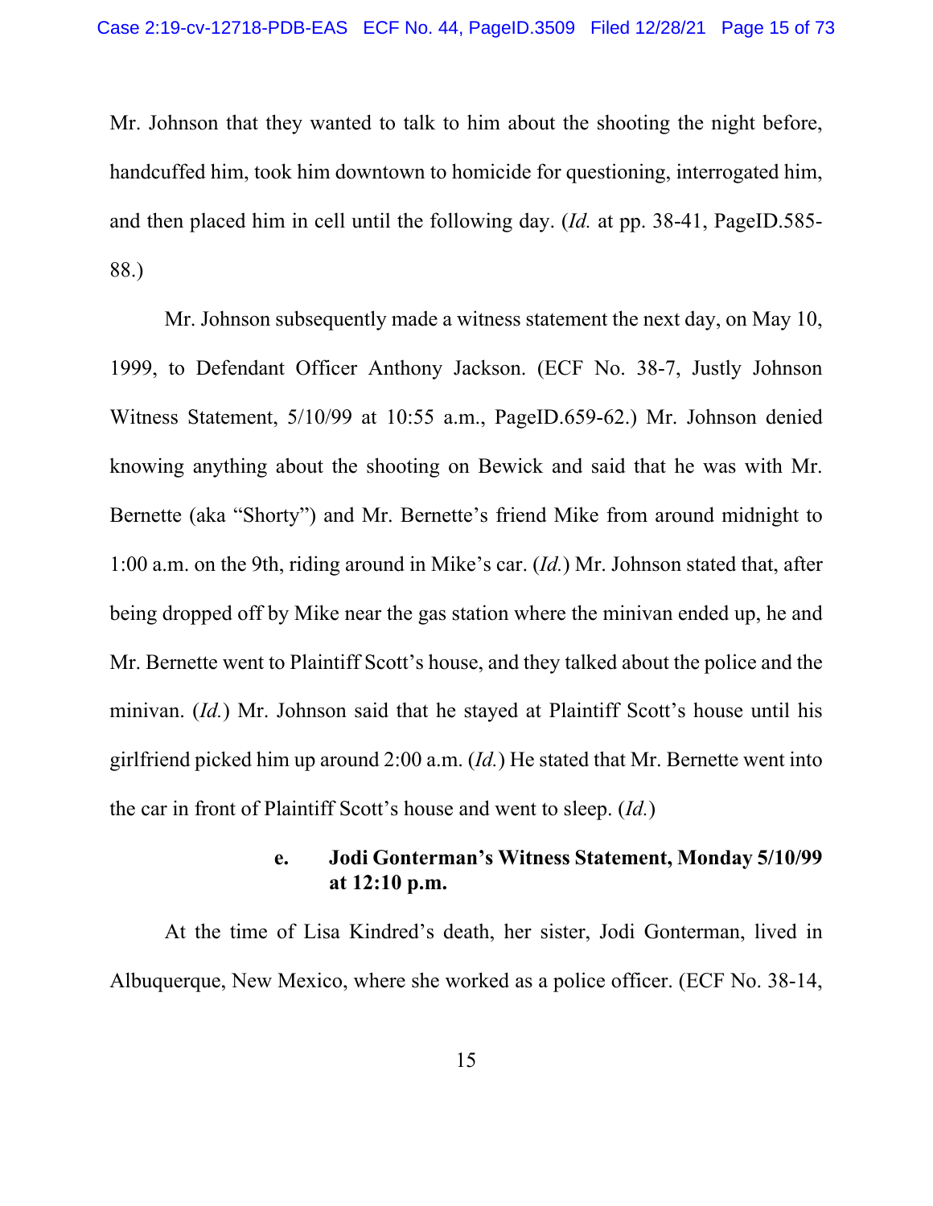Mr. Johnson that they wanted to talk to him about the shooting the night before, handcuffed him, took him downtown to homicide for questioning, interrogated him, and then placed him in cell until the following day. (*Id.* at pp. 38-41, PageID.585-88.)

Mr. Johnson subsequently made a witness statement the next day, on May 10, 1999, to Defendant Officer Anthony Jackson. (ECF No. 38-7, Justly Johnson Witness Statement, 5/10/99 at 10:55 a.m., PageID.659-62.) Mr. Johnson denied knowing anything about the shooting on Bewick and said that he was with Mr. Bernette (aka "Shorty") and Mr. Bernette's friend Mike from around midnight to 1:00 a.m. on the 9th, riding around in Mike's car. (*Id.*) Mr. Johnson stated that, after being dropped off by Mike near the gas station where the minivan ended up, he and Mr. Bernette went to Plaintiff Scott's house, and they talked about the police and the minivan. (*Id.*) Mr. Johnson said that he stayed at Plaintiff Scott's house until his girlfriend picked him up around 2:00 a.m. (*Id.*) He stated that Mr. Bernette went into the car in front of Plaintiff Scott's house and went to sleep. (*Id.*)

**e. Jodi Gonterman's Witness Statement, Monday 5/10/99 at 12:10 p.m.**

At the time of Lisa Kindred's death, her sister, Jodi Gonterman, lived in Albuquerque, New Mexico, where she worked as a police officer. (ECF No. 38-14,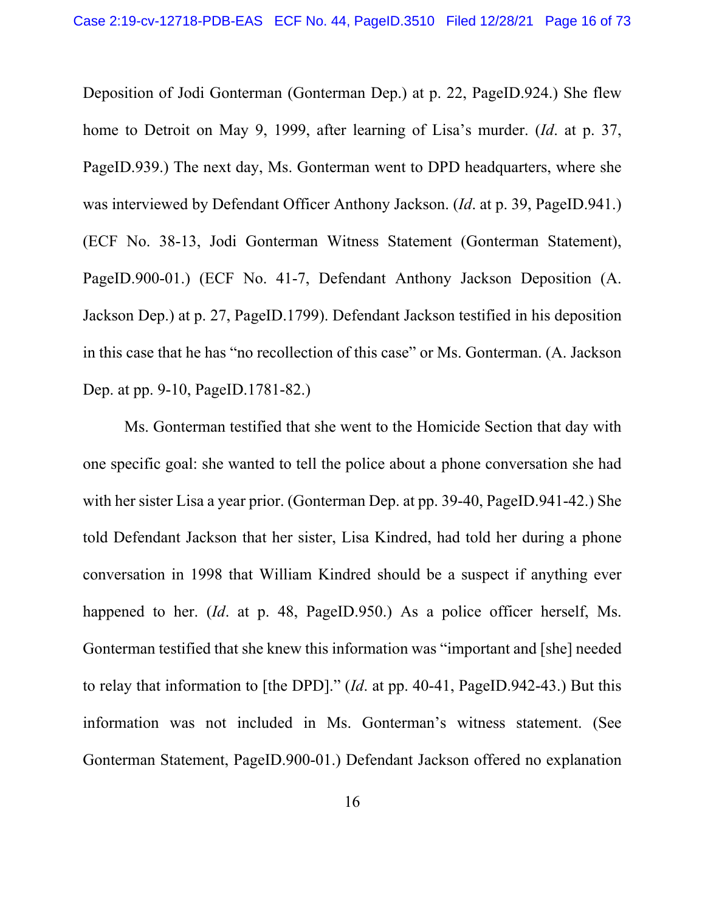Deposition of Jodi Gonterman (Gonterman Dep.) at p. 22, PageID.924.) She flew home to Detroit on May 9, 1999, after learning of Lisa's murder. (*Id*. at p. 37, PageID.939.) The next day, Ms. Gonterman went to DPD headquarters, where she was interviewed by Defendant Officer Anthony Jackson. (*Id*. at p. 39, PageID.941.) (ECF No. 38-13, Jodi Gonterman Witness Statement (Gonterman Statement), PageID.900-01.) (ECF No. 41-7, Defendant Anthony Jackson Deposition (A. Jackson Dep.) at p. 27, PageID.1799). Defendant Jackson testified in his deposition in this case that he has "no recollection of this case" or Ms. Gonterman. (A. Jackson Dep. at pp. 9-10, PageID.1781-82.)

Ms. Gonterman testified that she went to the Homicide Section that day with one specific goal: she wanted to tell the police about a phone conversation she had with her sister Lisa a year prior. (Gonterman Dep. at pp. 39-40, PageID.941-42.) She told Defendant Jackson that her sister, Lisa Kindred, had told her during a phone conversation in 1998 that William Kindred should be a suspect if anything ever happened to her. (*Id*. at p. 48, PageID.950.) As a police officer herself, Ms. Gonterman testified that she knew this information was "important and [she] needed to relay that information to [the DPD]." (*Id*. at pp. 40-41, PageID.942-43.) But this information was not included in Ms. Gonterman's witness statement. (See Gonterman Statement, PageID.900-01.) Defendant Jackson offered no explanation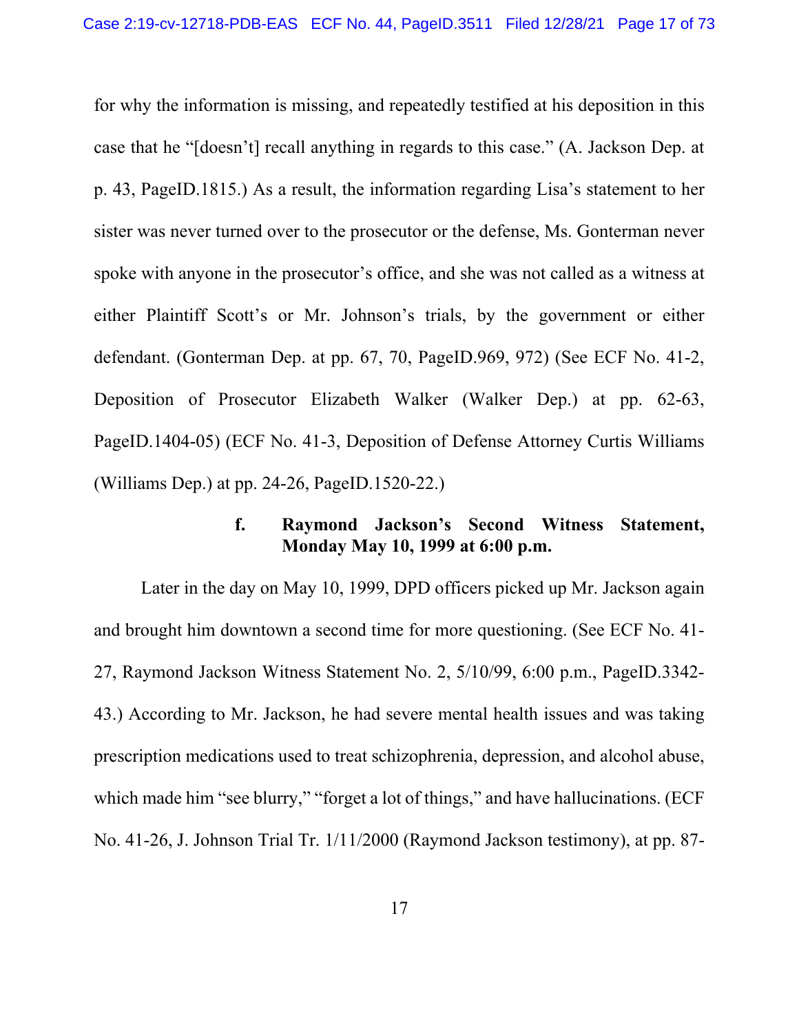for why the information is missing, and repeatedly testified at his deposition in this case that he "[doesn't] recall anything in regards to this case." (A. Jackson Dep. at p. 43, PageID.1815.) As a result, the information regarding Lisa's statement to her sister was never turned over to the prosecutor or the defense, Ms. Gonterman never spoke with anyone in the prosecutor's office, and she was not called as a witness at either Plaintiff Scott's or Mr. Johnson's trials, by the government or either defendant. (Gonterman Dep. at pp. 67, 70, PageID.969, 972) (See ECF No. 41-2, Deposition of Prosecutor Elizabeth Walker (Walker Dep.) at pp. 62-63, PageID.1404-05) (ECF No. 41-3, Deposition of Defense Attorney Curtis Williams (Williams Dep.) at pp. 24-26, PageID.1520-22.)

#### f. Raymond Jackson's Second Witness Statement, Monday May 10, 1999 at 6:00 p.m.

Later in the day on May 10, 1999, DPD officers picked up Mr. Jackson again and brought him downtown a second time for more questioning. (See ECF No. 41-27, Raymond Jackson Witness Statement No. 2, 5/10/99, 6:00 p.m., PageID.3342-43.) According to Mr. Jackson, he had severe mental health issues and was taking prescription medications used to treat schizophrenia, depression, and alcohol abuse, which made him "see blurry," "forget a lot of things," and have hallucinations. (ECF No. 41-26, J. Johnson Trial Tr. 1/11/2000 (Raymond Jackson testimony), at pp. 87-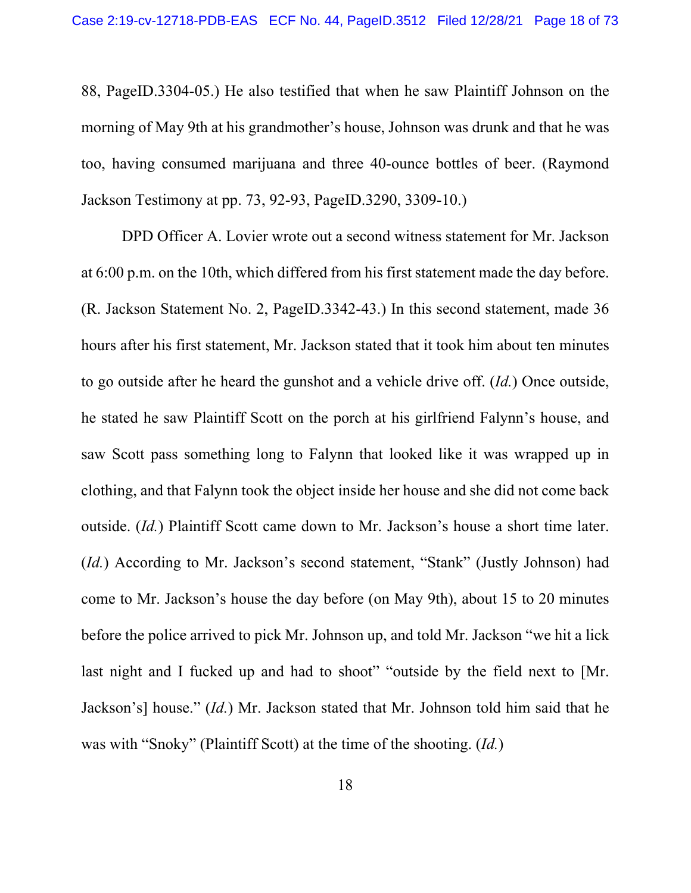88, PageID.3304-05.) He also testified that when he saw Plaintiff Johnson on the morning of May 9th at his grandmother's house, Johnson was drunk and that he was too, having consumed marijuana and three 40-ounce bottles of beer. (Raymond Jackson Testimony at pp. 73, 92-93, PageID.3290, 3309-10.)

DPD Officer A. Lovier wrote out a second witness statement for Mr. Jackson at 6:00 p.m. on the 10th, which differed from his first statement made the day before. (R. Jackson Statement No. 2, PageID.3342-43.) In this second statement, made 36 hours after his first statement, Mr. Jackson stated that it took him about ten minutes to go outside after he heard the gunshot and a vehicle drive off. (*Id.*) Once outside, he stated he saw Plaintiff Scott on the porch at his girlfriend Falynn's house, and saw Scott pass something long to Falynn that looked like it was wrapped up in clothing, and that Falynn took the object inside her house and she did not come back outside. (*Id.*) Plaintiff Scott came down to Mr. Jackson's house a short time later. (*Id.*) According to Mr. Jackson's second statement, "Stank" (Justly Johnson) had come to Mr. Jackson's house the day before (on May 9th), about 15 to 20 minutes before the police arrived to pick Mr. Johnson up, and told Mr. Jackson "we hit a lick last night and I fucked up and had to shoot" "outside by the field next to [Mr. Jackson's] house." (*Id.*) Mr. Jackson stated that Mr. Johnson told him said that he was with "Snoky" (Plaintiff Scott) at the time of the shooting. (*Id.*)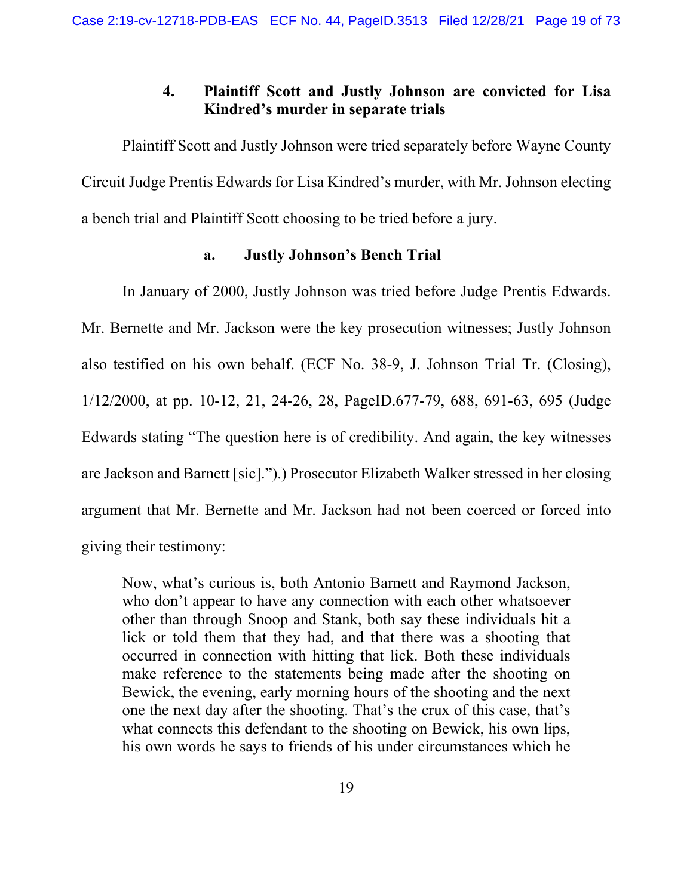### 4. Plaintiff Scott and Justly Johnson are convicted for Lisa Kindred's murder in separate trials

Plaintiff Scott and Justly Johnson were tried separately before Wayne County Circuit Judge Prentis Edwards for Lisa Kindred's murder, with Mr. Johnson electing a bench trial and Plaintiff Scott choosing to be tried before a jury.

#### a. Justly Johnson's Bench Trial

In January of 2000, Justly Johnson was tried before Judge Prentis Edwards. Mr. Bernette and Mr. Jackson were the key prosecution witnesses; Justly Johnson also testified on his own behalf. (ECF No. 38-9, J. Johnson Trial Tr. (Closing), 1/12/2000, at pp. 10-12, 21, 24-26, 28, PageID.677-79, 688, 691-63, 695 (Judge Edwards stating "The question here is of credibility. And again, the key witnesses are Jackson and Barnett [sic].").) Prosecutor Elizabeth Walker stressed in her closing argument that Mr. Bernette and Mr. Jackson had not been coerced or forced into giving their testimony:

> Now, what's curious is, both Antonio Barnett and Raymond Jackson, who don't appear to have any connection with each other whatsoever other than through Snoop and Stank, both say these individuals hit a lick or told them that they had, and that there was a shooting that occurred in connection with hitting that lick. Both these individuals make reference to the statements being made after the shooting on Bewick, the evening, early morning hours of the shooting and the next one the next day after the shooting. That's the crux of this case, that's what connects this defendant to the shooting on Bewick, his own lips, his own words he says to friends of his under circumstances which he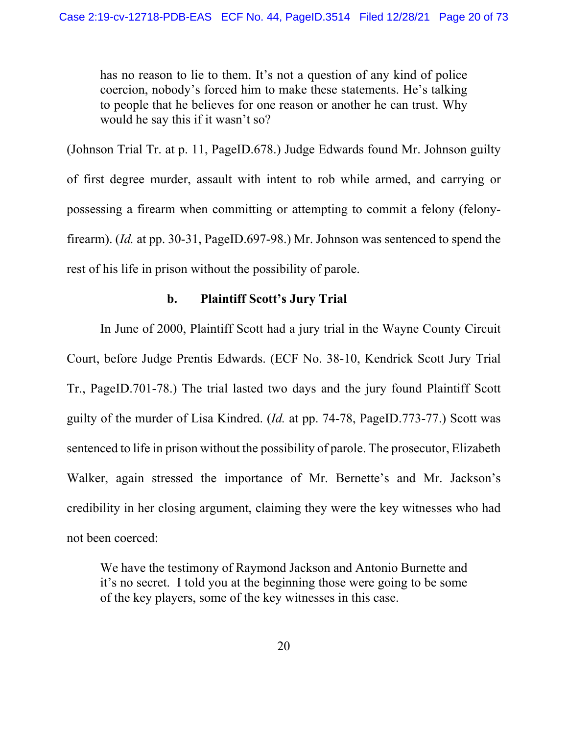> has no reason to lie to them. It's not a question of any kind of police coercion, nobody's forced him to make these statements. He's talking to people that he believes for one reason or another he can trust. Why would he say this if it wasn't so?

(Johnson Trial Tr. at p. 11, PageID.678.) Judge Edwards found Mr. Johnson guilty of first degree murder, assault with intent to rob while armed, and carrying or possessing a firearm when committing or attempting to commit a felony (felony-firearm). (*Id.* at pp. 30-31, PageID.697-98.) Mr. Johnson was sentenced to spend the rest of his life in prison without the possibility of parole.

**b. Plaintiff Scott's Jury Trial**

In June of 2000, Plaintiff Scott had a jury trial in the Wayne County Circuit Court, before Judge Prentis Edwards. (ECF No. 38-10, Kendrick Scott Jury Trial Tr., PageID.701-78.) The trial lasted two days and the jury found Plaintiff Scott guilty of the murder of Lisa Kindred. (*Id.* at pp. 74-78, PageID.773-77.) Scott was sentenced to life in prison without the possibility of parole. The prosecutor, Elizabeth Walker, again stressed the importance of Mr. Bernette's and Mr. Jackson's credibility in her closing argument, claiming they were the key witnesses who had not been coerced:

> We have the testimony of Raymond Jackson and Antonio Burnette and it's no secret. I told you at the beginning those were going to be some of the key players, some of the key witnesses in this case.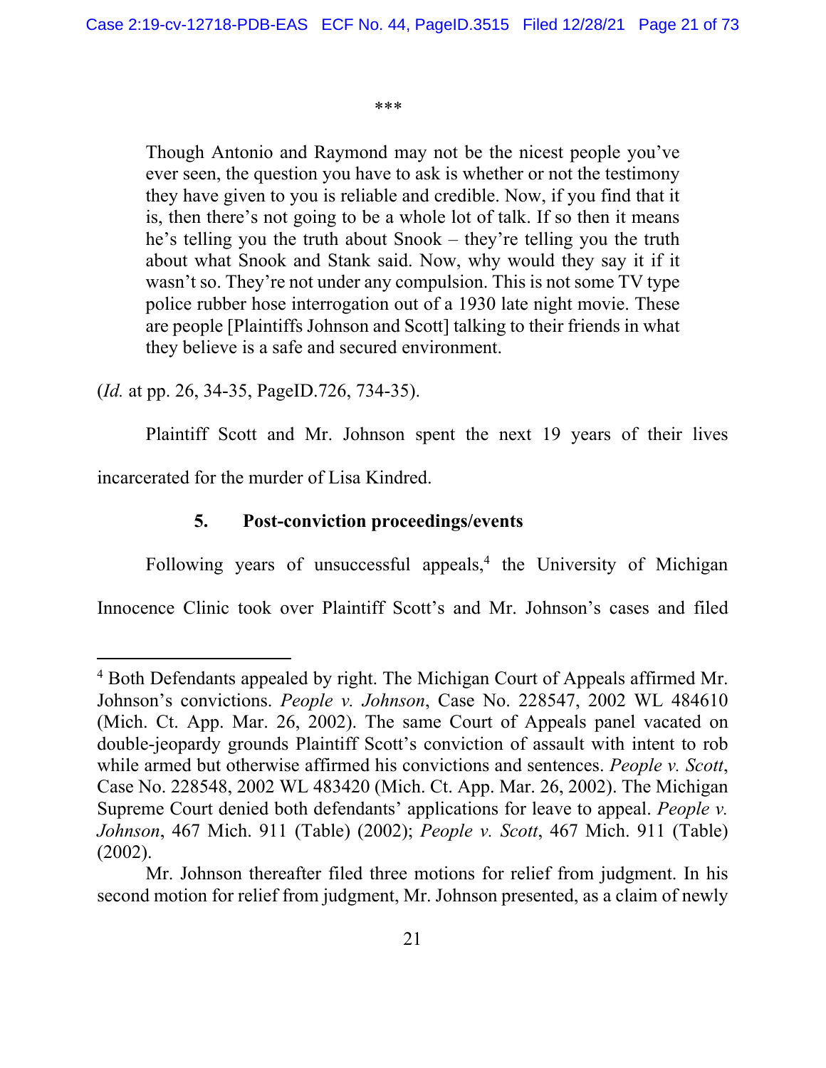\*\*\*

> Though Antonio and Raymond may not be the nicest people you've ever seen, the question you have to ask is whether or not the testimony they have given to you is reliable and credible. Now, if you find that it is, then there's not going to be a whole lot of talk. If so then it means he's telling you the truth about Snook – they're telling you the truth about what Snook and Stank said. Now, why would they say it if it wasn't so. They're not under any compulsion. This is not some TV type police rubber hose interrogation out of a 1930 late night movie. These are people [Plaintiffs Johnson and Scott] talking to their friends in what they believe is a safe and secured environment.

(*Id.* at pp. 26, 34-35, PageID.726, 734-35).

Plaintiff Scott and Mr. Johnson spent the next 19 years of their lives incarcerated for the murder of Lisa Kindred.

### 5. Post-conviction proceedings/events

Following years of unsuccessful appeals,[4] the University of Michigan Innocence Clinic took over Plaintiff Scott's and Mr. Johnson's cases and filed

---

[4] Both Defendants appealed by right. The Michigan Court of Appeals affirmed Mr. Johnson's convictions. *People v. Johnson*, Case No. 228547, 2002 WL 484610 (Mich. Ct. App. Mar. 26, 2002). The same Court of Appeals panel vacated on double-jeopardy grounds Plaintiff Scott's conviction of assault with intent to rob while armed but otherwise affirmed his convictions and sentences. *People v. Scott*, Case No. 228548, 2002 WL 483420 (Mich. Ct. App. Mar. 26, 2002). The Michigan Supreme Court denied both defendants' applications for leave to appeal. *People v. Johnson*, 467 Mich. 911 (Table) (2002); *People v. Scott*, 467 Mich. 911 (Table) (2002).

Mr. Johnson thereafter filed three motions for relief from judgment. In his second motion for relief from judgment, Mr. Johnson presented, as a claim of newly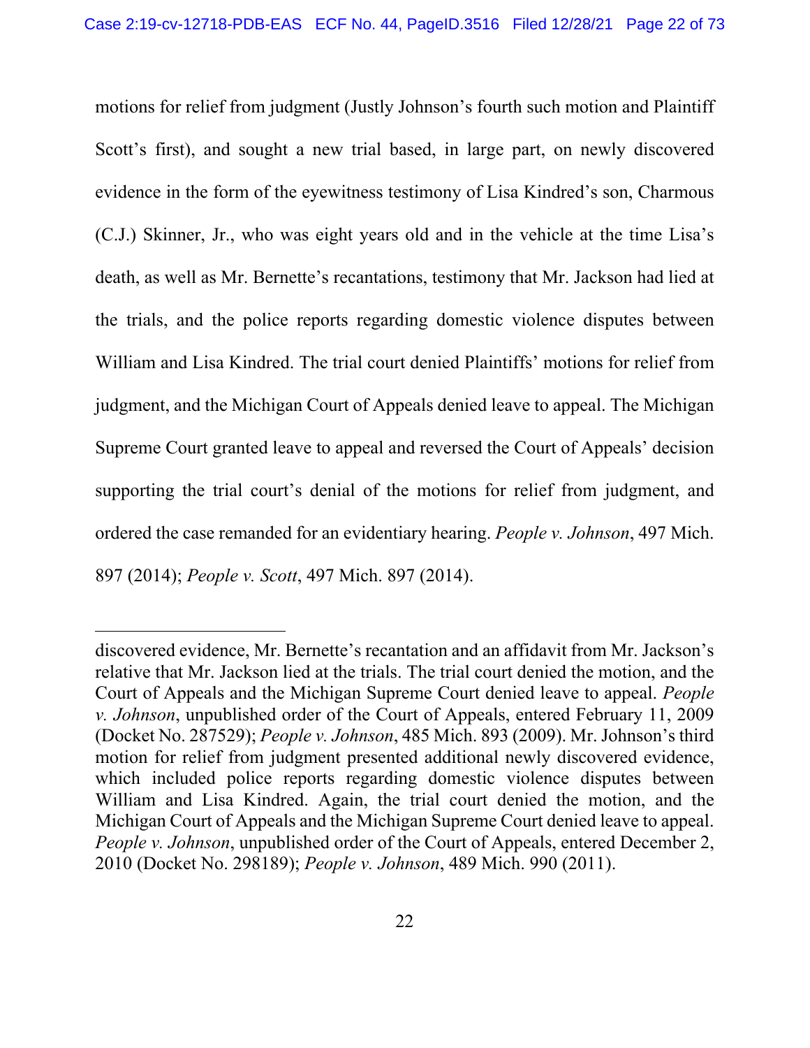motions for relief from judgment (Justly Johnson's fourth such motion and Plaintiff Scott's first), and sought a new trial based, in large part, on newly discovered evidence in the form of the eyewitness testimony of Lisa Kindred's son, Charmous (C.J.) Skinner, Jr., who was eight years old and in the vehicle at the time Lisa's death, as well as Mr. Bernette's recantations, testimony that Mr. Jackson had lied at the trials, and the police reports regarding domestic violence disputes between William and Lisa Kindred. The trial court denied Plaintiffs' motions for relief from judgment, and the Michigan Court of Appeals denied leave to appeal. The Michigan Supreme Court granted leave to appeal and reversed the Court of Appeals' decision supporting the trial court's denial of the motions for relief from judgment, and ordered the case remanded for an evidentiary hearing. *People v. Johnson*, 497 Mich. 897 (2014); *People v. Scott*, 497 Mich. 897 (2014).

---

discovered evidence, Mr. Bernette's recantation and an affidavit from Mr. Jackson's relative that Mr. Jackson lied at the trials. The trial court denied the motion, and the Court of Appeals and the Michigan Supreme Court denied leave to appeal. *People v. Johnson*, unpublished order of the Court of Appeals, entered February 11, 2009 (Docket No. 287529); *People v. Johnson*, 485 Mich. 893 (2009). Mr. Johnson's third motion for relief from judgment presented additional newly discovered evidence, which included police reports regarding domestic violence disputes between William and Lisa Kindred. Again, the trial court denied the motion, and the Michigan Court of Appeals and the Michigan Supreme Court denied leave to appeal. *People v. Johnson*, unpublished order of the Court of Appeals, entered December 2, 2010 (Docket No. 298189); *People v. Johnson*, 489 Mich. 990 (2011).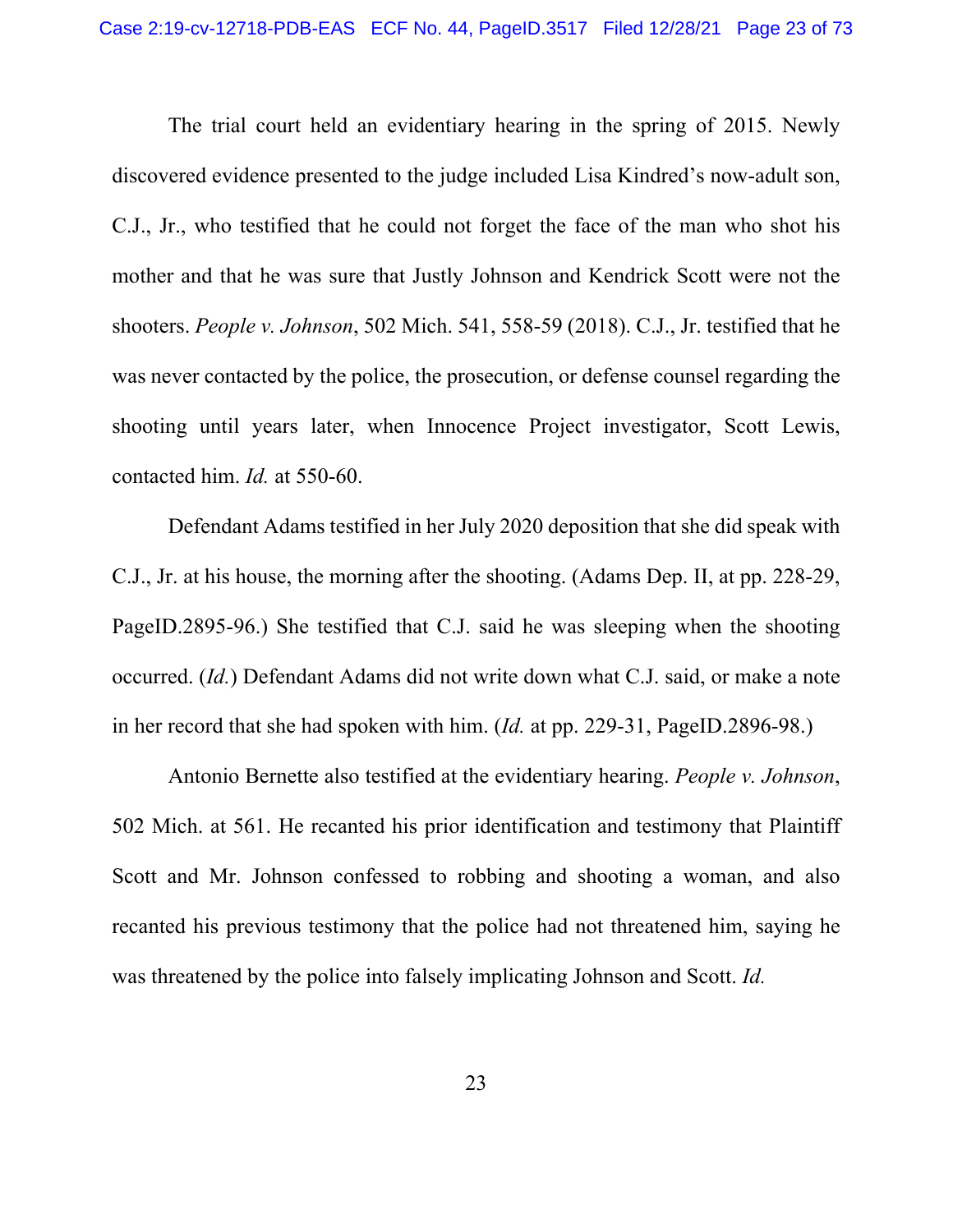The trial court held an evidentiary hearing in the spring of 2015. Newly discovered evidence presented to the judge included Lisa Kindred's now-adult son, C.J., Jr., who testified that he could not forget the face of the man who shot his mother and that he was sure that Justly Johnson and Kendrick Scott were not the shooters. *People v. Johnson*, 502 Mich. 541, 558-59 (2018). C.J., Jr. testified that he was never contacted by the police, the prosecution, or defense counsel regarding the shooting until years later, when Innocence Project investigator, Scott Lewis, contacted him. *Id.* at 550-60.

Defendant Adams testified in her July 2020 deposition that she did speak with C.J., Jr. at his house, the morning after the shooting. (Adams Dep. II, at pp. 228-29, PageID.2895-96.) She testified that C.J. said he was sleeping when the shooting occurred. (*Id.*) Defendant Adams did not write down what C.J. said, or make a note in her record that she had spoken with him. (*Id.* at pp. 229-31, PageID.2896-98.)

Antonio Bernette also testified at the evidentiary hearing. *People v. Johnson*, 502 Mich. at 561. He recanted his prior identification and testimony that Plaintiff Scott and Mr. Johnson confessed to robbing and shooting a woman, and also recanted his previous testimony that the police had not threatened him, saying he was threatened by the police into falsely implicating Johnson and Scott. *Id.*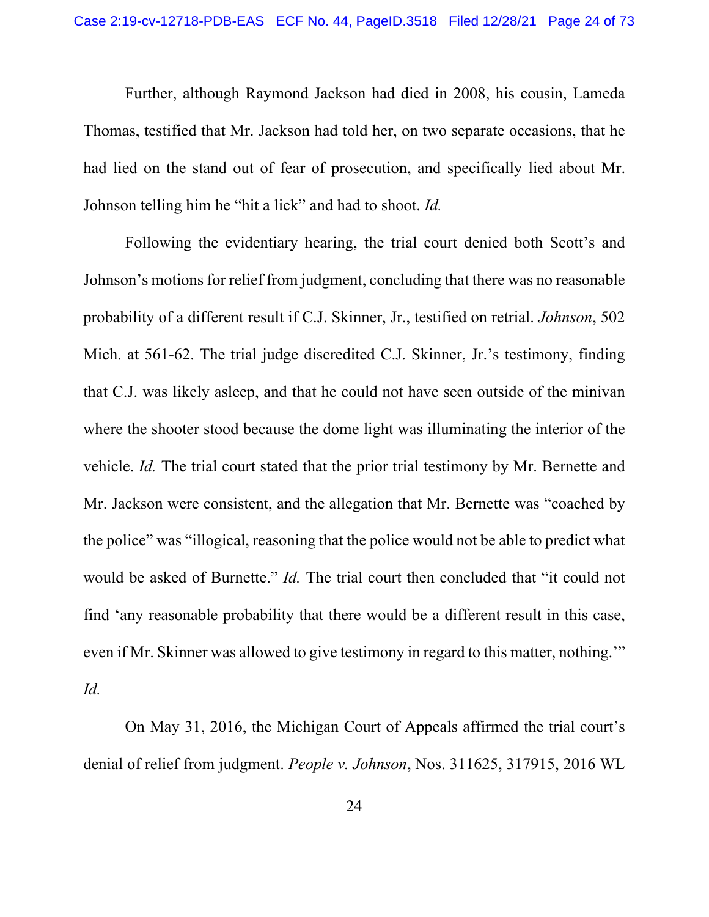Further, although Raymond Jackson had died in 2008, his cousin, Lameda Thomas, testified that Mr. Jackson had told her, on two separate occasions, that he had lied on the stand out of fear of prosecution, and specifically lied about Mr. Johnson telling him he "hit a lick" and had to shoot. *Id.*

Following the evidentiary hearing, the trial court denied both Scott's and Johnson's motions for relief from judgment, concluding that there was no reasonable probability of a different result if C.J. Skinner, Jr., testified on retrial. *Johnson*, 502 Mich. at 561-62. The trial judge discredited C.J. Skinner, Jr.'s testimony, finding that C.J. was likely asleep, and that he could not have seen outside of the minivan where the shooter stood because the dome light was illuminating the interior of the vehicle. *Id.* The trial court stated that the prior trial testimony by Mr. Bernette and Mr. Jackson were consistent, and the allegation that Mr. Bernette was "coached by the police" was "illogical, reasoning that the police would not be able to predict what would be asked of Burnette." *Id.* The trial court then concluded that "it could not find 'any reasonable probability that there would be a different result in this case, even if Mr. Skinner was allowed to give testimony in regard to this matter, nothing.'" *Id.*

On May 31, 2016, the Michigan Court of Appeals affirmed the trial court's denial of relief from judgment. *People v. Johnson*, Nos. 311625, 317915, 2016 WL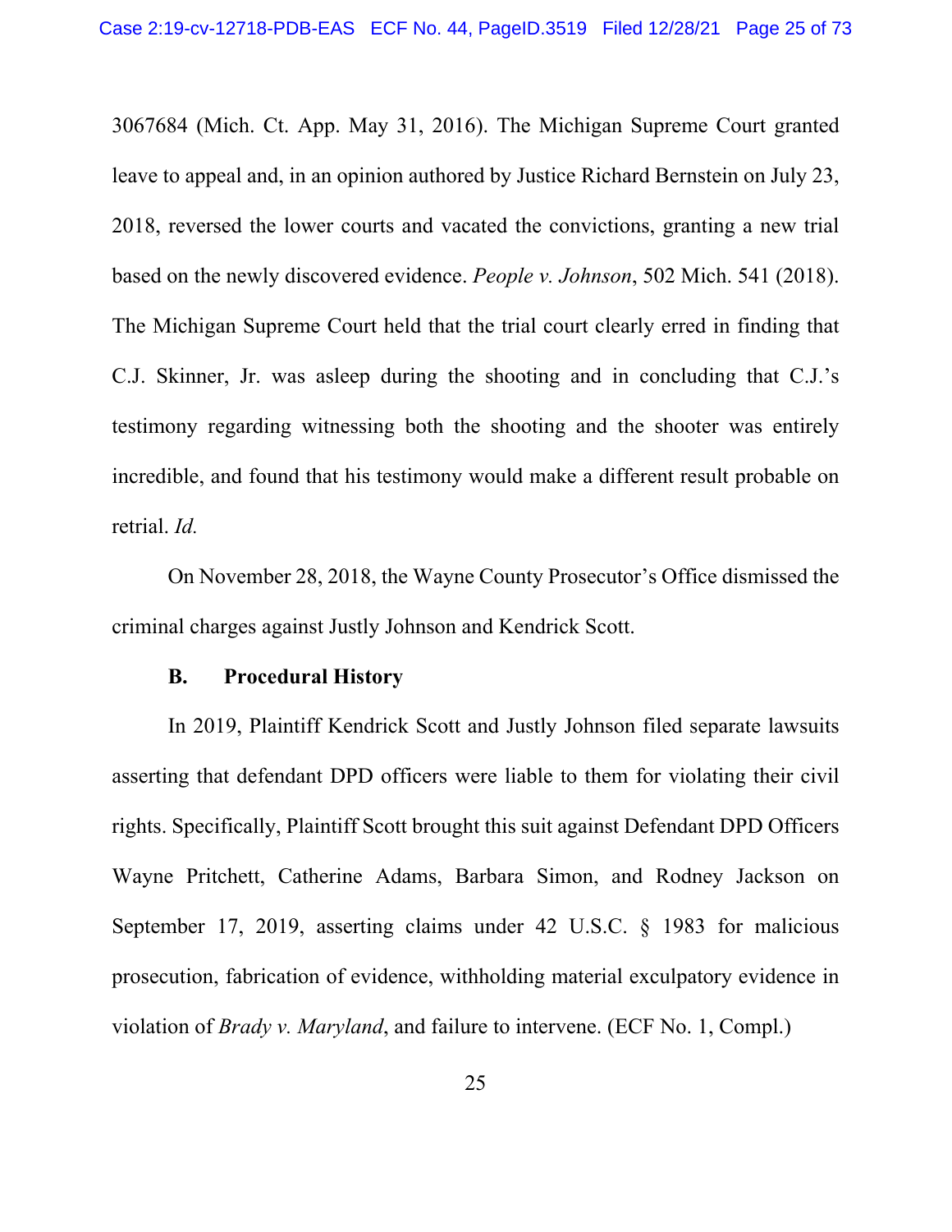3067684 (Mich. Ct. App. May 31, 2016). The Michigan Supreme Court granted leave to appeal and, in an opinion authored by Justice Richard Bernstein on July 23, 2018, reversed the lower courts and vacated the convictions, granting a new trial based on the newly discovered evidence. *People v. Johnson*, 502 Mich. 541 (2018). The Michigan Supreme Court held that the trial court clearly erred in finding that C.J. Skinner, Jr. was asleep during the shooting and in concluding that C.J.'s testimony regarding witnessing both the shooting and the shooter was entirely incredible, and found that his testimony would make a different result probable on retrial. *Id.*

On November 28, 2018, the Wayne County Prosecutor's Office dismissed the criminal charges against Justly Johnson and Kendrick Scott.

### B. Procedural History

In 2019, Plaintiff Kendrick Scott and Justly Johnson filed separate lawsuits asserting that defendant DPD officers were liable to them for violating their civil rights. Specifically, Plaintiff Scott brought this suit against Defendant DPD Officers Wayne Pritchett, Catherine Adams, Barbara Simon, and Rodney Jackson on September 17, 2019, asserting claims under 42 U.S.C. § 1983 for malicious prosecution, fabrication of evidence, withholding material exculpatory evidence in violation of *Brady v. Maryland*, and failure to intervene. (ECF No. 1, Compl.)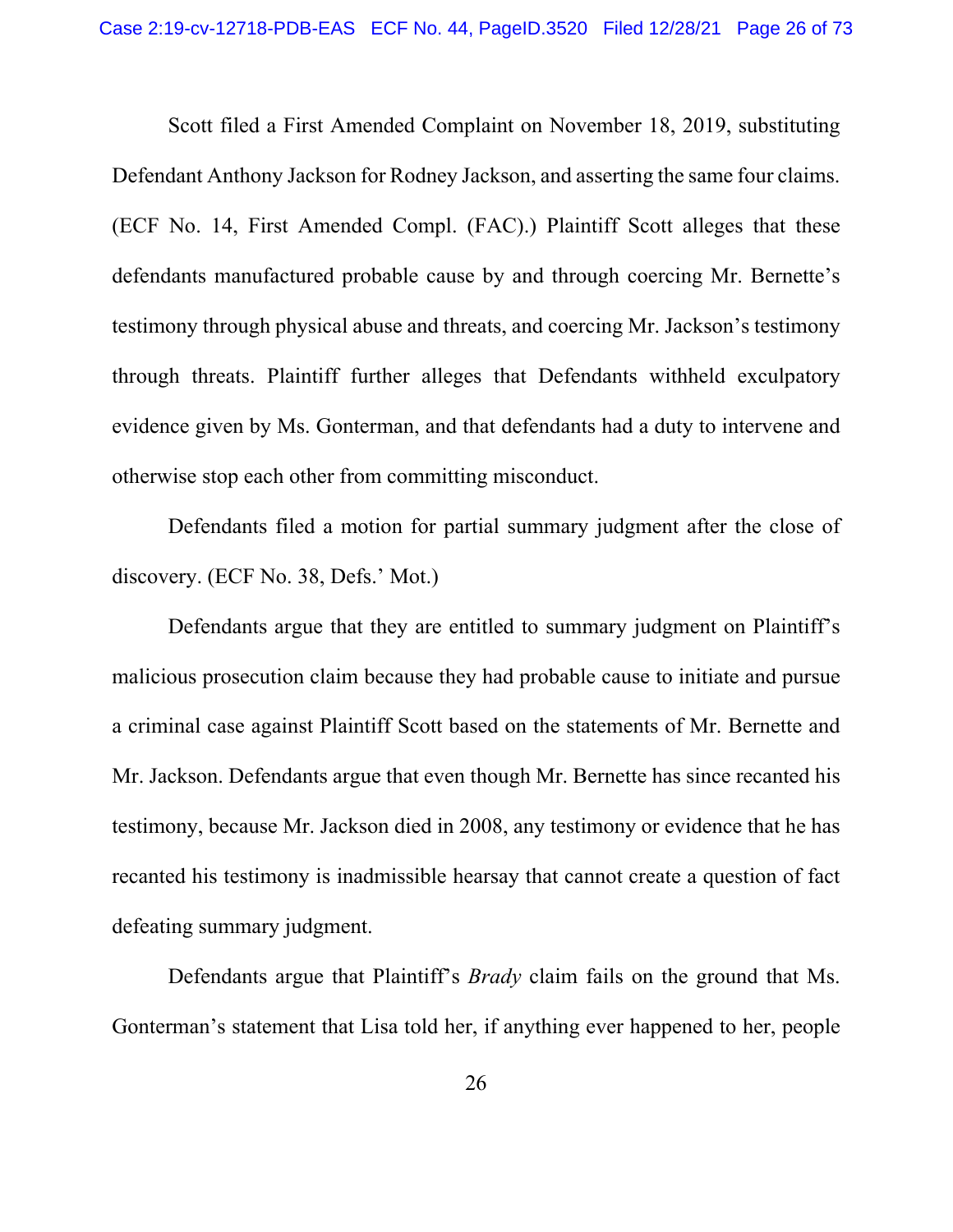Scott filed a First Amended Complaint on November 18, 2019, substituting Defendant Anthony Jackson for Rodney Jackson, and asserting the same four claims. (ECF No. 14, First Amended Compl. (FAC).) Plaintiff Scott alleges that these defendants manufactured probable cause by and through coercing Mr. Bernette's testimony through physical abuse and threats, and coercing Mr. Jackson's testimony through threats. Plaintiff further alleges that Defendants withheld exculpatory evidence given by Ms. Gonterman, and that defendants had a duty to intervene and otherwise stop each other from committing misconduct.

Defendants filed a motion for partial summary judgment after the close of discovery. (ECF No. 38, Defs.' Mot.)

Defendants argue that they are entitled to summary judgment on Plaintiff's malicious prosecution claim because they had probable cause to initiate and pursue a criminal case against Plaintiff Scott based on the statements of Mr. Bernette and Mr. Jackson. Defendants argue that even though Mr. Bernette has since recanted his testimony, because Mr. Jackson died in 2008, any testimony or evidence that he has recanted his testimony is inadmissible hearsay that cannot create a question of fact defeating summary judgment.

Defendants argue that Plaintiff's *Brady* claim fails on the ground that Ms. Gonterman's statement that Lisa told her, if anything ever happened to her, people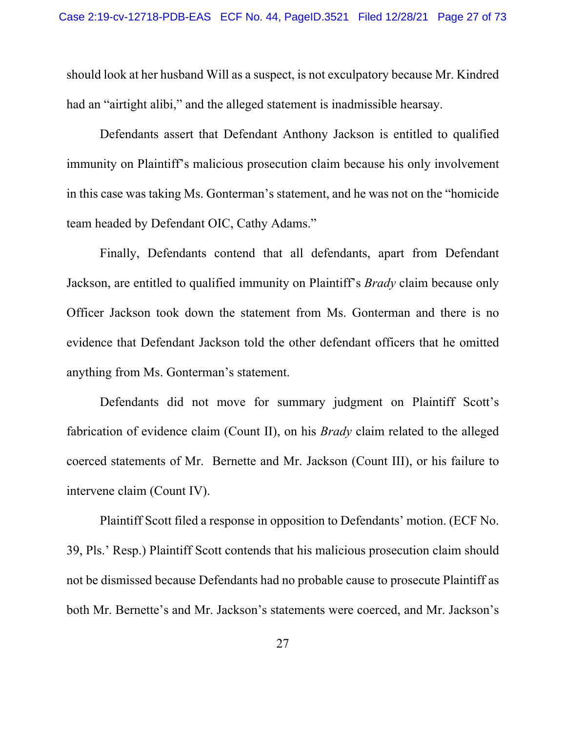should look at her husband Will as a suspect, is not exculpatory because Mr. Kindred had an "airtight alibi," and the alleged statement is inadmissible hearsay.

Defendants assert that Defendant Anthony Jackson is entitled to qualified immunity on Plaintiff's malicious prosecution claim because his only involvement in this case was taking Ms. Gonterman's statement, and he was not on the "homicide team headed by Defendant OIC, Cathy Adams."

Finally, Defendants contend that all defendants, apart from Defendant Jackson, are entitled to qualified immunity on Plaintiff's *Brady* claim because only Officer Jackson took down the statement from Ms. Gonterman and there is no evidence that Defendant Jackson told the other defendant officers that he omitted anything from Ms. Gonterman's statement.

Defendants did not move for summary judgment on Plaintiff Scott's fabrication of evidence claim (Count II), on his *Brady* claim related to the alleged coerced statements of Mr. Bernette and Mr. Jackson (Count III), or his failure to intervene claim (Count IV).

Plaintiff Scott filed a response in opposition to Defendants' motion. (ECF No. 39, Pls.' Resp.) Plaintiff Scott contends that his malicious prosecution claim should not be dismissed because Defendants had no probable cause to prosecute Plaintiff as both Mr. Bernette's and Mr. Jackson's statements were coerced, and Mr. Jackson's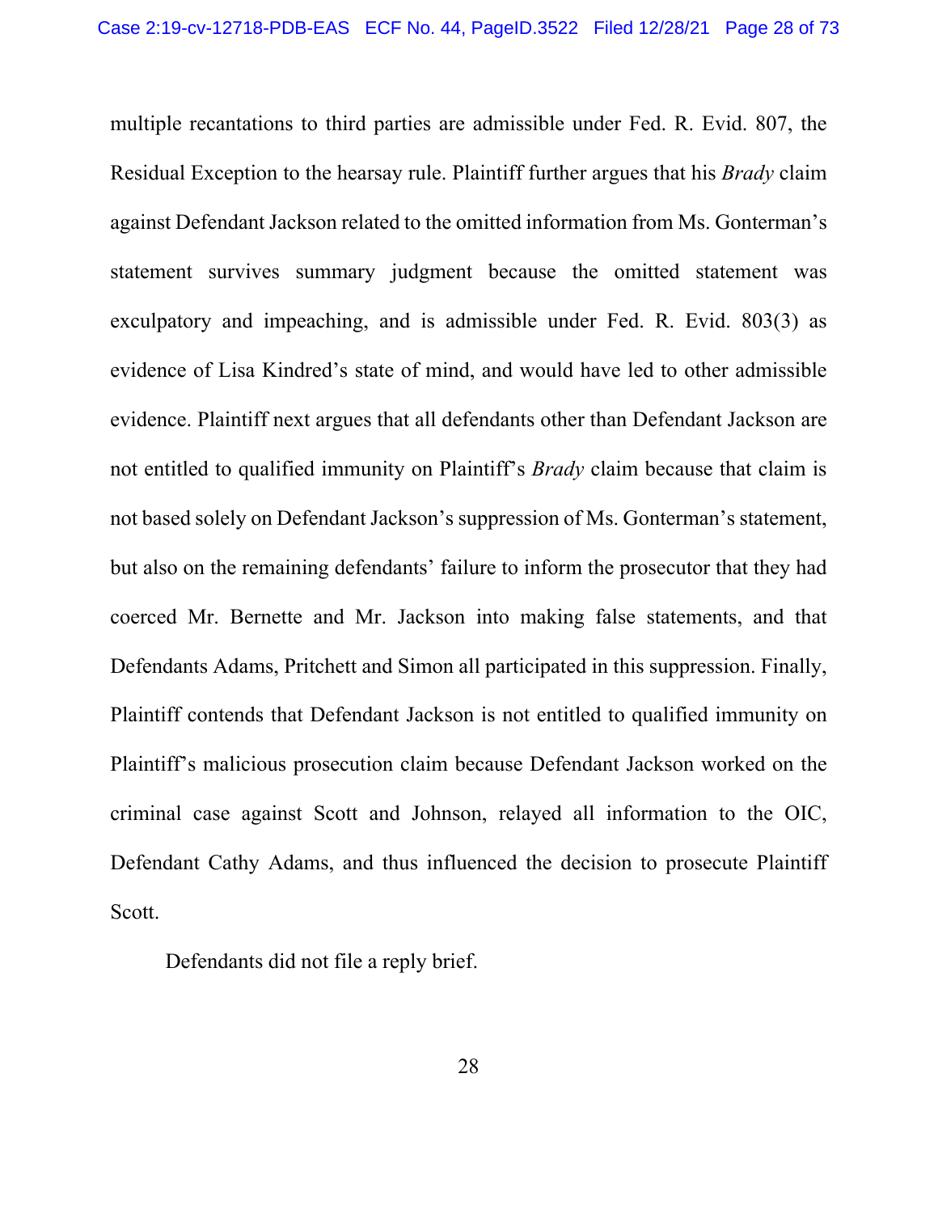multiple recantations to third parties are admissible under Fed. R. Evid. 807, the Residual Exception to the hearsay rule. Plaintiff further argues that his *Brady* claim against Defendant Jackson related to the omitted information from Ms. Gonterman's statement survives summary judgment because the omitted statement was exculpatory and impeaching, and is admissible under Fed. R. Evid. 803(3) as evidence of Lisa Kindred's state of mind, and would have led to other admissible evidence. Plaintiff next argues that all defendants other than Defendant Jackson are not entitled to qualified immunity on Plaintiff's *Brady* claim because that claim is not based solely on Defendant Jackson's suppression of Ms. Gonterman's statement, but also on the remaining defendants' failure to inform the prosecutor that they had coerced Mr. Bernette and Mr. Jackson into making false statements, and that Defendants Adams, Pritchett and Simon all participated in this suppression. Finally, Plaintiff contends that Defendant Jackson is not entitled to qualified immunity on Plaintiff's malicious prosecution claim because Defendant Jackson worked on the criminal case against Scott and Johnson, relayed all information to the OIC, Defendant Cathy Adams, and thus influenced the decision to prosecute Plaintiff Scott.

Defendants did not file a reply brief.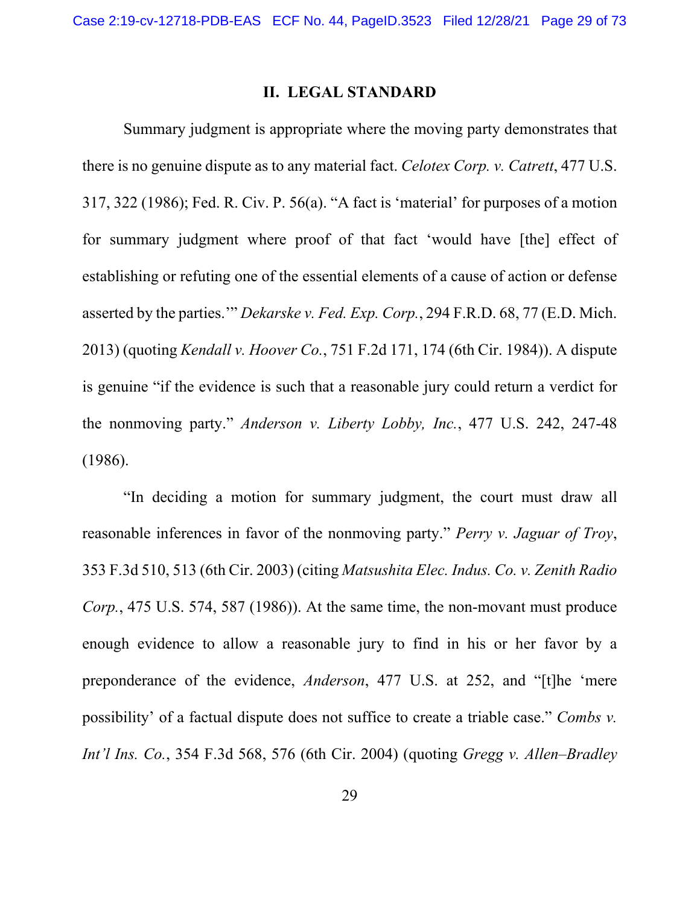## II. LEGAL STANDARD

Summary judgment is appropriate where the moving party demonstrates that there is no genuine dispute as to any material fact. *Celotex Corp. v. Catrett*, 477 U.S. 317, 322 (1986); Fed. R. Civ. P. 56(a). "A fact is 'material' for purposes of a motion for summary judgment where proof of that fact 'would have [the] effect of establishing or refuting one of the essential elements of a cause of action or defense asserted by the parties.'" *Dekarske v. Fed. Exp. Corp.*, 294 F.R.D. 68, 77 (E.D. Mich. 2013) (quoting *Kendall v. Hoover Co.*, 751 F.2d 171, 174 (6th Cir. 1984)). A dispute is genuine "if the evidence is such that a reasonable jury could return a verdict for the nonmoving party." *Anderson v. Liberty Lobby, Inc.*, 477 U.S. 242, 247-48 (1986).

"In deciding a motion for summary judgment, the court must draw all reasonable inferences in favor of the nonmoving party." *Perry v. Jaguar of Troy*, 353 F.3d 510, 513 (6th Cir. 2003) (citing *Matsushita Elec. Indus. Co. v. Zenith Radio Corp.*, 475 U.S. 574, 587 (1986)). At the same time, the non-movant must produce enough evidence to allow a reasonable jury to find in his or her favor by a preponderance of the evidence, *Anderson*, 477 U.S. at 252, and "[t]he 'mere possibility' of a factual dispute does not suffice to create a triable case." *Combs v. Int'l Ins. Co.*, 354 F.3d 568, 576 (6th Cir. 2004) (quoting *Gregg v. Allen–Bradley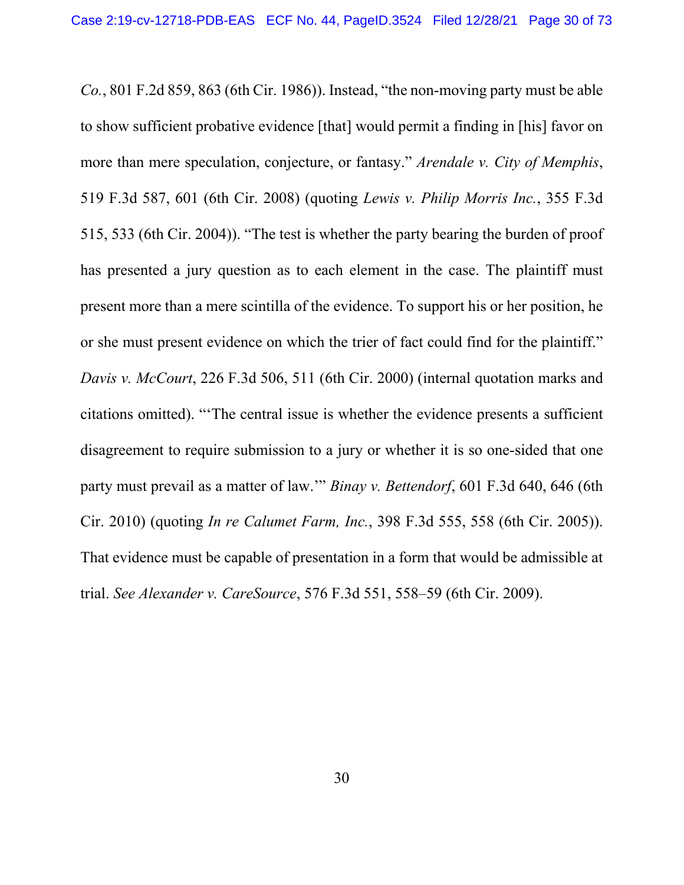*Co.*, 801 F.2d 859, 863 (6th Cir. 1986)). Instead, "the non-moving party must be able to show sufficient probative evidence [that] would permit a finding in [his] favor on more than mere speculation, conjecture, or fantasy." *Arendale v. City of Memphis*, 519 F.3d 587, 601 (6th Cir. 2008) (quoting *Lewis v. Philip Morris Inc.*, 355 F.3d 515, 533 (6th Cir. 2004)). "The test is whether the party bearing the burden of proof has presented a jury question as to each element in the case. The plaintiff must present more than a mere scintilla of the evidence. To support his or her position, he or she must present evidence on which the trier of fact could find for the plaintiff." *Davis v. McCourt*, 226 F.3d 506, 511 (6th Cir. 2000) (internal quotation marks and citations omitted). "'The central issue is whether the evidence presents a sufficient disagreement to require submission to a jury or whether it is so one-sided that one party must prevail as a matter of law.'" *Binay v. Bettendorf*, 601 F.3d 640, 646 (6th Cir. 2010) (quoting *In re Calumet Farm, Inc.*, 398 F.3d 555, 558 (6th Cir. 2005)). That evidence must be capable of presentation in a form that would be admissible at trial. *See Alexander v. CareSource*, 576 F.3d 551, 558–59 (6th Cir. 2009).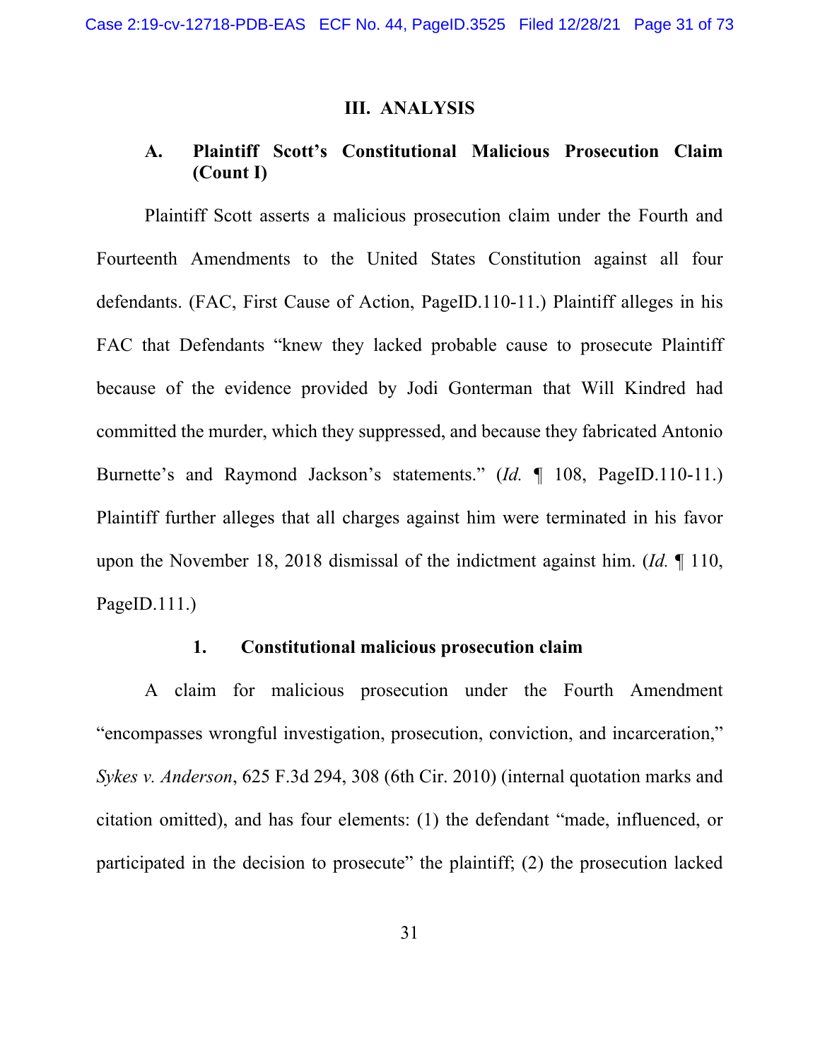## III. ANALYSIS

### A. Plaintiff Scott's Constitutional Malicious Prosecution Claim (Count I)

Plaintiff Scott asserts a malicious prosecution claim under the Fourth and Fourteenth Amendments to the United States Constitution against all four defendants. (FAC, First Cause of Action, PageID.110-11.) Plaintiff alleges in his FAC that Defendants "knew they lacked probable cause to prosecute Plaintiff because of the evidence provided by Jodi Gonterman that Will Kindred had committed the murder, which they suppressed, and because they fabricated Antonio Burnette's and Raymond Jackson's statements." (*Id.* ¶ 108, PageID.110-11.) Plaintiff further alleges that all charges against him were terminated in his favor upon the November 18, 2018 dismissal of the indictment against him. (*Id.* ¶ 110, PageID.111.)

#### 1. Constitutional malicious prosecution claim

A claim for malicious prosecution under the Fourth Amendment "encompasses wrongful investigation, prosecution, conviction, and incarceration," *Sykes v. Anderson*, 625 F.3d 294, 308 (6th Cir. 2010) (internal quotation marks and citation omitted), and has four elements: (1) the defendant "made, influenced, or participated in the decision to prosecute" the plaintiff; (2) the prosecution lacked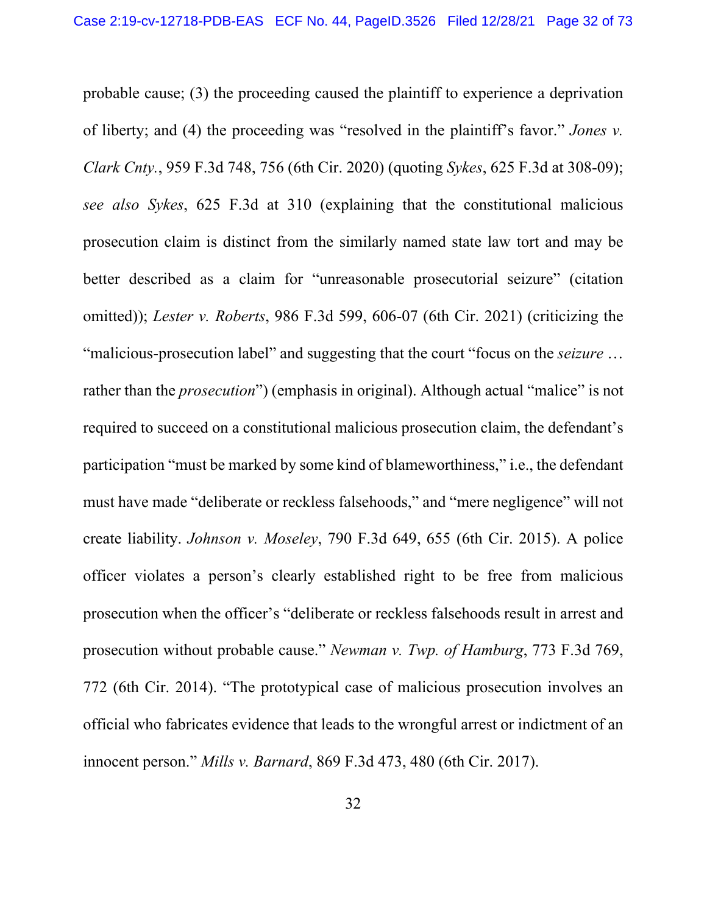probable cause; (3) the proceeding caused the plaintiff to experience a deprivation of liberty; and (4) the proceeding was "resolved in the plaintiff's favor." *Jones v. Clark Cnty.*, 959 F.3d 748, 756 (6th Cir. 2020) (quoting *Sykes*, 625 F.3d at 308-09); *see also Sykes*, 625 F.3d at 310 (explaining that the constitutional malicious prosecution claim is distinct from the similarly named state law tort and may be better described as a claim for "unreasonable prosecutorial seizure" (citation omitted)); *Lester v. Roberts*, 986 F.3d 599, 606-07 (6th Cir. 2021) (criticizing the "malicious-prosecution label" and suggesting that the court "focus on the *seizure* … rather than the *prosecution*") (emphasis in original). Although actual "malice" is not required to succeed on a constitutional malicious prosecution claim, the defendant's participation "must be marked by some kind of blameworthiness," i.e., the defendant must have made "deliberate or reckless falsehoods," and "mere negligence" will not create liability. *Johnson v. Moseley*, 790 F.3d 649, 655 (6th Cir. 2015). A police officer violates a person's clearly established right to be free from malicious prosecution when the officer's "deliberate or reckless falsehoods result in arrest and prosecution without probable cause." *Newman v. Twp. of Hamburg*, 773 F.3d 769, 772 (6th Cir. 2014). "The prototypical case of malicious prosecution involves an official who fabricates evidence that leads to the wrongful arrest or indictment of an innocent person." *Mills v. Barnard*, 869 F.3d 473, 480 (6th Cir. 2017).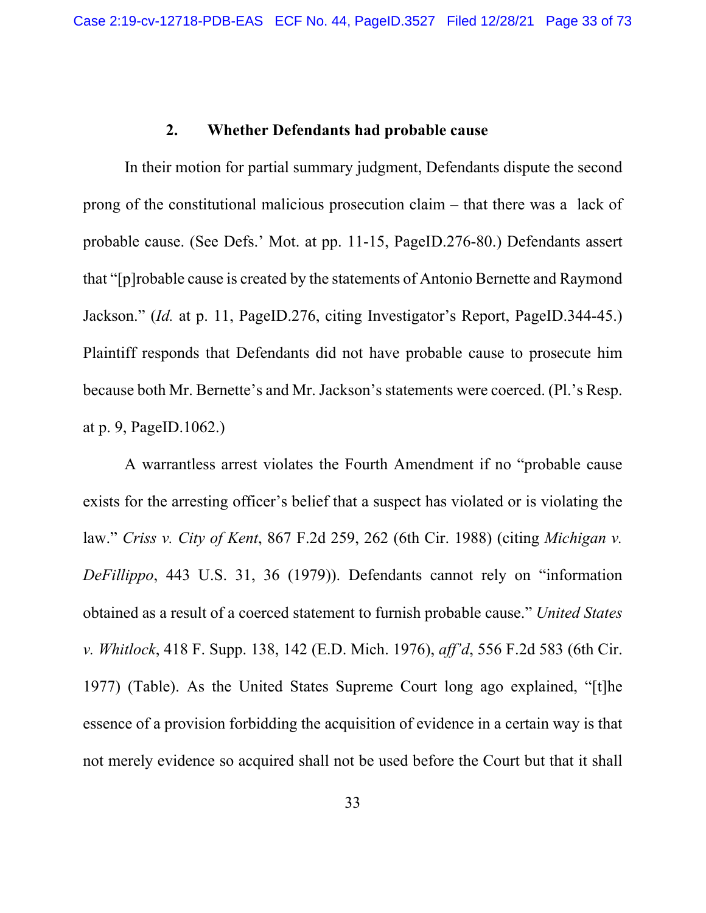### 2. Whether Defendants had probable cause

In their motion for partial summary judgment, Defendants dispute the second prong of the constitutional malicious prosecution claim – that there was a lack of probable cause. (See Defs.' Mot. at pp. 11-15, PageID.276-80.) Defendants assert that "[p]robable cause is created by the statements of Antonio Bernette and Raymond Jackson." (*Id.* at p. 11, PageID.276, citing Investigator's Report, PageID.344-45.) Plaintiff responds that Defendants did not have probable cause to prosecute him because both Mr. Bernette's and Mr. Jackson's statements were coerced. (Pl.'s Resp. at p. 9, PageID.1062.)

A warrantless arrest violates the Fourth Amendment if no "probable cause exists for the arresting officer's belief that a suspect has violated or is violating the law." *Criss v. City of Kent*, 867 F.2d 259, 262 (6th Cir. 1988) (citing *Michigan v. DeFillippo*, 443 U.S. 31, 36 (1979)). Defendants cannot rely on "information obtained as a result of a coerced statement to furnish probable cause." *United States v. Whitlock*, 418 F. Supp. 138, 142 (E.D. Mich. 1976), *aff'd*, 556 F.2d 583 (6th Cir. 1977) (Table). As the United States Supreme Court long ago explained, "[t]he essence of a provision forbidding the acquisition of evidence in a certain way is that not merely evidence so acquired shall not be used before the Court but that it shall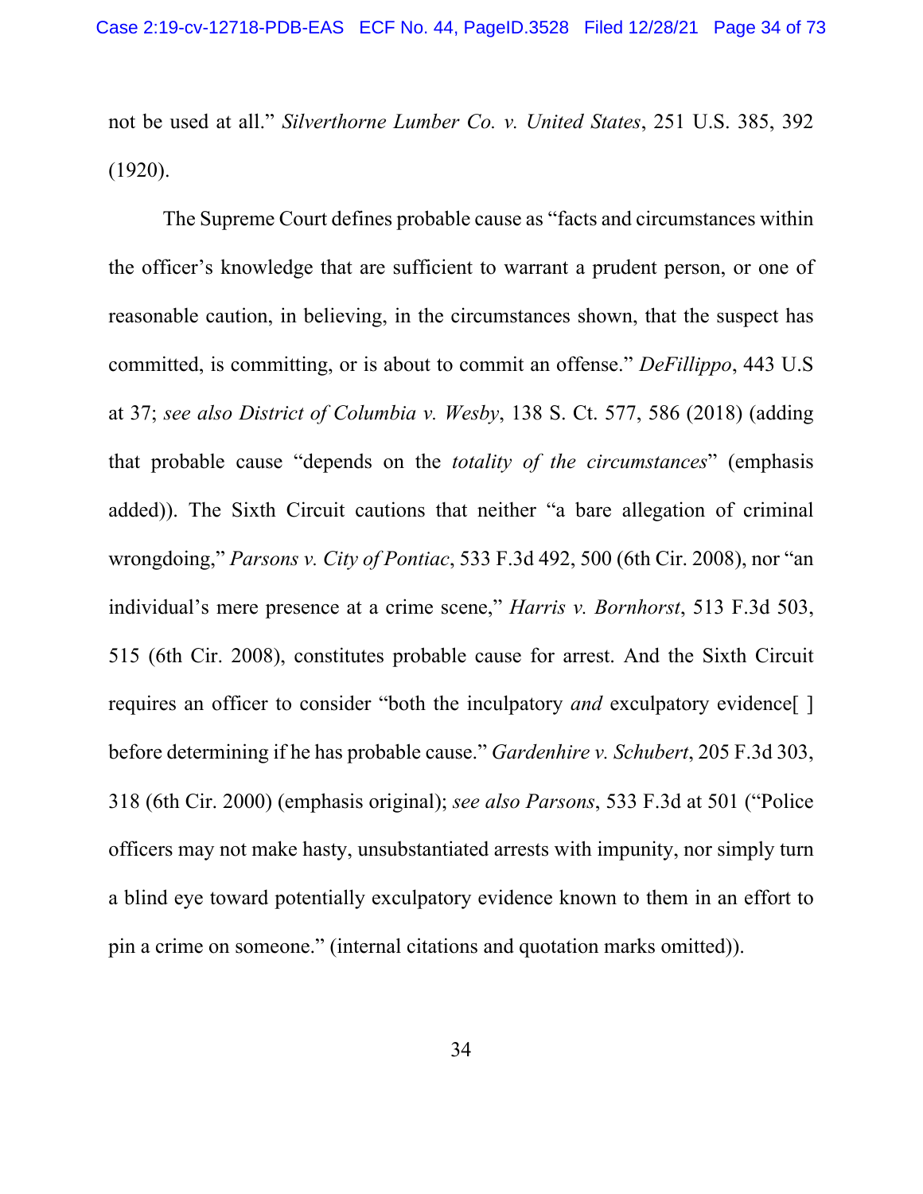not be used at all." *Silverthorne Lumber Co. v. United States*, 251 U.S. 385, 392 (1920).

The Supreme Court defines probable cause as "facts and circumstances within the officer's knowledge that are sufficient to warrant a prudent person, or one of reasonable caution, in believing, in the circumstances shown, that the suspect has committed, is committing, or is about to commit an offense." *DeFillippo*, 443 U.S at 37; *see also District of Columbia v. Wesby*, 138 S. Ct. 577, 586 (2018) (adding that probable cause "depends on the *totality of the circumstances*" (emphasis added)). The Sixth Circuit cautions that neither "a bare allegation of criminal wrongdoing," *Parsons v. City of Pontiac*, 533 F.3d 492, 500 (6th Cir. 2008), nor "an individual's mere presence at a crime scene," *Harris v. Bornhorst*, 513 F.3d 503, 515 (6th Cir. 2008), constitutes probable cause for arrest. And the Sixth Circuit requires an officer to consider "both the inculpatory *and* exculpatory evidence[ ] before determining if he has probable cause." *Gardenhire v. Schubert*, 205 F.3d 303, 318 (6th Cir. 2000) (emphasis original); *see also Parsons*, 533 F.3d at 501 ("Police officers may not make hasty, unsubstantiated arrests with impunity, nor simply turn a blind eye toward potentially exculpatory evidence known to them in an effort to pin a crime on someone." (internal citations and quotation marks omitted)).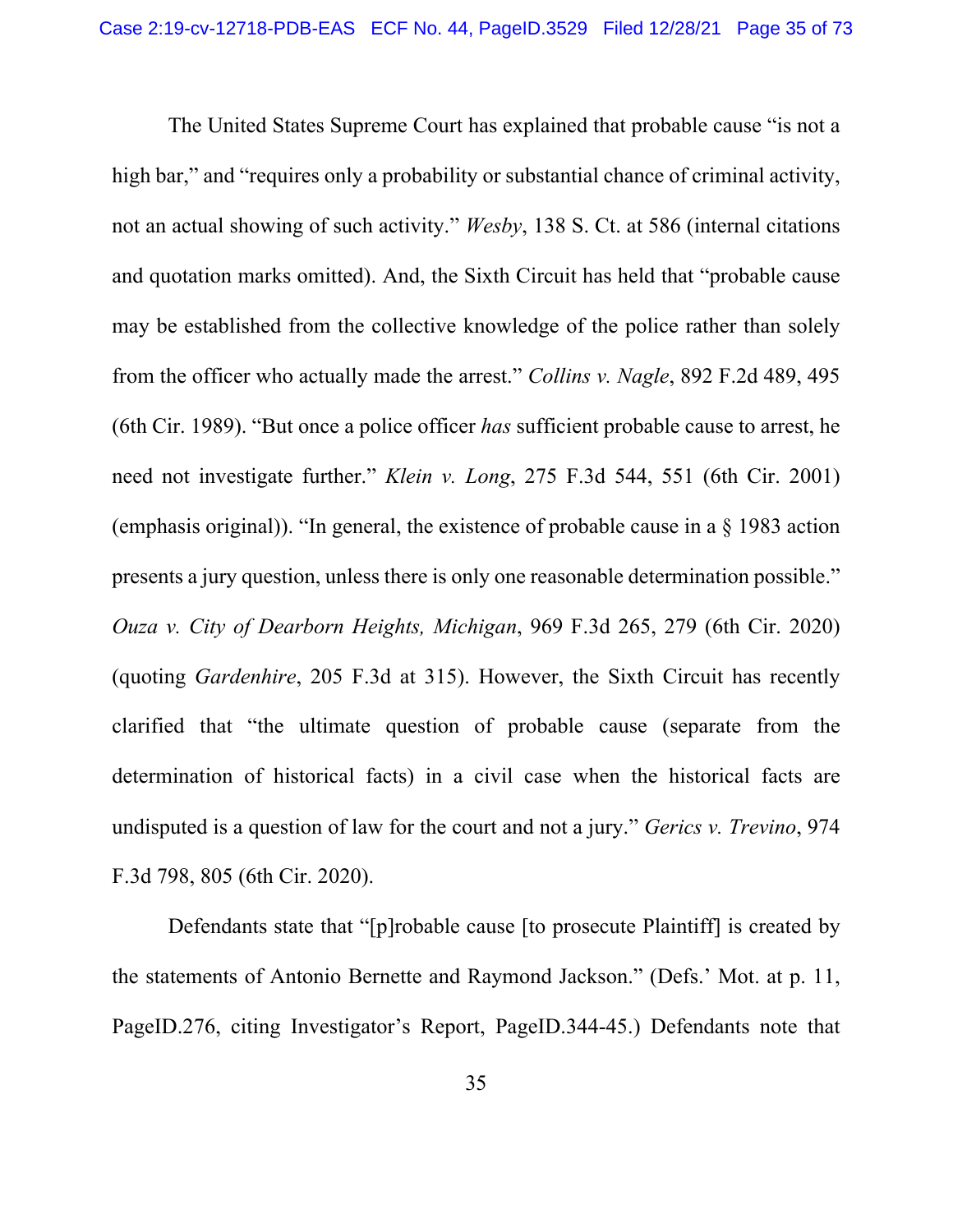The United States Supreme Court has explained that probable cause "is not a high bar," and "requires only a probability or substantial chance of criminal activity, not an actual showing of such activity." *Wesby*, 138 S. Ct. at 586 (internal citations and quotation marks omitted). And, the Sixth Circuit has held that "probable cause may be established from the collective knowledge of the police rather than solely from the officer who actually made the arrest." *Collins v. Nagle*, 892 F.2d 489, 495 (6th Cir. 1989). "But once a police officer *has* sufficient probable cause to arrest, he need not investigate further." *Klein v. Long*, 275 F.3d 544, 551 (6th Cir. 2001) (emphasis original)). "In general, the existence of probable cause in a § 1983 action presents a jury question, unless there is only one reasonable determination possible." *Ouza v. City of Dearborn Heights, Michigan*, 969 F.3d 265, 279 (6th Cir. 2020) (quoting *Gardenhire*, 205 F.3d at 315). However, the Sixth Circuit has recently clarified that "the ultimate question of probable cause (separate from the determination of historical facts) in a civil case when the historical facts are undisputed is a question of law for the court and not a jury." *Gerics v. Trevino*, 974 F.3d 798, 805 (6th Cir. 2020).

Defendants state that "[p]robable cause [to prosecute Plaintiff] is created by the statements of Antonio Bernette and Raymond Jackson." (Defs.' Mot. at p. 11, PageID.276, citing Investigator's Report, PageID.344-45.) Defendants note that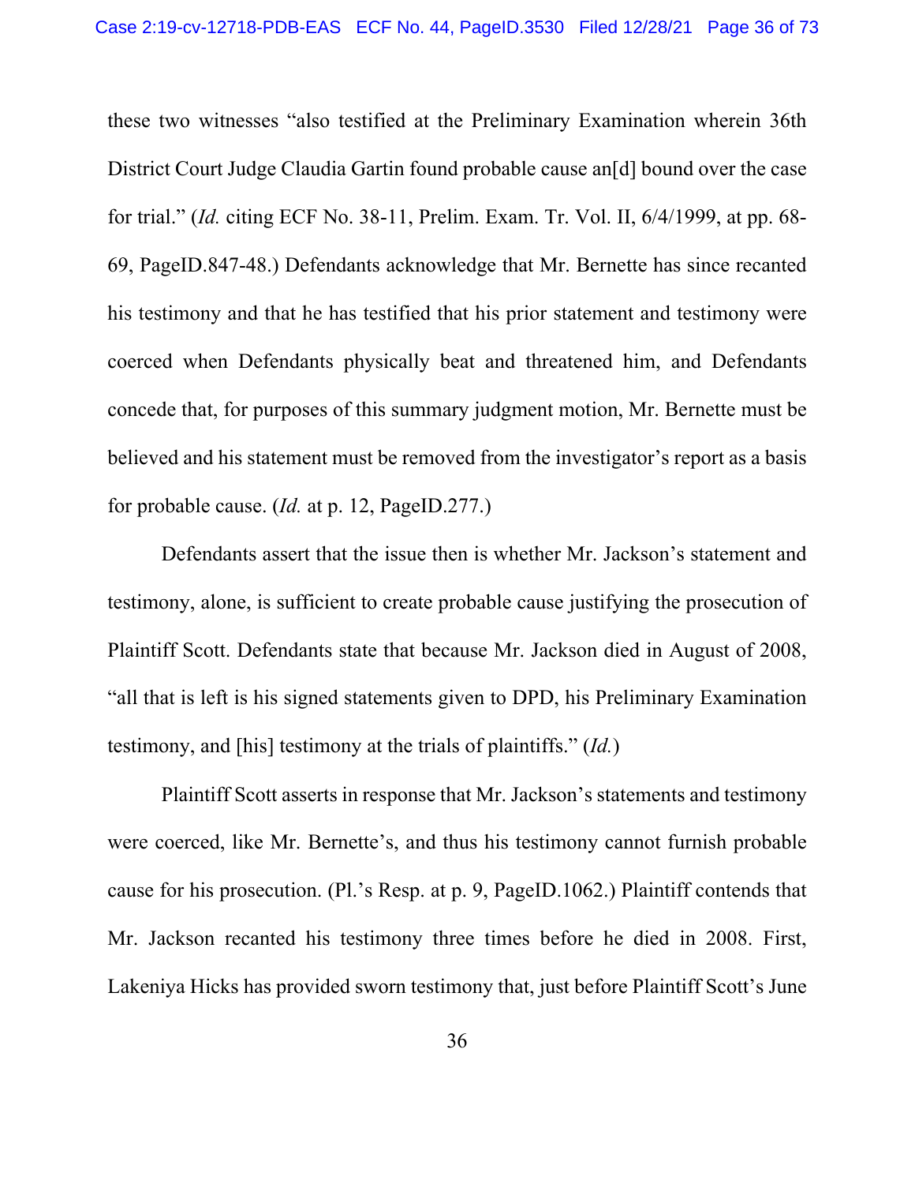these two witnesses "also testified at the Preliminary Examination wherein 36th District Court Judge Claudia Gartin found probable cause an[d] bound over the case for trial." (*Id.* citing ECF No. 38-11, Prelim. Exam. Tr. Vol. II, 6/4/1999, at pp. 68-69, PageID.847-48.) Defendants acknowledge that Mr. Bernette has since recanted his testimony and that he has testified that his prior statement and testimony were coerced when Defendants physically beat and threatened him, and Defendants concede that, for purposes of this summary judgment motion, Mr. Bernette must be believed and his statement must be removed from the investigator's report as a basis for probable cause. (*Id.* at p. 12, PageID.277.)

Defendants assert that the issue then is whether Mr. Jackson's statement and testimony, alone, is sufficient to create probable cause justifying the prosecution of Plaintiff Scott. Defendants state that because Mr. Jackson died in August of 2008, "all that is left is his signed statements given to DPD, his Preliminary Examination testimony, and [his] testimony at the trials of plaintiffs." (*Id.*)

Plaintiff Scott asserts in response that Mr. Jackson's statements and testimony were coerced, like Mr. Bernette's, and thus his testimony cannot furnish probable cause for his prosecution. (Pl.'s Resp. at p. 9, PageID.1062.) Plaintiff contends that Mr. Jackson recanted his testimony three times before he died in 2008. First, Lakeniya Hicks has provided sworn testimony that, just before Plaintiff Scott's June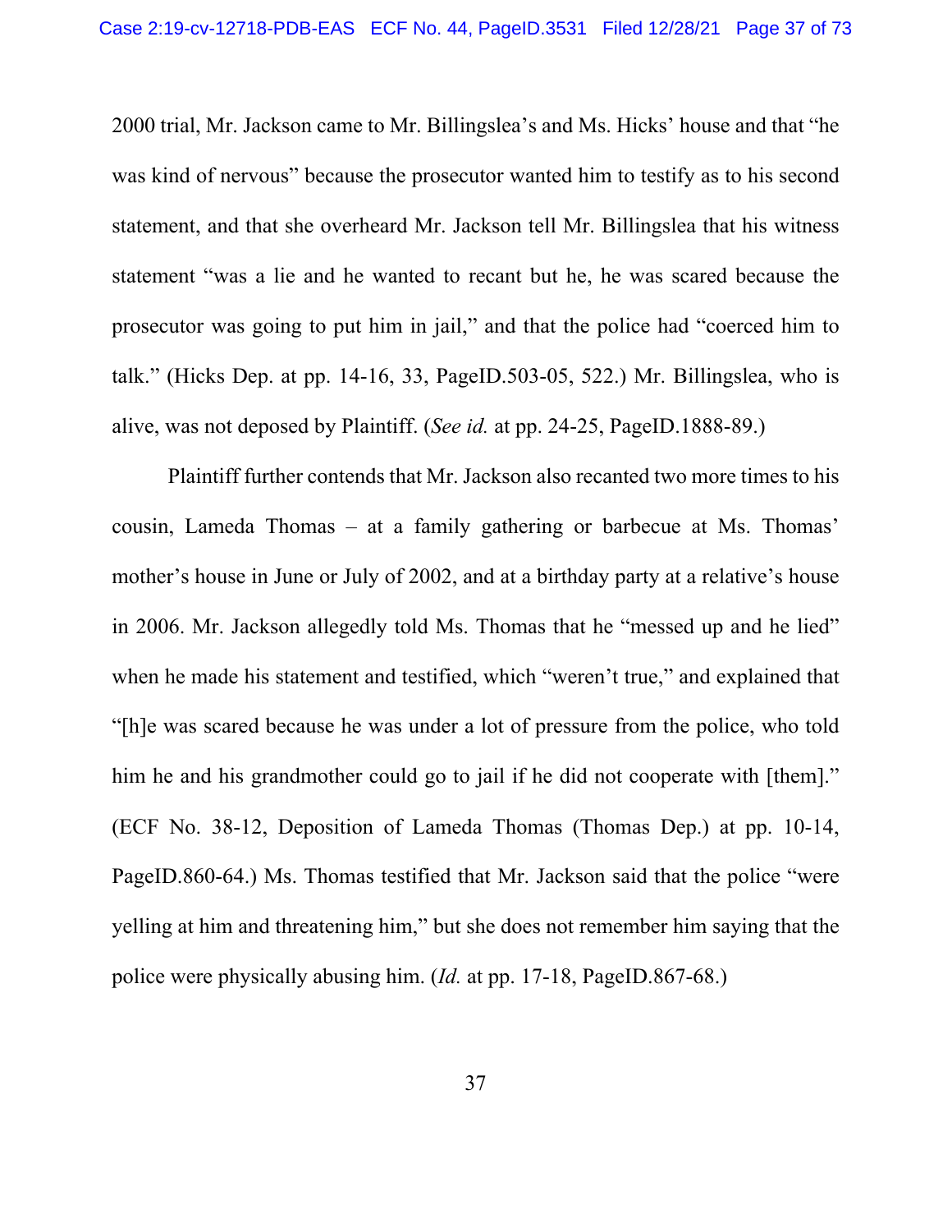2000 trial, Mr. Jackson came to Mr. Billingslea's and Ms. Hicks' house and that "he was kind of nervous" because the prosecutor wanted him to testify as to his second statement, and that she overheard Mr. Jackson tell Mr. Billingslea that his witness statement "was a lie and he wanted to recant but he, he was scared because the prosecutor was going to put him in jail," and that the police had "coerced him to talk." (Hicks Dep. at pp. 14-16, 33, PageID.503-05, 522.) Mr. Billingslea, who is alive, was not deposed by Plaintiff. (*See id.* at pp. 24-25, PageID.1888-89.)

Plaintiff further contends that Mr. Jackson also recanted two more times to his cousin, Lameda Thomas – at a family gathering or barbecue at Ms. Thomas' mother's house in June or July of 2002, and at a birthday party at a relative's house in 2006. Mr. Jackson allegedly told Ms. Thomas that he "messed up and he lied" when he made his statement and testified, which "weren't true," and explained that "[h]e was scared because he was under a lot of pressure from the police, who told him he and his grandmother could go to jail if he did not cooperate with [them]." (ECF No. 38-12, Deposition of Lameda Thomas (Thomas Dep.) at pp. 10-14, PageID.860-64.) Ms. Thomas testified that Mr. Jackson said that the police "were yelling at him and threatening him," but she does not remember him saying that the police were physically abusing him. (*Id.* at pp. 17-18, PageID.867-68.)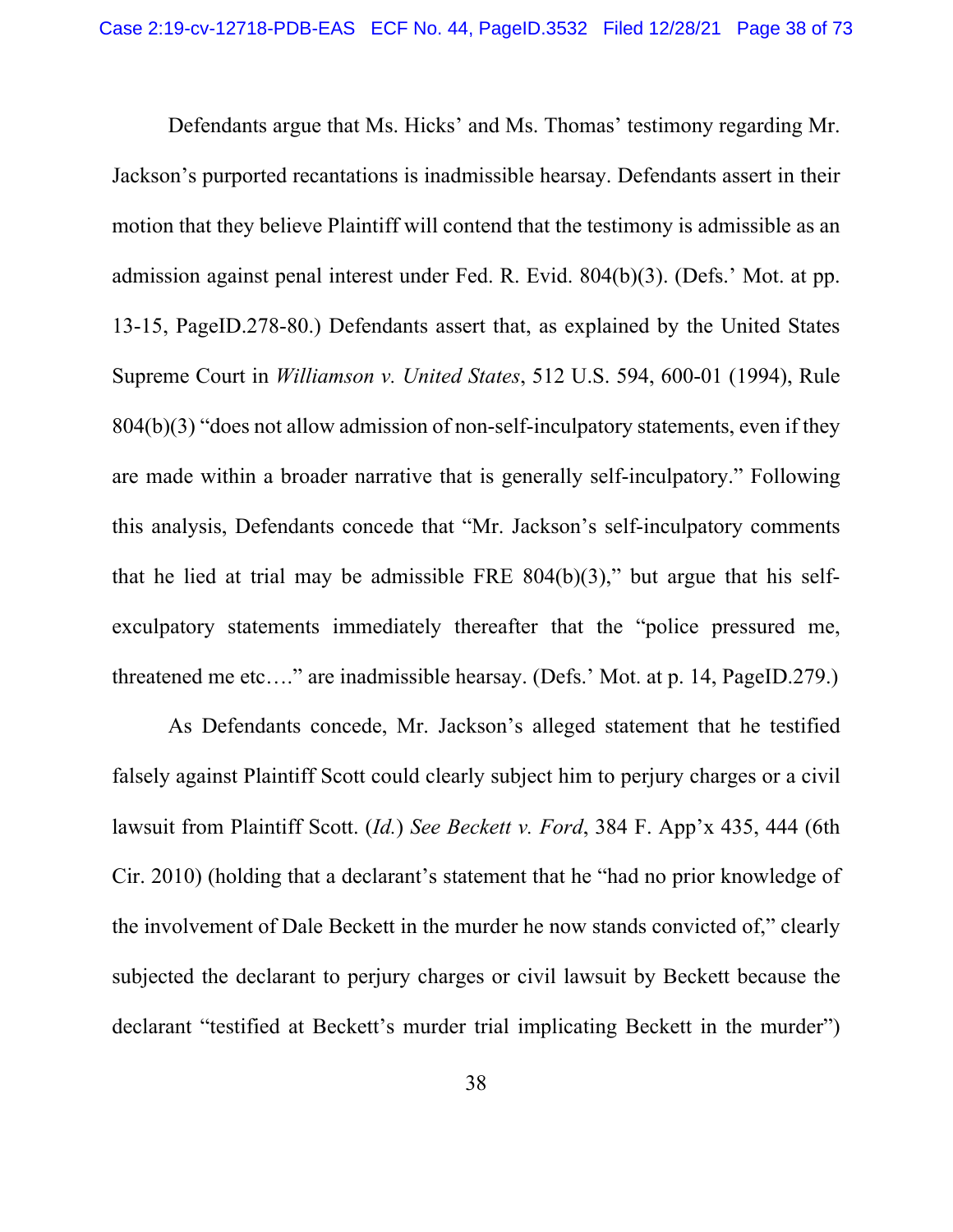Defendants argue that Ms. Hicks' and Ms. Thomas' testimony regarding Mr. Jackson's purported recantations is inadmissible hearsay. Defendants assert in their motion that they believe Plaintiff will contend that the testimony is admissible as an admission against penal interest under Fed. R. Evid. 804(b)(3). (Defs.' Mot. at pp. 13-15, PageID.278-80.) Defendants assert that, as explained by the United States Supreme Court in *Williamson v. United States*, 512 U.S. 594, 600-01 (1994), Rule 804(b)(3) "does not allow admission of non-self-inculpatory statements, even if they are made within a broader narrative that is generally self-inculpatory." Following this analysis, Defendants concede that "Mr. Jackson's self-inculpatory comments that he lied at trial may be admissible FRE 804(b)(3)," but argue that his self-exculpatory statements immediately thereafter that the "police pressured me, threatened me etc…." are inadmissible hearsay. (Defs.' Mot. at p. 14, PageID.279.)

As Defendants concede, Mr. Jackson's alleged statement that he testified falsely against Plaintiff Scott could clearly subject him to perjury charges or a civil lawsuit from Plaintiff Scott. (*Id.*) *See Beckett v. Ford*, 384 F. App'x 435, 444 (6th Cir. 2010) (holding that a declarant's statement that he "had no prior knowledge of the involvement of Dale Beckett in the murder he now stands convicted of," clearly subjected the declarant to perjury charges or civil lawsuit by Beckett because the declarant "testified at Beckett's murder trial implicating Beckett in the murder")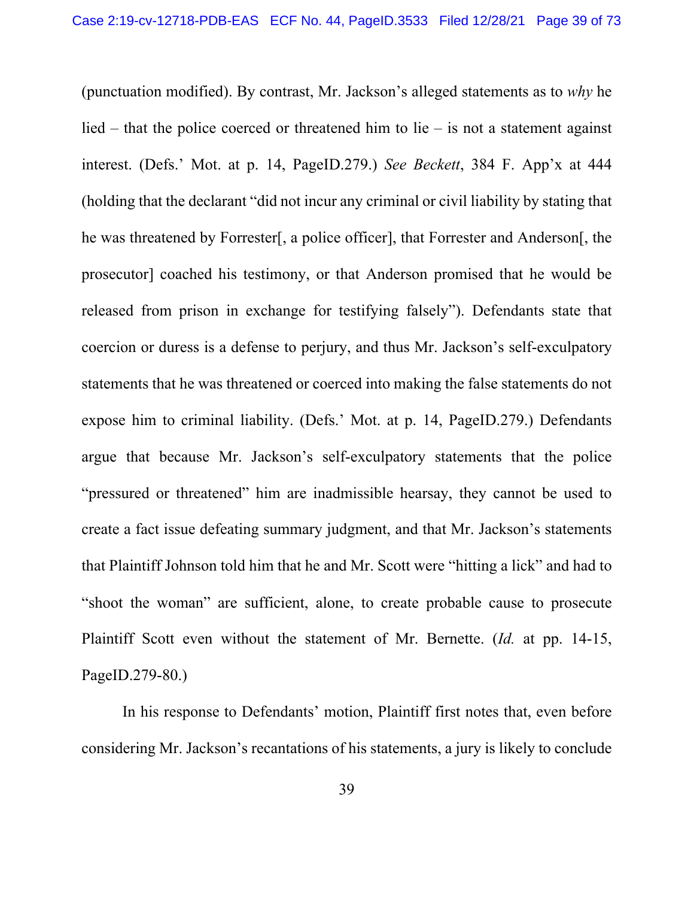(punctuation modified). By contrast, Mr. Jackson's alleged statements as to *why* he lied – that the police coerced or threatened him to lie – is not a statement against interest. (Defs.' Mot. at p. 14, PageID.279.) *See Beckett*, 384 F. App'x at 444 (holding that the declarant "did not incur any criminal or civil liability by stating that he was threatened by Forrester[, a police officer], that Forrester and Anderson[, the prosecutor] coached his testimony, or that Anderson promised that he would be released from prison in exchange for testifying falsely"). Defendants state that coercion or duress is a defense to perjury, and thus Mr. Jackson's self-exculpatory statements that he was threatened or coerced into making the false statements do not expose him to criminal liability. (Defs.' Mot. at p. 14, PageID.279.) Defendants argue that because Mr. Jackson's self-exculpatory statements that the police "pressured or threatened" him are inadmissible hearsay, they cannot be used to create a fact issue defeating summary judgment, and that Mr. Jackson's statements that Plaintiff Johnson told him that he and Mr. Scott were "hitting a lick" and had to "shoot the woman" are sufficient, alone, to create probable cause to prosecute Plaintiff Scott even without the statement of Mr. Bernette. (*Id.* at pp. 14-15, PageID.279-80.)

In his response to Defendants' motion, Plaintiff first notes that, even before considering Mr. Jackson's recantations of his statements, a jury is likely to conclude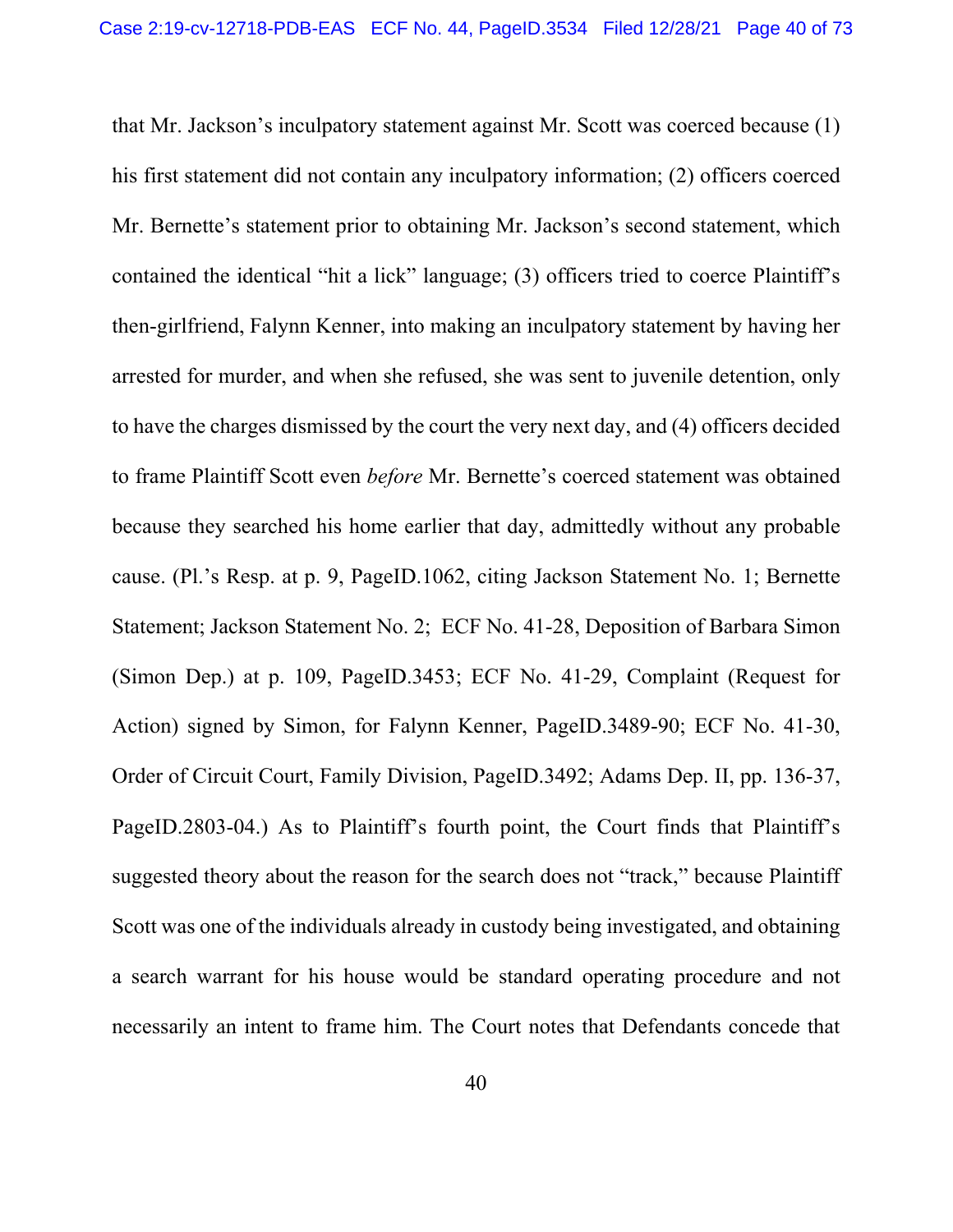that Mr. Jackson's inculpatory statement against Mr. Scott was coerced because (1) his first statement did not contain any inculpatory information; (2) officers coerced Mr. Bernette's statement prior to obtaining Mr. Jackson's second statement, which contained the identical "hit a lick" language; (3) officers tried to coerce Plaintiff's then-girlfriend, Falynn Kenner, into making an inculpatory statement by having her arrested for murder, and when she refused, she was sent to juvenile detention, only to have the charges dismissed by the court the very next day, and (4) officers decided to frame Plaintiff Scott even *before* Mr. Bernette's coerced statement was obtained because they searched his home earlier that day, admittedly without any probable cause. (Pl.'s Resp. at p. 9, PageID.1062, citing Jackson Statement No. 1; Bernette Statement; Jackson Statement No. 2; ECF No. 41-28, Deposition of Barbara Simon (Simon Dep.) at p. 109, PageID.3453; ECF No. 41-29, Complaint (Request for Action) signed by Simon, for Falynn Kenner, PageID.3489-90; ECF No. 41-30, Order of Circuit Court, Family Division, PageID.3492; Adams Dep. II, pp. 136-37, PageID.2803-04.) As to Plaintiff's fourth point, the Court finds that Plaintiff's suggested theory about the reason for the search does not "track," because Plaintiff Scott was one of the individuals already in custody being investigated, and obtaining a search warrant for his house would be standard operating procedure and not necessarily an intent to frame him. The Court notes that Defendants concede that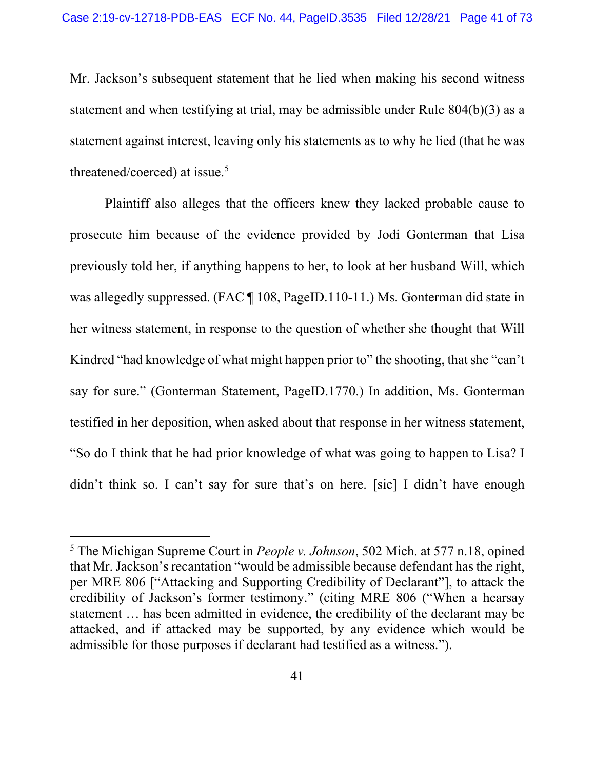Mr. Jackson's subsequent statement that he lied when making his second witness statement and when testifying at trial, may be admissible under Rule 804(b)(3) as a statement against interest, leaving only his statements as to why he lied (that he was threatened/coerced) at issue.[5]

Plaintiff also alleges that the officers knew they lacked probable cause to prosecute him because of the evidence provided by Jodi Gonterman that Lisa previously told her, if anything happens to her, to look at her husband Will, which was allegedly suppressed. (FAC ¶ 108, PageID.110-11.) Ms. Gonterman did state in her witness statement, in response to the question of whether she thought that Will Kindred "had knowledge of what might happen prior to" the shooting, that she "can't say for sure." (Gonterman Statement, PageID.1770.) In addition, Ms. Gonterman testified in her deposition, when asked about that response in her witness statement, "So do I think that he had prior knowledge of what was going to happen to Lisa? I didn't think so. I can't say for sure that's on here. [sic] I didn't have enough

---

[5] The Michigan Supreme Court in *People v. Johnson*, 502 Mich. at 577 n.18, opined that Mr. Jackson's recantation "would be admissible because defendant has the right, per MRE 806 ["Attacking and Supporting Credibility of Declarant"], to attack the credibility of Jackson's former testimony." (citing MRE 806 ("When a hearsay statement … has been admitted in evidence, the credibility of the declarant may be attacked, and if attacked may be supported, by any evidence which would be admissible for those purposes if declarant had testified as a witness.").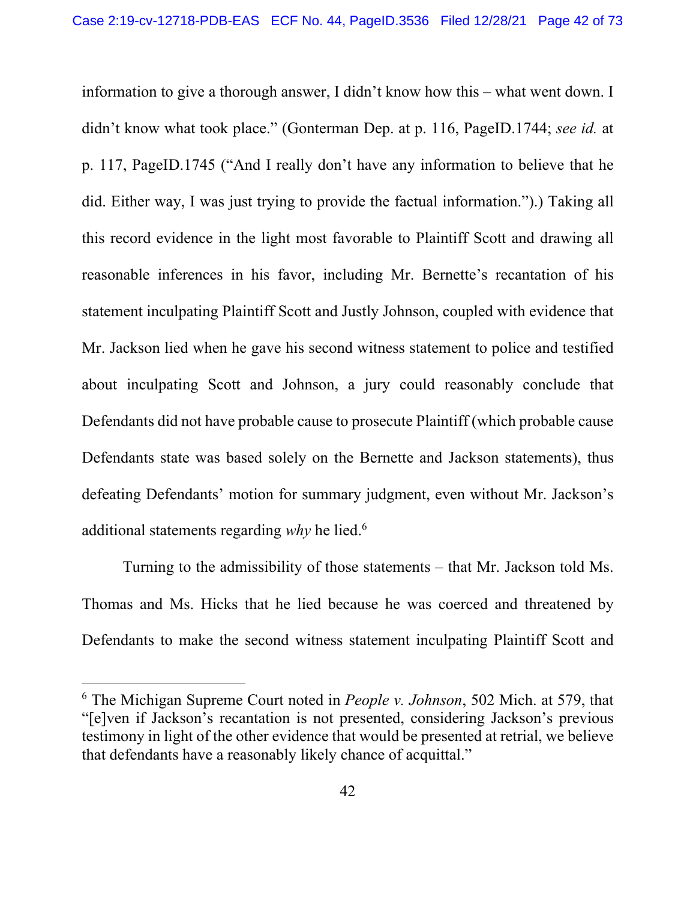information to give a thorough answer, I didn't know how this – what went down. I didn't know what took place." (Gonterman Dep. at p. 116, PageID.1744; *see id.* at p. 117, PageID.1745 ("And I really don't have any information to believe that he did. Either way, I was just trying to provide the factual information.").) Taking all this record evidence in the light most favorable to Plaintiff Scott and drawing all reasonable inferences in his favor, including Mr. Bernette's recantation of his statement inculpating Plaintiff Scott and Justly Johnson, coupled with evidence that Mr. Jackson lied when he gave his second witness statement to police and testified about inculpating Scott and Johnson, a jury could reasonably conclude that Defendants did not have probable cause to prosecute Plaintiff (which probable cause Defendants state was based solely on the Bernette and Jackson statements), thus defeating Defendants' motion for summary judgment, even without Mr. Jackson's additional statements regarding *why* he lied.[6]

Turning to the admissibility of those statements – that Mr. Jackson told Ms. Thomas and Ms. Hicks that he lied because he was coerced and threatened by Defendants to make the second witness statement inculpating Plaintiff Scott and

---

[6] The Michigan Supreme Court noted in *People v. Johnson*, 502 Mich. at 579, that "[e]ven if Jackson's recantation is not presented, considering Jackson's previous testimony in light of the other evidence that would be presented at retrial, we believe that defendants have a reasonably likely chance of acquittal."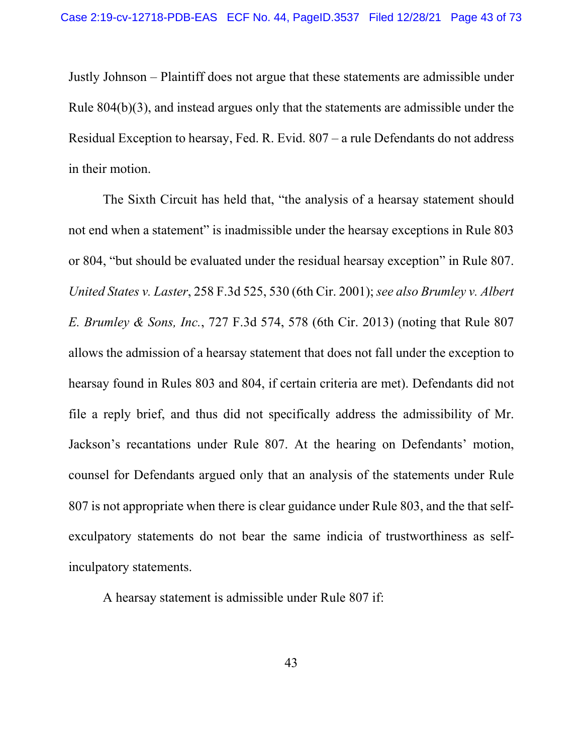Justly Johnson – Plaintiff does not argue that these statements are admissible under Rule 804(b)(3), and instead argues only that the statements are admissible under the Residual Exception to hearsay, Fed. R. Evid. 807 – a rule Defendants do not address in their motion.

The Sixth Circuit has held that, "the analysis of a hearsay statement should not end when a statement" is inadmissible under the hearsay exceptions in Rule 803 or 804, "but should be evaluated under the residual hearsay exception" in Rule 807. *United States v. Laster*, 258 F.3d 525, 530 (6th Cir. 2001); *see also Brumley v. Albert E. Brumley & Sons, Inc.*, 727 F.3d 574, 578 (6th Cir. 2013) (noting that Rule 807 allows the admission of a hearsay statement that does not fall under the exception to hearsay found in Rules 803 and 804, if certain criteria are met). Defendants did not file a reply brief, and thus did not specifically address the admissibility of Mr. Jackson's recantations under Rule 807. At the hearing on Defendants' motion, counsel for Defendants argued only that an analysis of the statements under Rule 807 is not appropriate when there is clear guidance under Rule 803, and the that self-exculpatory statements do not bear the same indicia of trustworthiness as self-inculpatory statements.

A hearsay statement is admissible under Rule 807 if: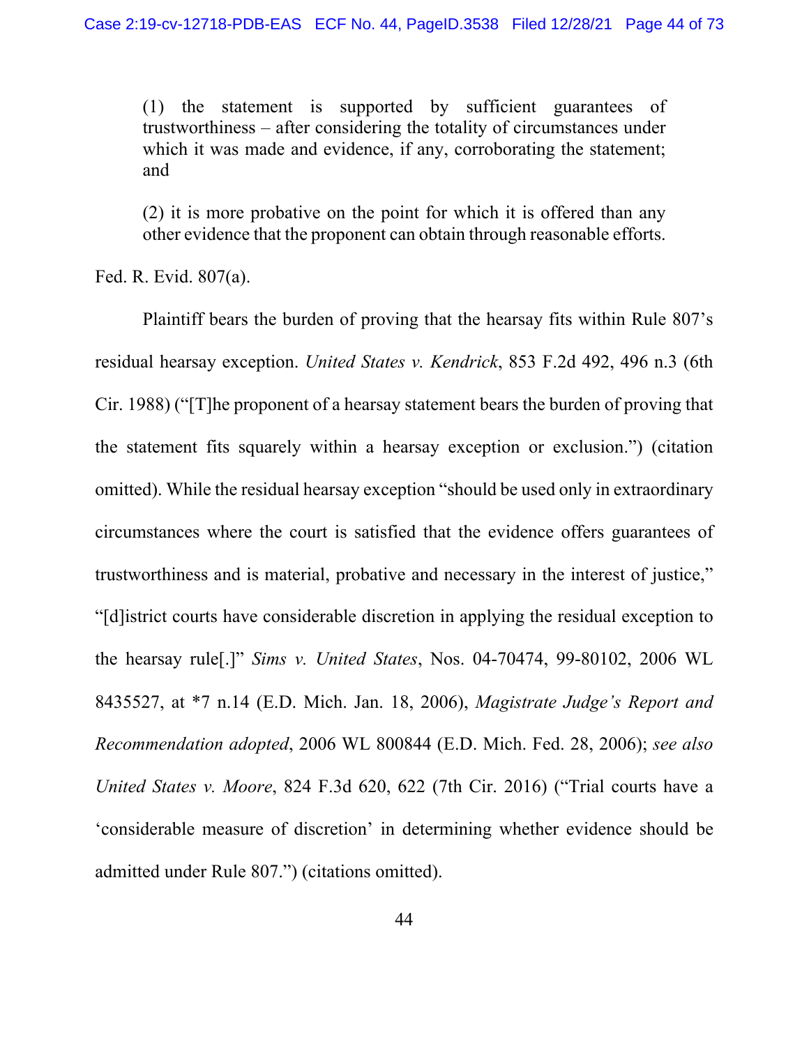> (1) the statement is supported by sufficient guarantees of trustworthiness – after considering the totality of circumstances under which it was made and evidence, if any, corroborating the statement; and
>
> (2) it is more probative on the point for which it is offered than any other evidence that the proponent can obtain through reasonable efforts.

Fed. R. Evid. 807(a).

Plaintiff bears the burden of proving that the hearsay fits within Rule 807's residual hearsay exception. *United States v. Kendrick*, 853 F.2d 492, 496 n.3 (6th Cir. 1988) ("[T]he proponent of a hearsay statement bears the burden of proving that the statement fits squarely within a hearsay exception or exclusion.") (citation omitted). While the residual hearsay exception "should be used only in extraordinary circumstances where the court is satisfied that the evidence offers guarantees of trustworthiness and is material, probative and necessary in the interest of justice," "[d]istrict courts have considerable discretion in applying the residual exception to the hearsay rule[.]" *Sims v. United States*, Nos. 04-70474, 99-80102, 2006 WL 8435527, at *7 n.14 (E.D. Mich. Jan. 18, 2006), *Magistrate Judge's Report and Recommendation adopted*, 2006 WL 800844 (E.D. Mich. Feb. 28, 2006); *see also United States v. Moore*, 824 F.3d 620, 622 (7th Cir. 2016) ("Trial courts have a 'considerable measure of discretion' in determining whether evidence should be admitted under Rule 807.") (citations omitted).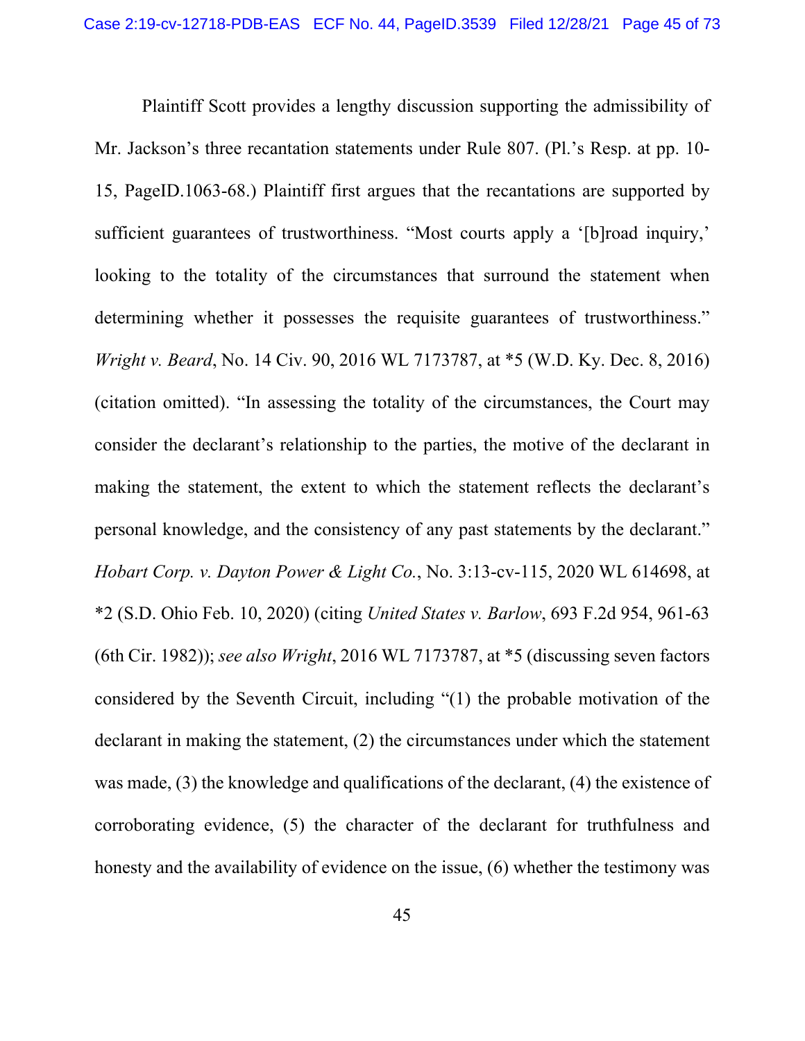Plaintiff Scott provides a lengthy discussion supporting the admissibility of Mr. Jackson's three recantation statements under Rule 807. (Pl.'s Resp. at pp. 10-15, PageID.1063-68.) Plaintiff first argues that the recantations are supported by sufficient guarantees of trustworthiness. "Most courts apply a '[b]road inquiry,' looking to the totality of the circumstances that surround the statement when determining whether it possesses the requisite guarantees of trustworthiness." *Wright v. Beard*, No. 14 Civ. 90, 2016 WL 7173787, at *5 (W.D. Ky. Dec. 8, 2016) (citation omitted). "In assessing the totality of the circumstances, the Court may consider the declarant's relationship to the parties, the motive of the declarant in making the statement, the extent to which the statement reflects the declarant's personal knowledge, and the consistency of any past statements by the declarant." *Hobart Corp. v. Dayton Power & Light Co.*, No. 3:13-cv-115, 2020 WL 614698, at *2 (S.D. Ohio Feb. 10, 2020) (citing *United States v. Barlow*, 693 F.2d 954, 961-63 (6th Cir. 1982)); *see also Wright*, 2016 WL 7173787, at *5 (discussing seven factors considered by the Seventh Circuit, including "(1) the probable motivation of the declarant in making the statement, (2) the circumstances under which the statement was made, (3) the knowledge and qualifications of the declarant, (4) the existence of corroborating evidence, (5) the character of the declarant for truthfulness and honesty and the availability of evidence on the issue, (6) whether the testimony was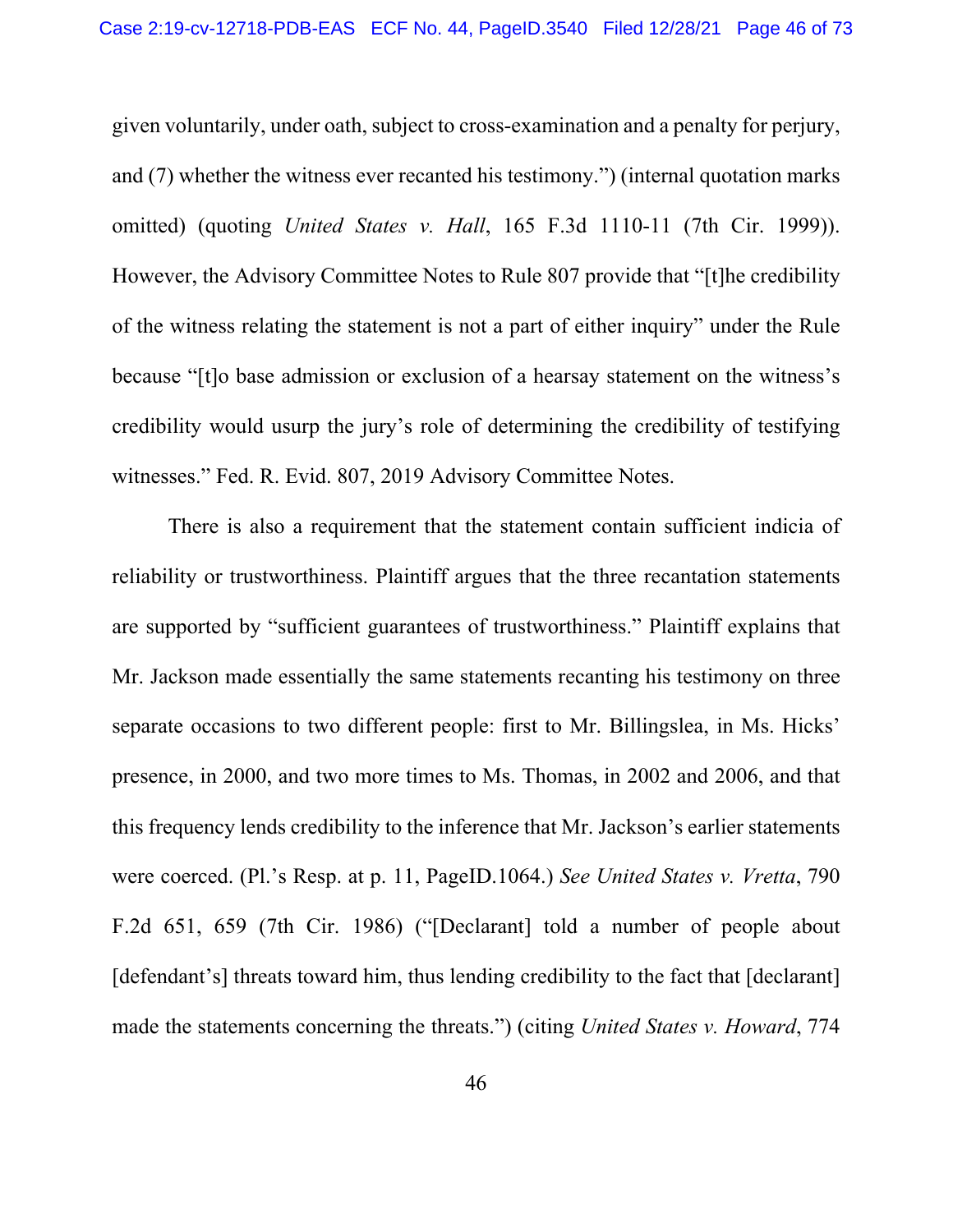given voluntarily, under oath, subject to cross-examination and a penalty for perjury, and (7) whether the witness ever recanted his testimony.") (internal quotation marks omitted) (quoting *United States v. Hall*, 165 F.3d 1110-11 (7th Cir. 1999)). However, the Advisory Committee Notes to Rule 807 provide that "[t]he credibility of the witness relating the statement is not a part of either inquiry" under the Rule because "[t]o base admission or exclusion of a hearsay statement on the witness's credibility would usurp the jury's role of determining the credibility of testifying witnesses." Fed. R. Evid. 807, 2019 Advisory Committee Notes.

There is also a requirement that the statement contain sufficient indicia of reliability or trustworthiness. Plaintiff argues that the three recantation statements are supported by "sufficient guarantees of trustworthiness." Plaintiff explains that Mr. Jackson made essentially the same statements recanting his testimony on three separate occasions to two different people: first to Mr. Billingslea, in Ms. Hicks' presence, in 2000, and two more times to Ms. Thomas, in 2002 and 2006, and that this frequency lends credibility to the inference that Mr. Jackson's earlier statements were coerced. (Pl.'s Resp. at p. 11, PageID.1064.) *See United States v. Vretta*, 790 F.2d 651, 659 (7th Cir. 1986) ("[Declarant] told a number of people about [defendant's] threats toward him, thus lending credibility to the fact that [declarant] made the statements concerning the threats.") (citing *United States v. Howard*, 774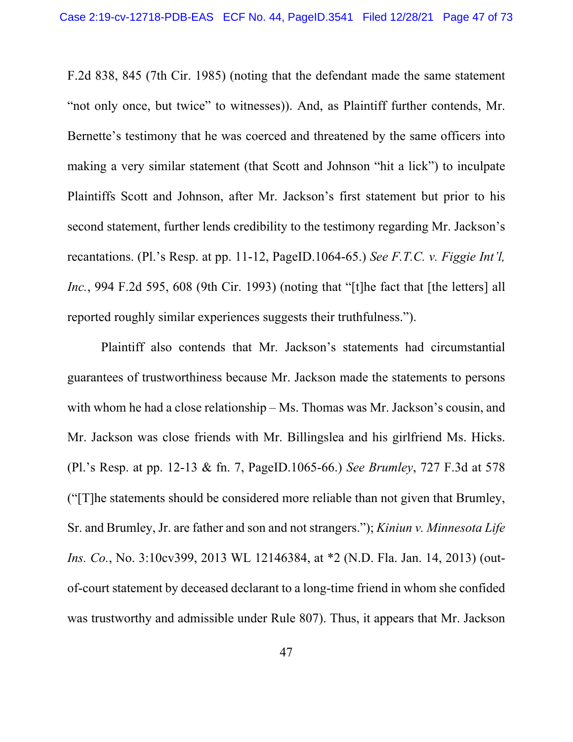F.2d 838, 845 (7th Cir. 1985) (noting that the defendant made the same statement "not only once, but twice" to witnesses)). And, as Plaintiff further contends, Mr. Bernette's testimony that he was coerced and threatened by the same officers into making a very similar statement (that Scott and Johnson "hit a lick") to inculpate Plaintiffs Scott and Johnson, after Mr. Jackson's first statement but prior to his second statement, further lends credibility to the testimony regarding Mr. Jackson's recantations. (Pl.'s Resp. at pp. 11-12, PageID.1064-65.) *See F.T.C. v. Figgie Int'l, Inc.*, 994 F.2d 595, 608 (9th Cir. 1993) (noting that "[t]he fact that [the letters] all reported roughly similar experiences suggests their truthfulness.").

Plaintiff also contends that Mr. Jackson's statements had circumstantial guarantees of trustworthiness because Mr. Jackson made the statements to persons with whom he had a close relationship – Ms. Thomas was Mr. Jackson's cousin, and Mr. Jackson was close friends with Mr. Billingslea and his girlfriend Ms. Hicks. (Pl.'s Resp. at pp. 12-13 & fn. 7, PageID.1065-66.) *See Brumley*, 727 F.3d at 578 ("[T]he statements should be considered more reliable than not given that Brumley, Sr. and Brumley, Jr. are father and son and not strangers."); *Kiniun v. Minnesota Life Ins. Co.*, No. 3:10cv399, 2013 WL 12146384, at *2 (N.D. Fla. Jan. 14, 2013) (out-of-court statement by deceased declarant to a long-time friend in whom she confided was trustworthy and admissible under Rule 807). Thus, it appears that Mr. Jackson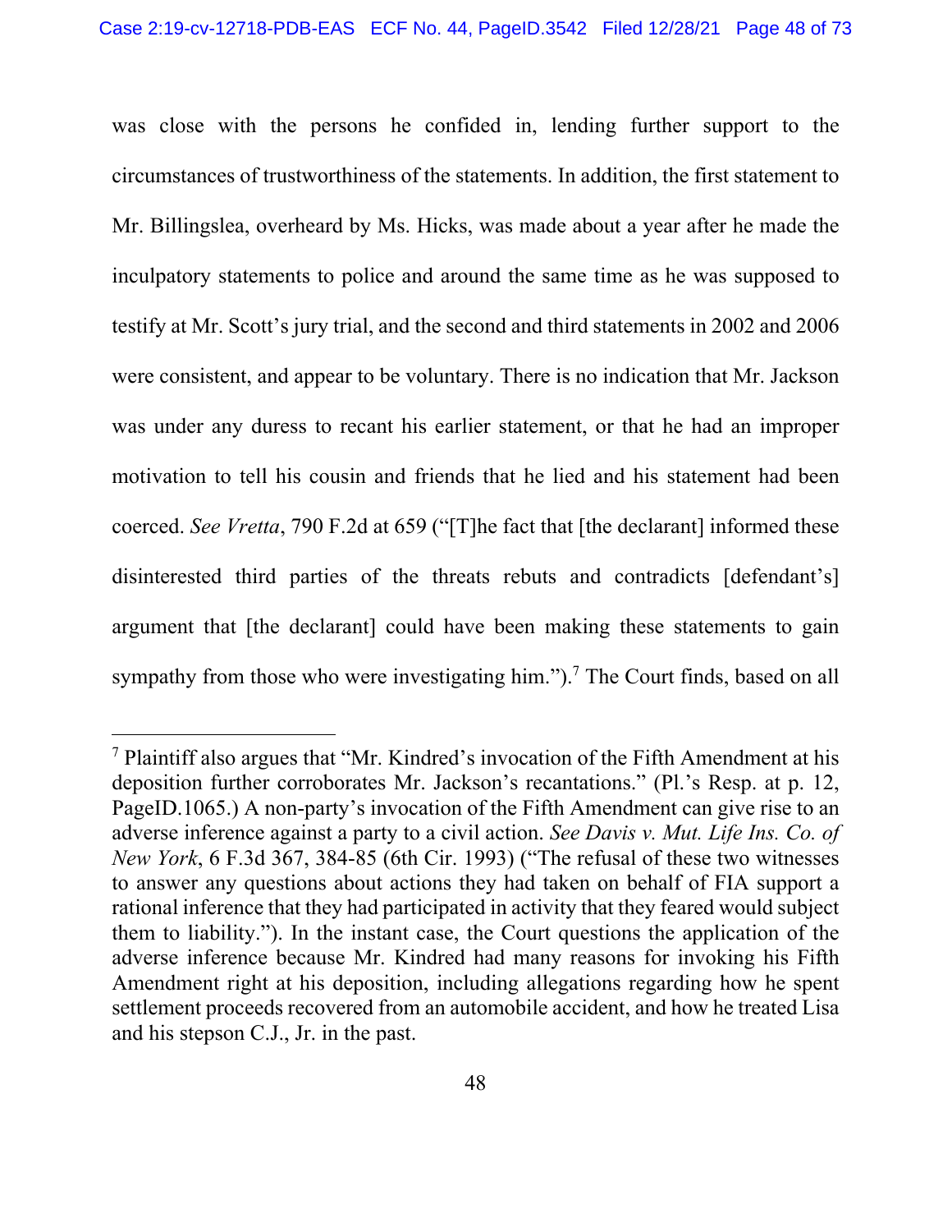was close with the persons he confided in, lending further support to the circumstances of trustworthiness of the statements. In addition, the first statement to Mr. Billingslea, overheard by Ms. Hicks, was made about a year after he made the inculpatory statements to police and around the same time as he was supposed to testify at Mr. Scott's jury trial, and the second and third statements in 2002 and 2006 were consistent, and appear to be voluntary. There is no indication that Mr. Jackson was under any duress to recant his earlier statement, or that he had an improper motivation to tell his cousin and friends that he lied and his statement had been coerced. *See Vretta*, 790 F.2d at 659 ("[T]he fact that [the declarant] informed these disinterested third parties of the threats rebuts and contradicts [defendant's] argument that [the declarant] could have been making these statements to gain sympathy from those who were investigating him.").[7] The Court finds, based on all

[7] Plaintiff also argues that "Mr. Kindred's invocation of the Fifth Amendment at his deposition further corroborates Mr. Jackson's recantations." (Pl.'s Resp. at p. 12, PageID.1065.) A non-party's invocation of the Fifth Amendment can give rise to an adverse inference against a party to a civil action. *See Davis v. Mut. Life Ins. Co. of New York*, 6 F.3d 367, 384-85 (6th Cir. 1993) ("The refusal of these two witnesses to answer any questions about actions they had taken on behalf of FIA support a rational inference that they had participated in activity that they feared would subject them to liability."). In the instant case, the Court questions the application of the adverse inference because Mr. Kindred had many reasons for invoking his Fifth Amendment right at his deposition, including allegations regarding how he spent settlement proceeds recovered from an automobile accident, and how he treated Lisa and his stepson C.J., Jr. in the past.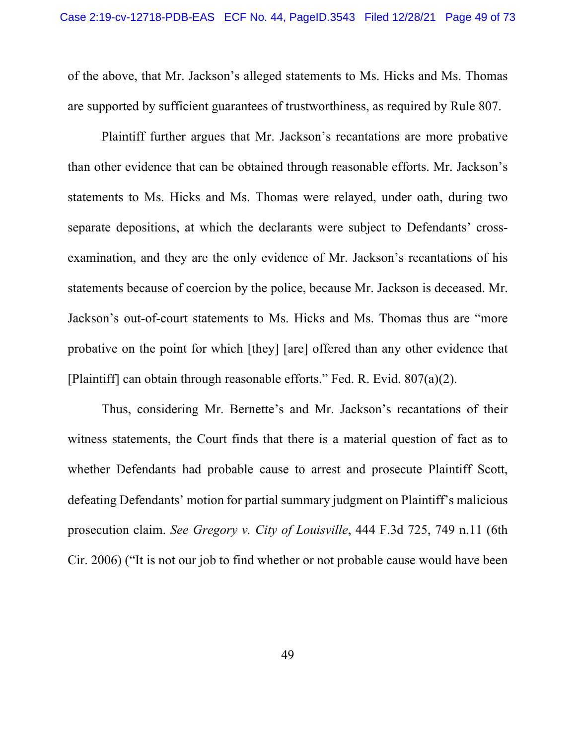of the above, that Mr. Jackson's alleged statements to Ms. Hicks and Ms. Thomas are supported by sufficient guarantees of trustworthiness, as required by Rule 807.

Plaintiff further argues that Mr. Jackson's recantations are more probative than other evidence that can be obtained through reasonable efforts. Mr. Jackson's statements to Ms. Hicks and Ms. Thomas were relayed, under oath, during two separate depositions, at which the declarants were subject to Defendants' cross-examination, and they are the only evidence of Mr. Jackson's recantations of his statements because of coercion by the police, because Mr. Jackson is deceased. Mr. Jackson's out-of-court statements to Ms. Hicks and Ms. Thomas thus are "more probative on the point for which [they] [are] offered than any other evidence that [Plaintiff] can obtain through reasonable efforts." Fed. R. Evid. 807(a)(2).

Thus, considering Mr. Bernette's and Mr. Jackson's recantations of their witness statements, the Court finds that there is a material question of fact as to whether Defendants had probable cause to arrest and prosecute Plaintiff Scott, defeating Defendants' motion for partial summary judgment on Plaintiff's malicious prosecution claim. *See Gregory v. City of Louisville*, 444 F.3d 725, 749 n.11 (6th Cir. 2006) ("It is not our job to find whether or not probable cause would have been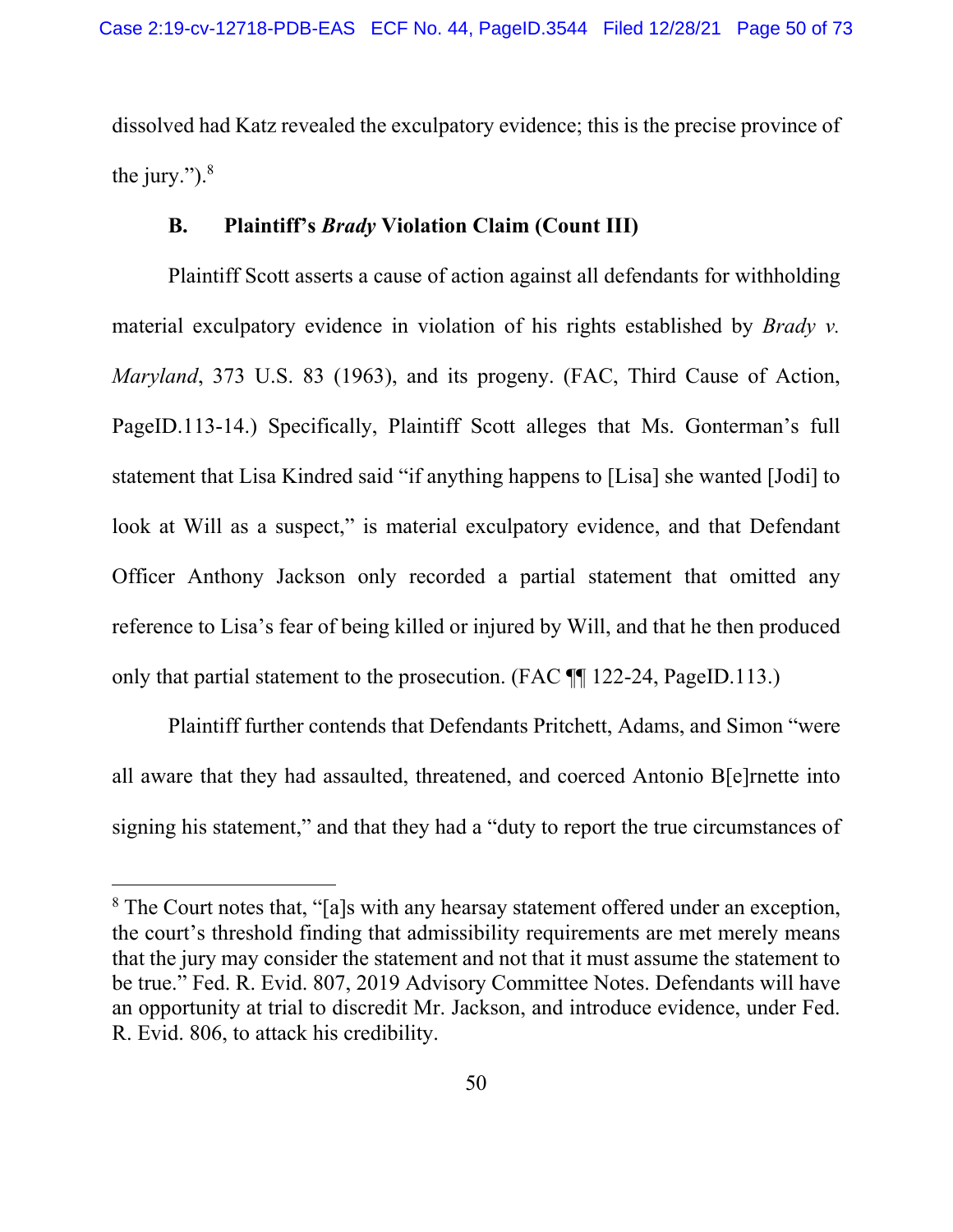dissolved had Katz revealed the exculpatory evidence; this is the precise province of the jury.").[8]

### B. Plaintiff's *Brady* Violation Claim (Count III)

Plaintiff Scott asserts a cause of action against all defendants for withholding material exculpatory evidence in violation of his rights established by *Brady v. Maryland*, 373 U.S. 83 (1963), and its progeny. (FAC, Third Cause of Action, PageID.113-14.) Specifically, Plaintiff Scott alleges that Ms. Gonterman's full statement that Lisa Kindred said "if anything happens to [Lisa] she wanted [Jodi] to look at Will as a suspect," is material exculpatory evidence, and that Defendant Officer Anthony Jackson only recorded a partial statement that omitted any reference to Lisa's fear of being killed or injured by Will, and that he then produced only that partial statement to the prosecution. (FAC ¶¶ 122-24, PageID.113.)

Plaintiff further contends that Defendants Pritchett, Adams, and Simon "were all aware that they had assaulted, threatened, and coerced Antonio B[e]rnette into signing his statement," and that they had a "duty to report the true circumstances of

---

[8] The Court notes that, "[a]s with any hearsay statement offered under an exception, the court's threshold finding that admissibility requirements are met merely means that the jury may consider the statement and not that it must assume the statement to be true." Fed. R. Evid. 807, 2019 Advisory Committee Notes. Defendants will have an opportunity at trial to discredit Mr. Jackson, and introduce evidence, under Fed. R. Evid. 806, to attack his credibility.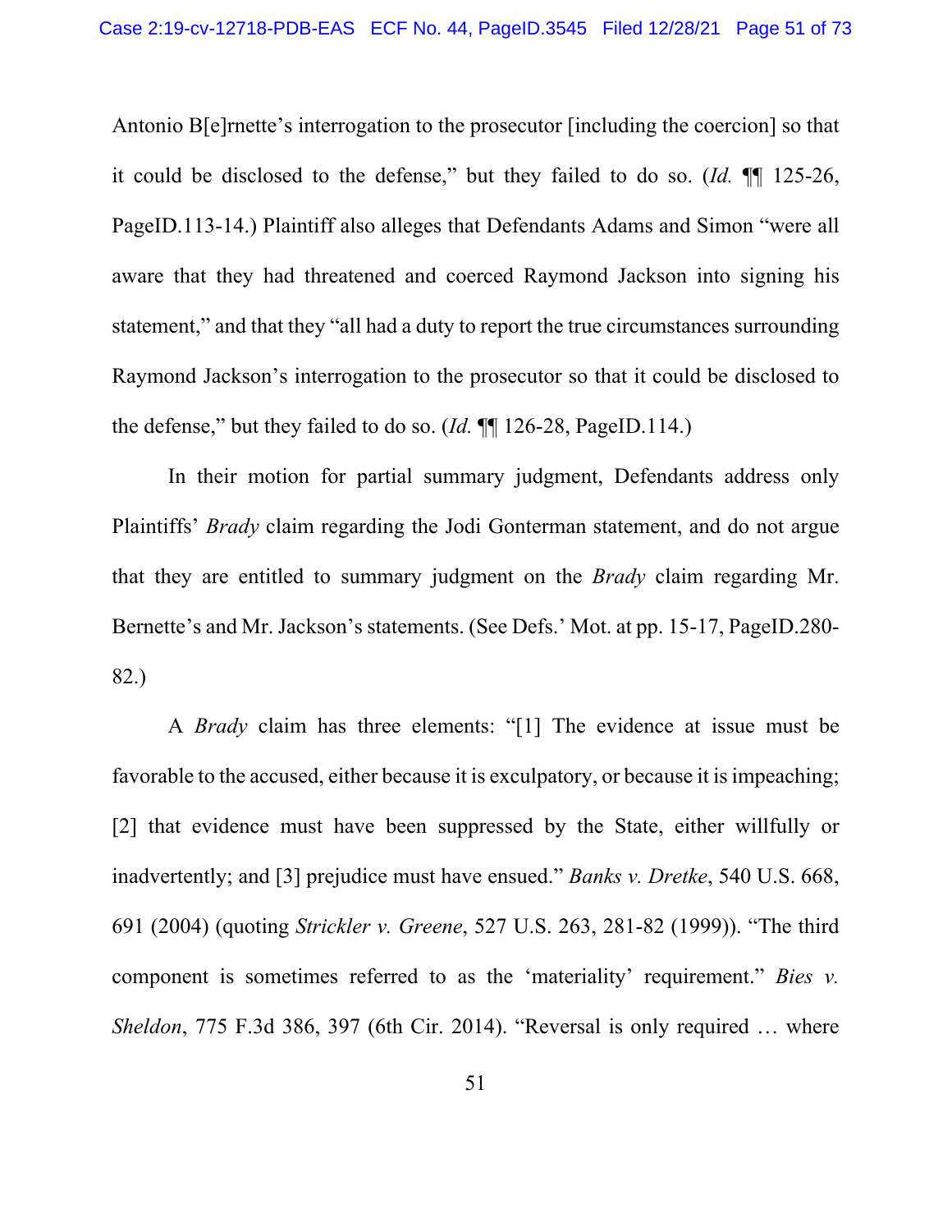Antonio B[e]rnette's interrogation to the prosecutor [including the coercion] so that it could be disclosed to the defense," but they failed to do so. (*Id.* ¶¶ 125-26, PageID.113-14.) Plaintiff also alleges that Defendants Adams and Simon "were all aware that they had threatened and coerced Raymond Jackson into signing his statement," and that they "all had a duty to report the true circumstances surrounding Raymond Jackson's interrogation to the prosecutor so that it could be disclosed to the defense," but they failed to do so. (*Id.* ¶¶ 126-28, PageID.114.)

In their motion for partial summary judgment, Defendants address only Plaintiffs' *Brady* claim regarding the Jodi Gonterman statement, and do not argue that they are entitled to summary judgment on the *Brady* claim regarding Mr. Bernette's and Mr. Jackson's statements. (See Defs.' Mot. at pp. 15-17, PageID.280-82.)

A *Brady* claim has three elements: "[1] The evidence at issue must be favorable to the accused, either because it is exculpatory, or because it is impeaching; [2] that evidence must have been suppressed by the State, either willfully or inadvertently; and [3] prejudice must have ensued." *Banks v. Dretke*, 540 U.S. 668, 691 (2004) (quoting *Strickler v. Greene*, 527 U.S. 263, 281-82 (1999)). "The third component is sometimes referred to as the 'materiality' requirement." *Bies v. Sheldon*, 775 F.3d 386, 397 (6th Cir. 2014). "Reversal is only required … where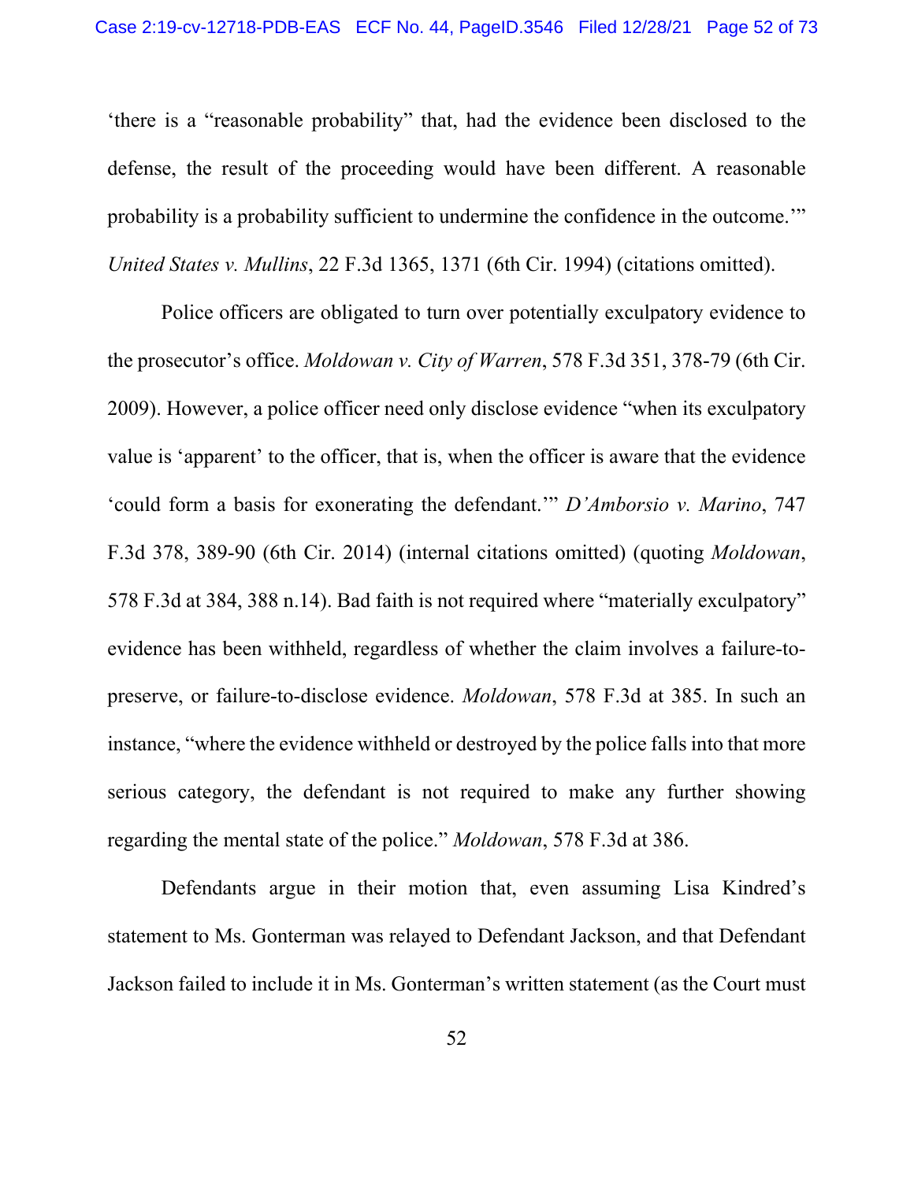'there is a "reasonable probability" that, had the evidence been disclosed to the defense, the result of the proceeding would have been different. A reasonable probability is a probability sufficient to undermine the confidence in the outcome.'" *United States v. Mullins*, 22 F.3d 1365, 1371 (6th Cir. 1994) (citations omitted).

Police officers are obligated to turn over potentially exculpatory evidence to the prosecutor's office. *Moldowan v. City of Warren*, 578 F.3d 351, 378-79 (6th Cir. 2009). However, a police officer need only disclose evidence "when its exculpatory value is 'apparent' to the officer, that is, when the officer is aware that the evidence 'could form a basis for exonerating the defendant.'" *D'Amborsio v. Marino*, 747 F.3d 378, 389-90 (6th Cir. 2014) (internal citations omitted) (quoting *Moldowan*, 578 F.3d at 384, 388 n.14). Bad faith is not required where "materially exculpatory" evidence has been withheld, regardless of whether the claim involves a failure-to-preserve, or failure-to-disclose evidence. *Moldowan*, 578 F.3d at 385. In such an instance, "where the evidence withheld or destroyed by the police falls into that more serious category, the defendant is not required to make any further showing regarding the mental state of the police." *Moldowan*, 578 F.3d at 386.

Defendants argue in their motion that, even assuming Lisa Kindred's statement to Ms. Gonterman was relayed to Defendant Jackson, and that Defendant Jackson failed to include it in Ms. Gonterman's written statement (as the Court must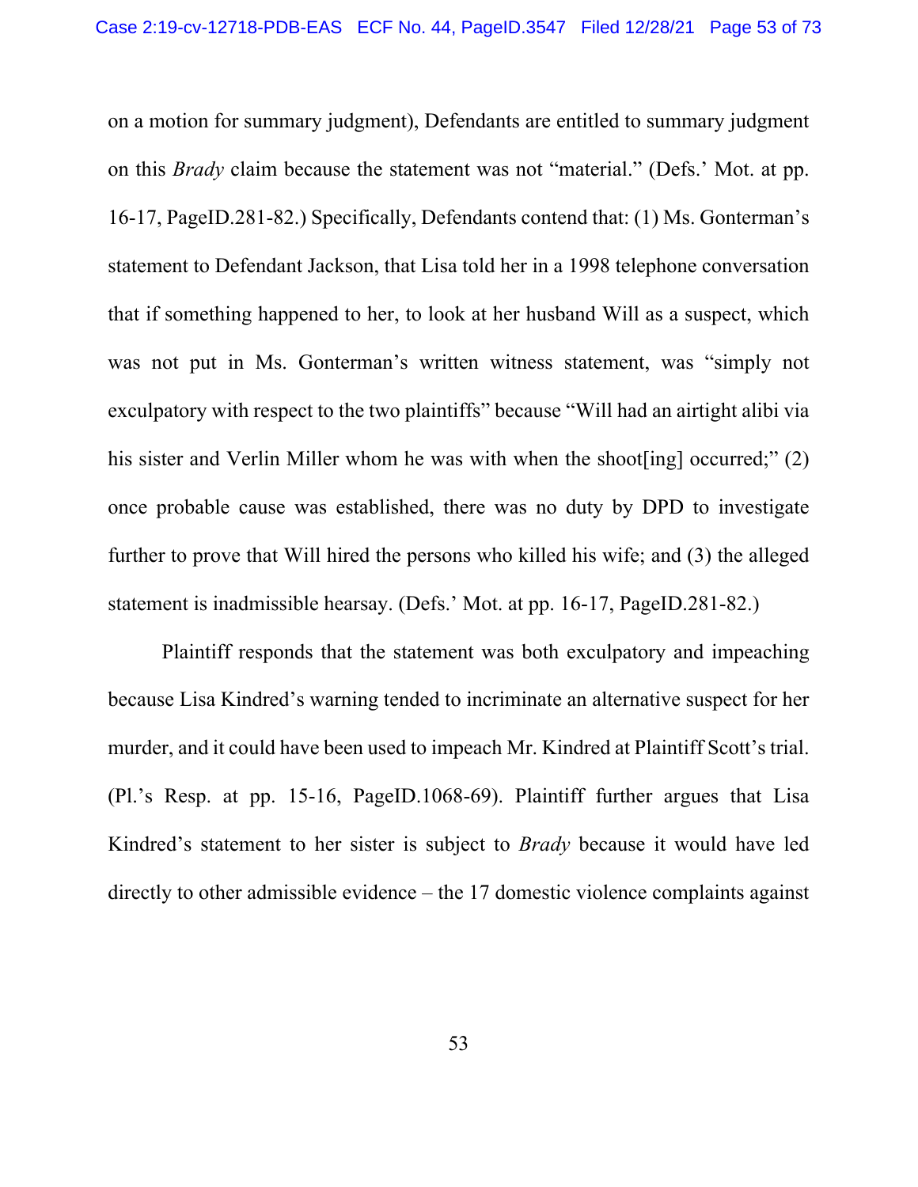on a motion for summary judgment), Defendants are entitled to summary judgment on this *Brady* claim because the statement was not "material." (Defs.' Mot. at pp. 16-17, PageID.281-82.) Specifically, Defendants contend that: (1) Ms. Gonterman's statement to Defendant Jackson, that Lisa told her in a 1998 telephone conversation that if something happened to her, to look at her husband Will as a suspect, which was not put in Ms. Gonterman's written witness statement, was "simply not exculpatory with respect to the two plaintiffs" because "Will had an airtight alibi via his sister and Verlin Miller whom he was with when the shoot[ing] occurred;" (2) once probable cause was established, there was no duty by DPD to investigate further to prove that Will hired the persons who killed his wife; and (3) the alleged statement is inadmissible hearsay. (Defs.' Mot. at pp. 16-17, PageID.281-82.)

Plaintiff responds that the statement was both exculpatory and impeaching because Lisa Kindred's warning tended to incriminate an alternative suspect for her murder, and it could have been used to impeach Mr. Kindred at Plaintiff Scott's trial. (Pl.'s Resp. at pp. 15-16, PageID.1068-69). Plaintiff further argues that Lisa Kindred's statement to her sister is subject to *Brady* because it would have led directly to other admissible evidence – the 17 domestic violence complaints against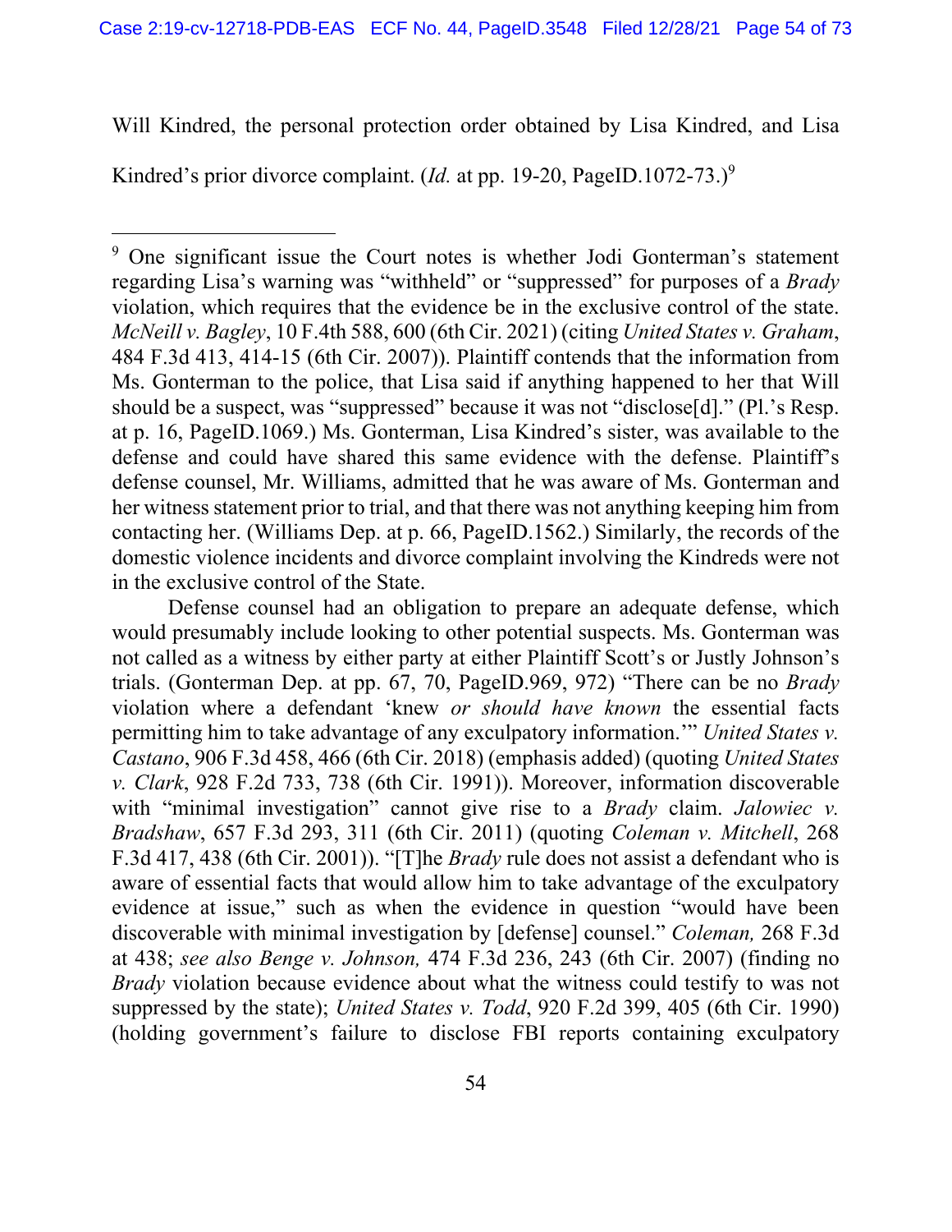Will Kindred, the personal protection order obtained by Lisa Kindred, and Lisa Kindred's prior divorce complaint. (*Id.* at pp. 19-20, PageID.1072-73.)[9]

---

[9] One significant issue the Court notes is whether Jodi Gonterman's statement regarding Lisa's warning was "withheld" or "suppressed" for purposes of a *Brady* violation, which requires that the evidence be in the exclusive control of the state. *McNeill v. Bagley*, 10 F.4th 588, 600 (6th Cir. 2021) (citing *United States v. Graham*, 484 F.3d 413, 414-15 (6th Cir. 2007)). Plaintiff contends that the information from Ms. Gonterman to the police, that Lisa said if anything happened to her that Will should be a suspect, was "suppressed" because it was not "disclose[d]." (Pl.'s Resp. at p. 16, PageID.1069.) Ms. Gonterman, Lisa Kindred's sister, was available to the defense and could have shared this same evidence with the defense. Plaintiff's defense counsel, Mr. Williams, admitted that he was aware of Ms. Gonterman and her witness statement prior to trial, and that there was not anything keeping him from contacting her. (Williams Dep. at p. 66, PageID.1562.) Similarly, the records of the domestic violence incidents and divorce complaint involving the Kindreds were not in the exclusive control of the State.

Defense counsel had an obligation to prepare an adequate defense, which would presumably include looking to other potential suspects. Ms. Gonterman was not called as a witness by either party at either Plaintiff Scott's or Justly Johnson's trials. (Gonterman Dep. at pp. 67, 70, PageID.969, 972) "There can be no *Brady* violation where a defendant 'knew *or should have known* the essential facts permitting him to take advantage of any exculpatory information.'" *United States v. Castano*, 906 F.3d 458, 466 (6th Cir. 2018) (emphasis added) (quoting *United States v. Clark*, 928 F.2d 733, 738 (6th Cir. 1991)). Moreover, information discoverable with "minimal investigation" cannot give rise to a *Brady* claim. *Jalowiec v. Bradshaw*, 657 F.3d 293, 311 (6th Cir. 2011) (quoting *Coleman v. Mitchell*, 268 F.3d 417, 438 (6th Cir. 2001)). "[T]he *Brady* rule does not assist a defendant who is aware of essential facts that would allow him to take advantage of the exculpatory evidence at issue," such as when the evidence in question "would have been discoverable with minimal investigation by [defense] counsel." *Coleman,* 268 F.3d at 438; *see also Benge v. Johnson,* 474 F.3d 236, 243 (6th Cir. 2007) (finding no *Brady* violation because evidence about what the witness could testify to was not suppressed by the state); *United States v. Todd*, 920 F.2d 399, 405 (6th Cir. 1990) (holding government's failure to disclose FBI reports containing exculpatory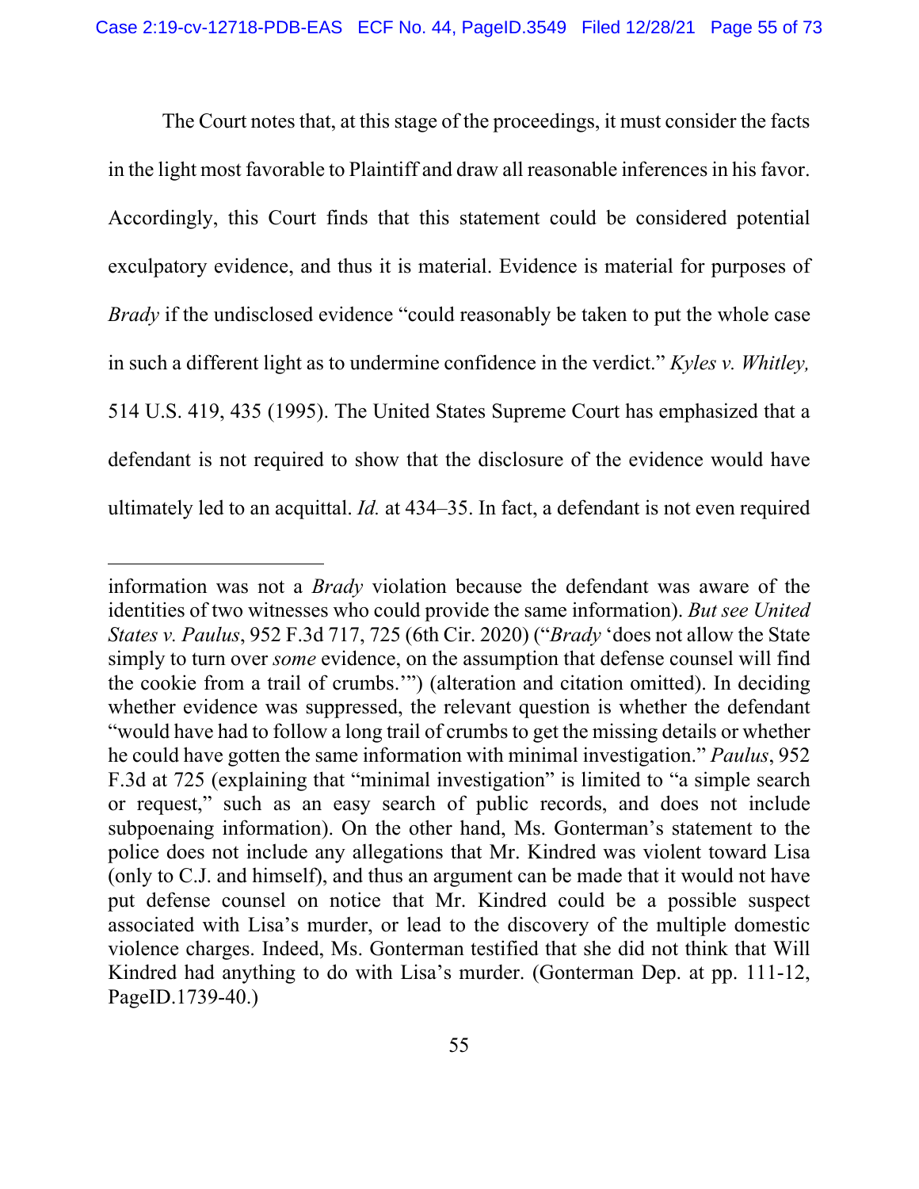The Court notes that, at this stage of the proceedings, it must consider the facts in the light most favorable to Plaintiff and draw all reasonable inferences in his favor. Accordingly, this Court finds that this statement could be considered potential exculpatory evidence, and thus it is material. Evidence is material for purposes of *Brady* if the undisclosed evidence "could reasonably be taken to put the whole case in such a different light as to undermine confidence in the verdict." *Kyles v. Whitley,* 514 U.S. 419, 435 (1995). The United States Supreme Court has emphasized that a defendant is not required to show that the disclosure of the evidence would have ultimately led to an acquittal. *Id.* at 434–35. In fact, a defendant is not even required

---

information was not a *Brady* violation because the defendant was aware of the identities of two witnesses who could provide the same information). *But see United States v. Paulus*, 952 F.3d 717, 725 (6th Cir. 2020) ("*Brady* 'does not allow the State simply to turn over *some* evidence, on the assumption that defense counsel will find the cookie from a trail of crumbs.'") (alteration and citation omitted). In deciding whether evidence was suppressed, the relevant question is whether the defendant "would have had to follow a long trail of crumbs to get the missing details or whether he could have gotten the same information with minimal investigation." *Paulus*, 952 F.3d at 725 (explaining that "minimal investigation" is limited to "a simple search or request," such as an easy search of public records, and does not include subpoenaing information). On the other hand, Ms. Gonterman's statement to the police does not include any allegations that Mr. Kindred was violent toward Lisa (only to C.J. and himself), and thus an argument can be made that it would not have put defense counsel on notice that Mr. Kindred could be a possible suspect associated with Lisa's murder, or lead to the discovery of the multiple domestic violence charges. Indeed, Ms. Gonterman testified that she did not think that Will Kindred had anything to do with Lisa's murder. (Gonterman Dep. at pp. 111-12, PageID.1739-40.)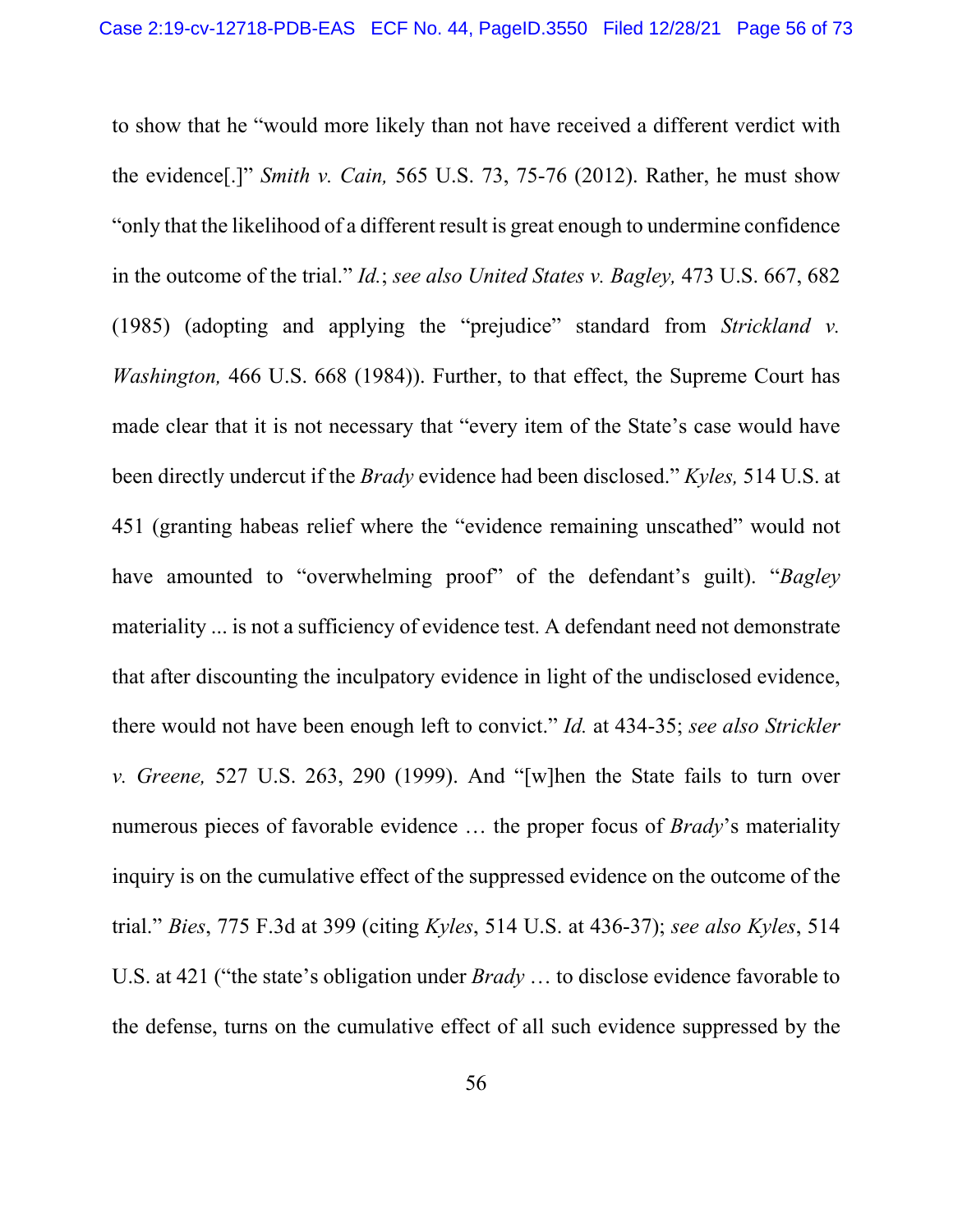to show that he "would more likely than not have received a different verdict with the evidence[.]" *Smith v. Cain,* 565 U.S. 73, 75-76 (2012). Rather, he must show "only that the likelihood of a different result is great enough to undermine confidence in the outcome of the trial." *Id.*; *see also United States v. Bagley,* 473 U.S. 667, 682 (1985) (adopting and applying the "prejudice" standard from *Strickland v. Washington,* 466 U.S. 668 (1984)). Further, to that effect, the Supreme Court has made clear that it is not necessary that "every item of the State's case would have been directly undercut if the *Brady* evidence had been disclosed." *Kyles,* 514 U.S. at 451 (granting habeas relief where the "evidence remaining unscathed" would not have amounted to "overwhelming proof" of the defendant's guilt). "*Bagley* materiality ... is not a sufficiency of evidence test. A defendant need not demonstrate that after discounting the inculpatory evidence in light of the undisclosed evidence, there would not have been enough left to convict." *Id.* at 434-35; *see also Strickler v. Greene,* 527 U.S. 263, 290 (1999). And "[w]hen the State fails to turn over numerous pieces of favorable evidence … the proper focus of *Brady*'s materiality inquiry is on the cumulative effect of the suppressed evidence on the outcome of the trial." *Bies*, 775 F.3d at 399 (citing *Kyles*, 514 U.S. at 436-37); *see also Kyles*, 514 U.S. at 421 ("the state's obligation under *Brady* … to disclose evidence favorable to the defense, turns on the cumulative effect of all such evidence suppressed by the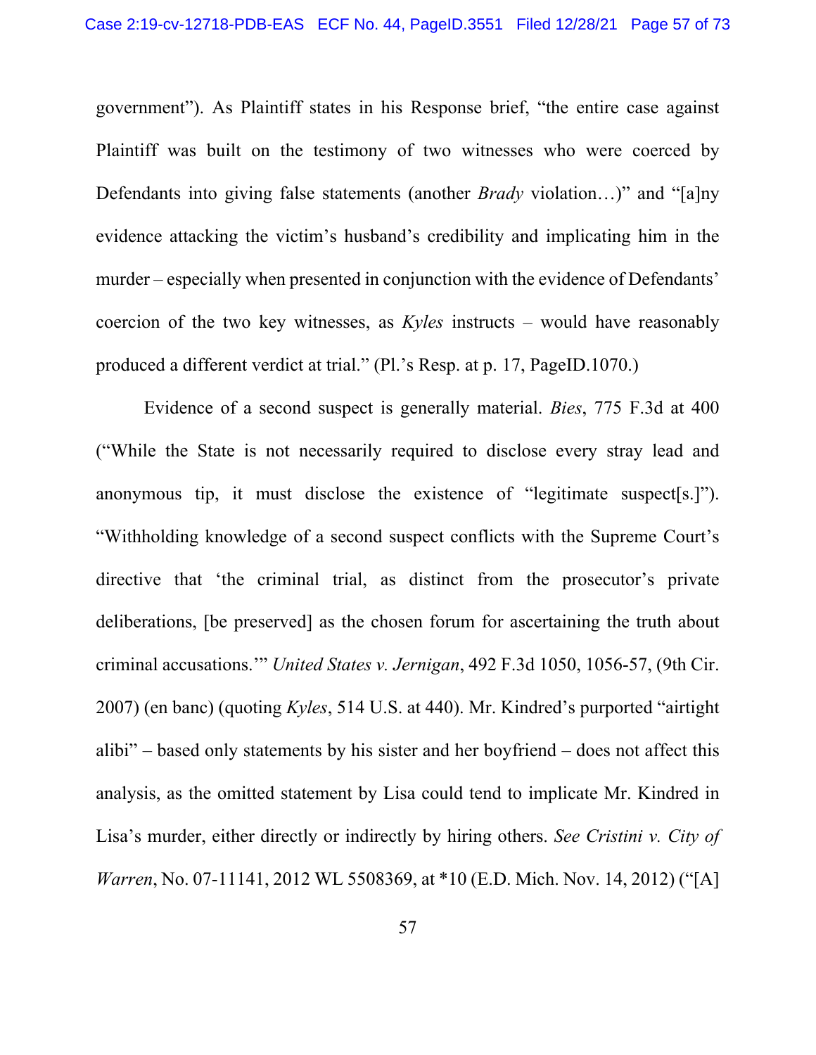government"). As Plaintiff states in his Response brief, "the entire case against Plaintiff was built on the testimony of two witnesses who were coerced by Defendants into giving false statements (another *Brady* violation…)" and "[a]ny evidence attacking the victim's husband's credibility and implicating him in the murder – especially when presented in conjunction with the evidence of Defendants' coercion of the two key witnesses, as *Kyles* instructs – would have reasonably produced a different verdict at trial." (Pl.'s Resp. at p. 17, PageID.1070.)

Evidence of a second suspect is generally material. *Bies*, 775 F.3d at 400 ("While the State is not necessarily required to disclose every stray lead and anonymous tip, it must disclose the existence of "legitimate suspect[s.]"). "Withholding knowledge of a second suspect conflicts with the Supreme Court's directive that 'the criminal trial, as distinct from the prosecutor's private deliberations, [be preserved] as the chosen forum for ascertaining the truth about criminal accusations.'" *United States v. Jernigan*, 492 F.3d 1050, 1056-57, (9th Cir. 2007) (en banc) (quoting *Kyles*, 514 U.S. at 440). Mr. Kindred's purported "airtight alibi" – based only statements by his sister and her boyfriend – does not affect this analysis, as the omitted statement by Lisa could tend to implicate Mr. Kindred in Lisa's murder, either directly or indirectly by hiring others. *See Cristini v. City of Warren*, No. 07-11141, 2012 WL 5508369, at *10 (E.D. Mich. Nov. 14, 2012) ("[A]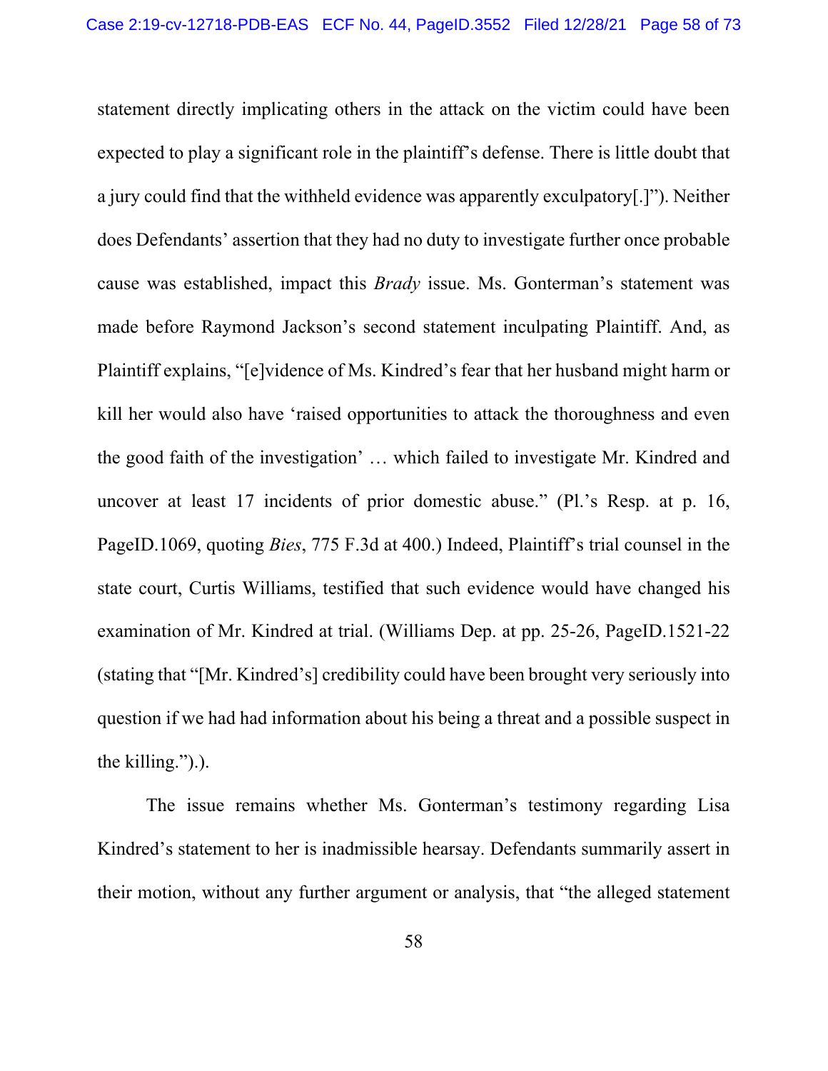statement directly implicating others in the attack on the victim could have been expected to play a significant role in the plaintiff's defense. There is little doubt that a jury could find that the withheld evidence was apparently exculpatory[.]"). Neither does Defendants' assertion that they had no duty to investigate further once probable cause was established, impact this *Brady* issue. Ms. Gonterman's statement was made before Raymond Jackson's second statement inculpating Plaintiff. And, as Plaintiff explains, "[e]vidence of Ms. Kindred's fear that her husband might harm or kill her would also have 'raised opportunities to attack the thoroughness and even the good faith of the investigation' … which failed to investigate Mr. Kindred and uncover at least 17 incidents of prior domestic abuse." (Pl.'s Resp. at p. 16, PageID.1069, quoting *Bies*, 775 F.3d at 400.) Indeed, Plaintiff's trial counsel in the state court, Curtis Williams, testified that such evidence would have changed his examination of Mr. Kindred at trial. (Williams Dep. at pp. 25-26, PageID.1521-22 (stating that "[Mr. Kindred's] credibility could have been brought very seriously into question if we had had information about his being a threat and a possible suspect in the killing.").).

The issue remains whether Ms. Gonterman's testimony regarding Lisa Kindred's statement to her is inadmissible hearsay. Defendants summarily assert in their motion, without any further argument or analysis, that "the alleged statement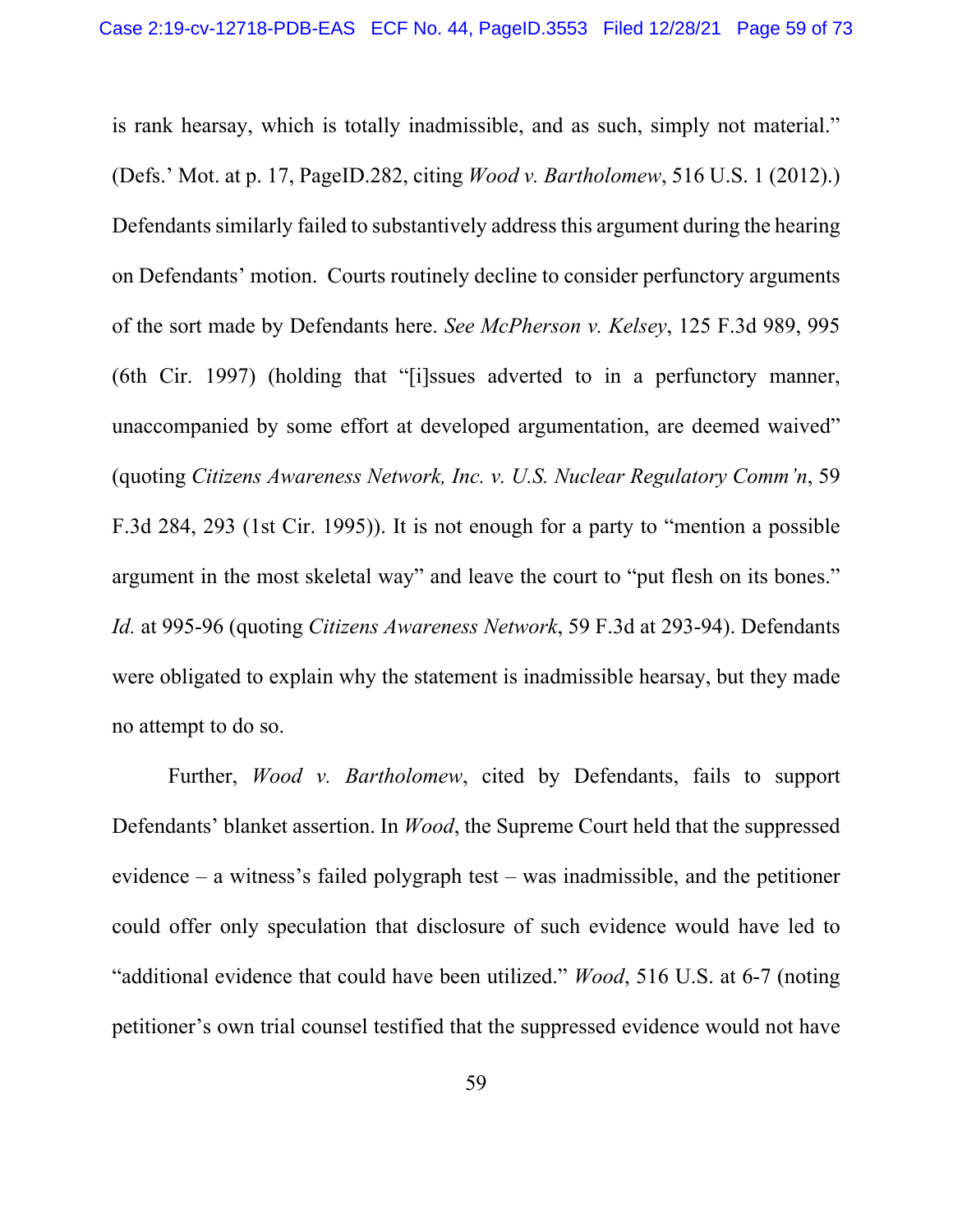is rank hearsay, which is totally inadmissible, and as such, simply not material." (Defs.' Mot. at p. 17, PageID.282, citing *Wood v. Bartholomew*, 516 U.S. 1 (2012).) Defendants similarly failed to substantively address this argument during the hearing on Defendants' motion. Courts routinely decline to consider perfunctory arguments of the sort made by Defendants here. *See McPherson v. Kelsey*, 125 F.3d 989, 995 (6th Cir. 1997) (holding that "[i]ssues adverted to in a perfunctory manner, unaccompanied by some effort at developed argumentation, are deemed waived" (quoting *Citizens Awareness Network, Inc. v. U.S. Nuclear Regulatory Comm'n*, 59 F.3d 284, 293 (1st Cir. 1995)). It is not enough for a party to "mention a possible argument in the most skeletal way" and leave the court to "put flesh on its bones." *Id.* at 995-96 (quoting *Citizens Awareness Network*, 59 F.3d at 293-94). Defendants were obligated to explain why the statement is inadmissible hearsay, but they made no attempt to do so.

Further, *Wood v. Bartholomew*, cited by Defendants, fails to support Defendants' blanket assertion. In *Wood*, the Supreme Court held that the suppressed evidence – a witness's failed polygraph test – was inadmissible, and the petitioner could offer only speculation that disclosure of such evidence would have led to "additional evidence that could have been utilized." *Wood*, 516 U.S. at 6-7 (noting petitioner's own trial counsel testified that the suppressed evidence would not have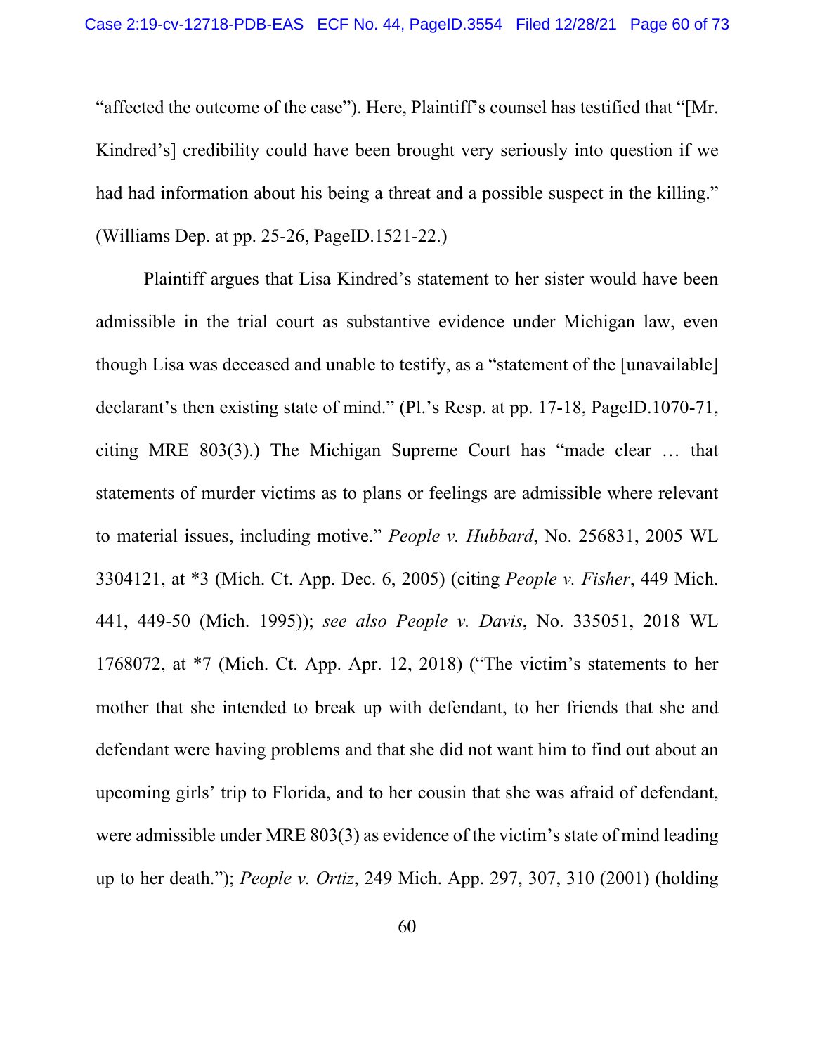"affected the outcome of the case"). Here, Plaintiff's counsel has testified that "[Mr. Kindred's] credibility could have been brought very seriously into question if we had had information about his being a threat and a possible suspect in the killing." (Williams Dep. at pp. 25-26, PageID.1521-22.)

Plaintiff argues that Lisa Kindred's statement to her sister would have been admissible in the trial court as substantive evidence under Michigan law, even though Lisa was deceased and unable to testify, as a "statement of the [unavailable] declarant's then existing state of mind." (Pl.'s Resp. at pp. 17-18, PageID.1070-71, citing MRE 803(3).) The Michigan Supreme Court has "made clear … that statements of murder victims as to plans or feelings are admissible where relevant to material issues, including motive." *People v. Hubbard*, No. 256831, 2005 WL 3304121, at *3 (Mich. Ct. App. Dec. 6, 2005) (citing *People v. Fisher*, 449 Mich. 441, 449-50 (Mich. 1995)); *see also People v. Davis*, No. 335051, 2018 WL 1768072, at *7 (Mich. Ct. App. Apr. 12, 2018) ("The victim's statements to her mother that she intended to break up with defendant, to her friends that she and defendant were having problems and that she did not want him to find out about an upcoming girls' trip to Florida, and to her cousin that she was afraid of defendant, were admissible under MRE 803(3) as evidence of the victim's state of mind leading up to her death."); *People v. Ortiz*, 249 Mich. App. 297, 307, 310 (2001) (holding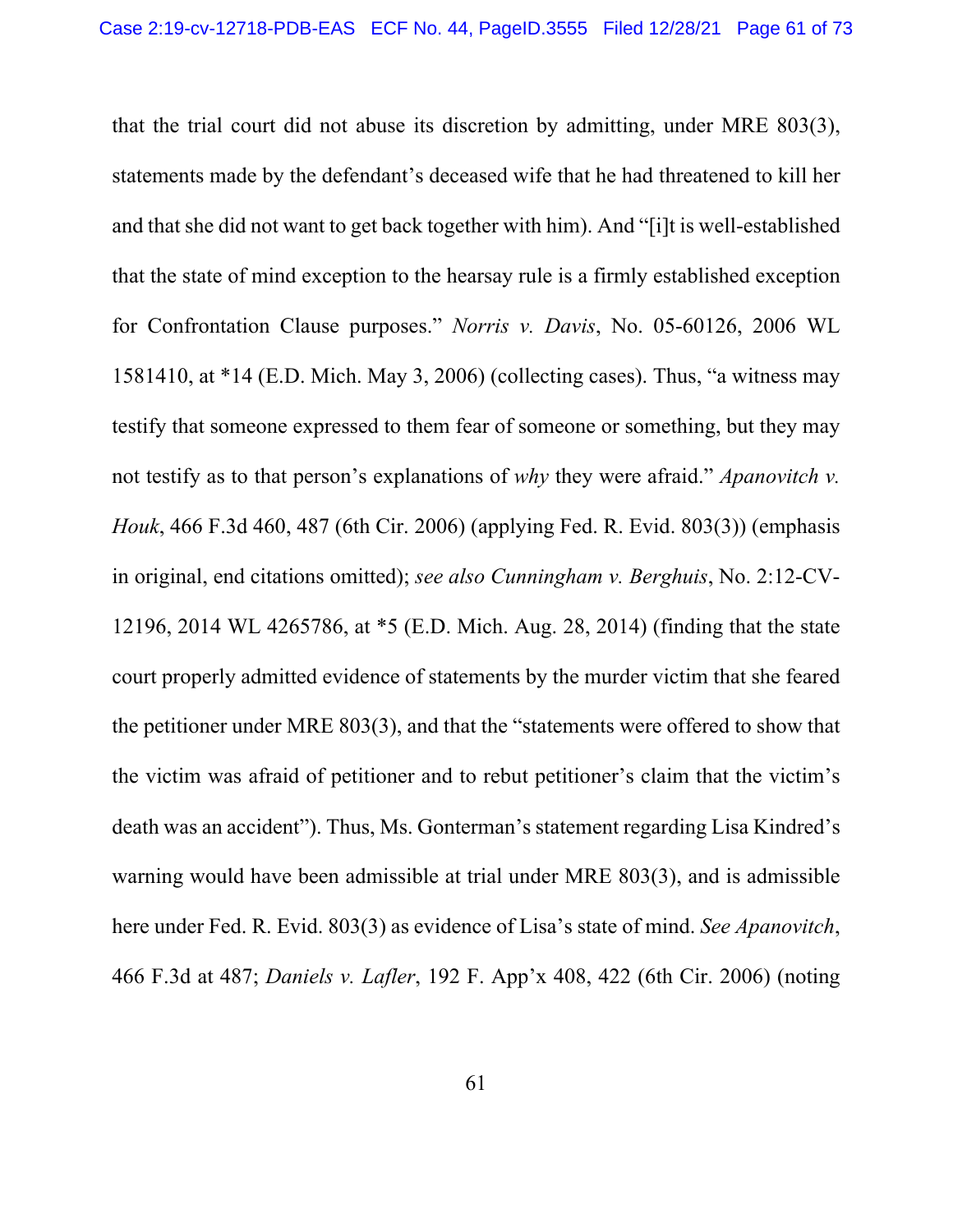that the trial court did not abuse its discretion by admitting, under MRE 803(3), statements made by the defendant's deceased wife that he had threatened to kill her and that she did not want to get back together with him). And "[i]t is well-established that the state of mind exception to the hearsay rule is a firmly established exception for Confrontation Clause purposes." *Norris v. Davis*, No. 05-60126, 2006 WL 1581410, at *14 (E.D. Mich. May 3, 2006) (collecting cases). Thus, "a witness may testify that someone expressed to them fear of someone or something, but they may not testify as to that person's explanations of *why* they were afraid." *Apanovitch v. Houk*, 466 F.3d 460, 487 (6th Cir. 2006) (applying Fed. R. Evid. 803(3)) (emphasis in original, end citations omitted); *see also Cunningham v. Berghuis*, No. 2:12-CV-12196, 2014 WL 4265786, at *5 (E.D. Mich. Aug. 28, 2014) (finding that the state court properly admitted evidence of statements by the murder victim that she feared the petitioner under MRE 803(3), and that the "statements were offered to show that the victim was afraid of petitioner and to rebut petitioner's claim that the victim's death was an accident"). Thus, Ms. Gonterman's statement regarding Lisa Kindred's warning would have been admissible at trial under MRE 803(3), and is admissible here under Fed. R. Evid. 803(3) as evidence of Lisa's state of mind. *See Apanovitch*, 466 F.3d at 487; *Daniels v. Lafler*, 192 F. App'x 408, 422 (6th Cir. 2006) (noting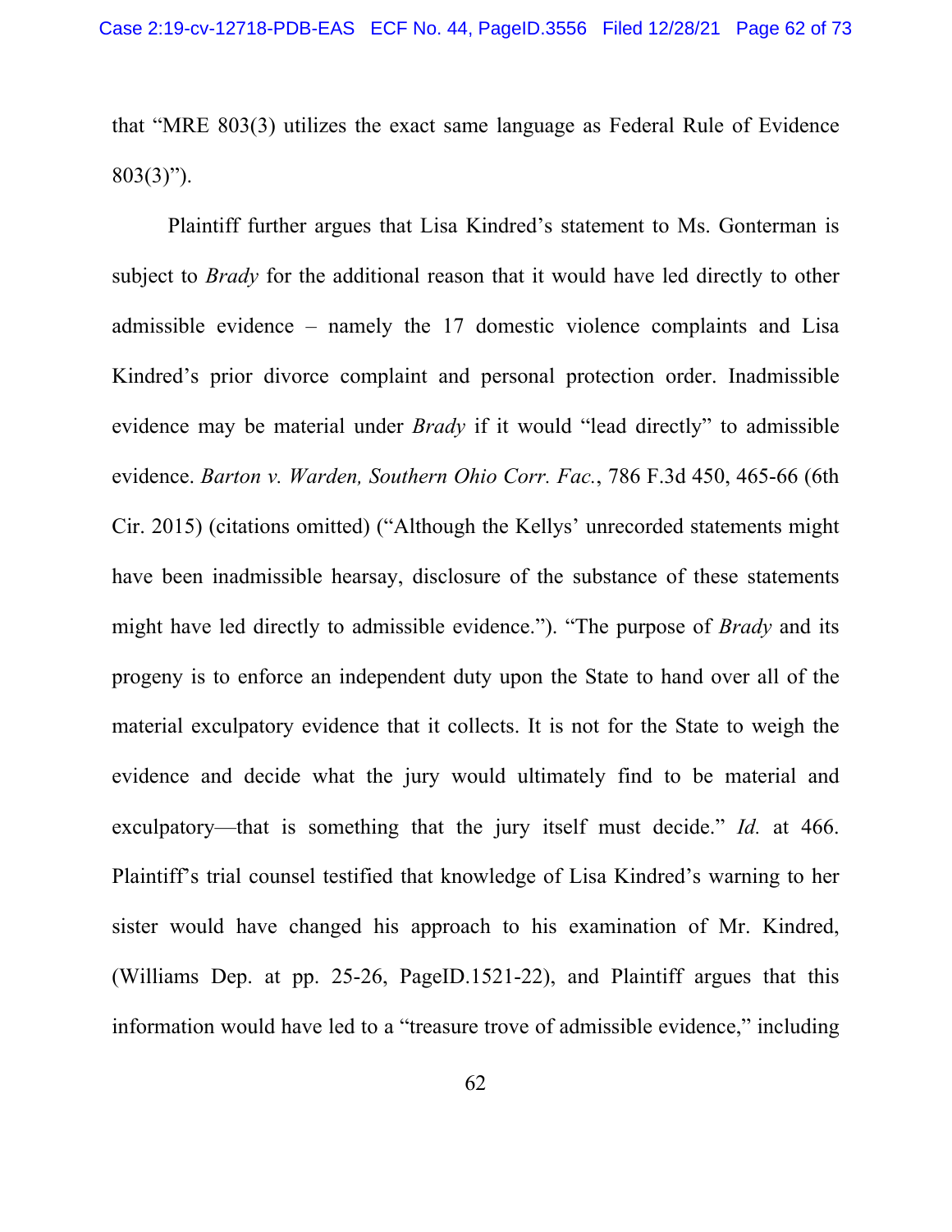that "MRE 803(3) utilizes the exact same language as Federal Rule of Evidence 803(3)").

Plaintiff further argues that Lisa Kindred's statement to Ms. Gonterman is subject to *Brady* for the additional reason that it would have led directly to other admissible evidence – namely the 17 domestic violence complaints and Lisa Kindred's prior divorce complaint and personal protection order. Inadmissible evidence may be material under *Brady* if it would "lead directly" to admissible evidence. *Barton v. Warden, Southern Ohio Corr. Fac.*, 786 F.3d 450, 465-66 (6th Cir. 2015) (citations omitted) ("Although the Kellys' unrecorded statements might have been inadmissible hearsay, disclosure of the substance of these statements might have led directly to admissible evidence."). "The purpose of *Brady* and its progeny is to enforce an independent duty upon the State to hand over all of the material exculpatory evidence that it collects. It is not for the State to weigh the evidence and decide what the jury would ultimately find to be material and exculpatory—that is something that the jury itself must decide." *Id.* at 466. Plaintiff's trial counsel testified that knowledge of Lisa Kindred's warning to her sister would have changed his approach to his examination of Mr. Kindred, (Williams Dep. at pp. 25-26, PageID.1521-22), and Plaintiff argues that this information would have led to a "treasure trove of admissible evidence," including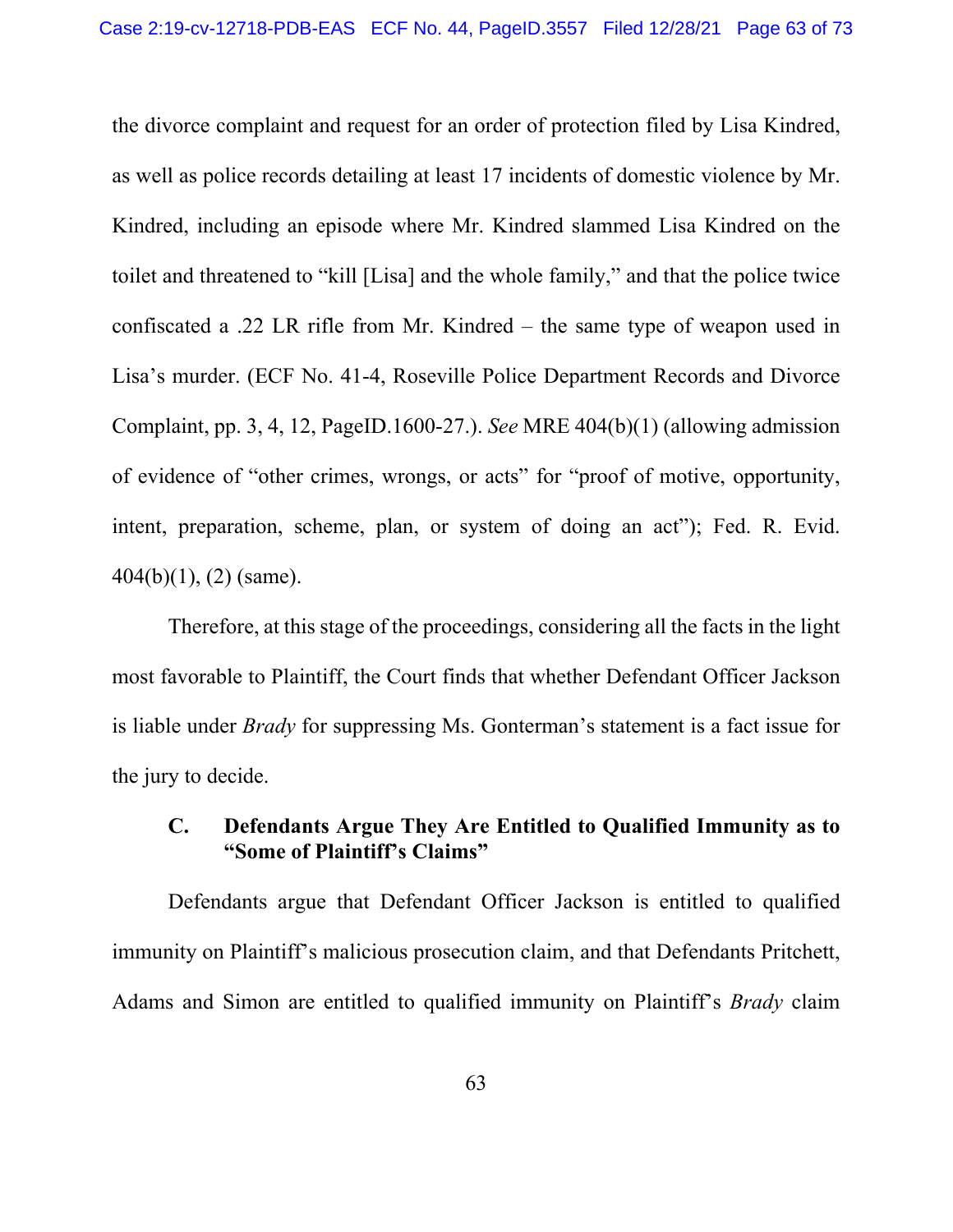the divorce complaint and request for an order of protection filed by Lisa Kindred, as well as police records detailing at least 17 incidents of domestic violence by Mr. Kindred, including an episode where Mr. Kindred slammed Lisa Kindred on the toilet and threatened to "kill [Lisa] and the whole family," and that the police twice confiscated a .22 LR rifle from Mr. Kindred – the same type of weapon used in Lisa's murder. (ECF No. 41-4, Roseville Police Department Records and Divorce Complaint, pp. 3, 4, 12, PageID.1600-27.). *See* MRE 404(b)(1) (allowing admission of evidence of "other crimes, wrongs, or acts" for "proof of motive, opportunity, intent, preparation, scheme, plan, or system of doing an act"); Fed. R. Evid. 404(b)(1), (2) (same).

Therefore, at this stage of the proceedings, considering all the facts in the light most favorable to Plaintiff, the Court finds that whether Defendant Officer Jackson is liable under *Brady* for suppressing Ms. Gonterman's statement is a fact issue for the jury to decide.

### C. Defendants Argue They Are Entitled to Qualified Immunity as to "Some of Plaintiff's Claims"

Defendants argue that Defendant Officer Jackson is entitled to qualified immunity on Plaintiff's malicious prosecution claim, and that Defendants Pritchett, Adams and Simon are entitled to qualified immunity on Plaintiff's *Brady* claim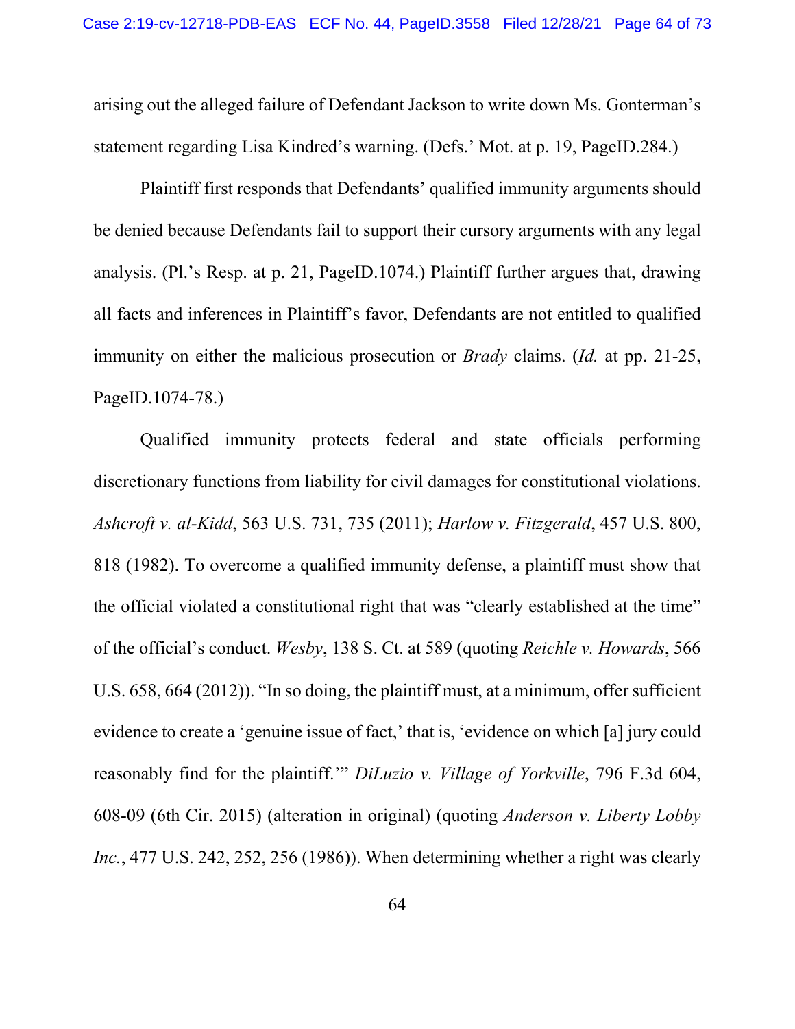arising out the alleged failure of Defendant Jackson to write down Ms. Gonterman's statement regarding Lisa Kindred's warning. (Defs.' Mot. at p. 19, PageID.284.)

Plaintiff first responds that Defendants' qualified immunity arguments should be denied because Defendants fail to support their cursory arguments with any legal analysis. (Pl.'s Resp. at p. 21, PageID.1074.) Plaintiff further argues that, drawing all facts and inferences in Plaintiff's favor, Defendants are not entitled to qualified immunity on either the malicious prosecution or *Brady* claims. (*Id.* at pp. 21-25, PageID.1074-78.)

Qualified immunity protects federal and state officials performing discretionary functions from liability for civil damages for constitutional violations. *Ashcroft v. al-Kidd*, 563 U.S. 731, 735 (2011); *Harlow v. Fitzgerald*, 457 U.S. 800, 818 (1982). To overcome a qualified immunity defense, a plaintiff must show that the official violated a constitutional right that was "clearly established at the time" of the official's conduct. *Wesby*, 138 S. Ct. at 589 (quoting *Reichle v. Howards*, 566 U.S. 658, 664 (2012)). "In so doing, the plaintiff must, at a minimum, offer sufficient evidence to create a 'genuine issue of fact,' that is, 'evidence on which [a] jury could reasonably find for the plaintiff.'" *DiLuzio v. Village of Yorkville*, 796 F.3d 604, 608-09 (6th Cir. 2015) (alteration in original) (quoting *Anderson v. Liberty Lobby Inc.*, 477 U.S. 242, 252, 256 (1986)). When determining whether a right was clearly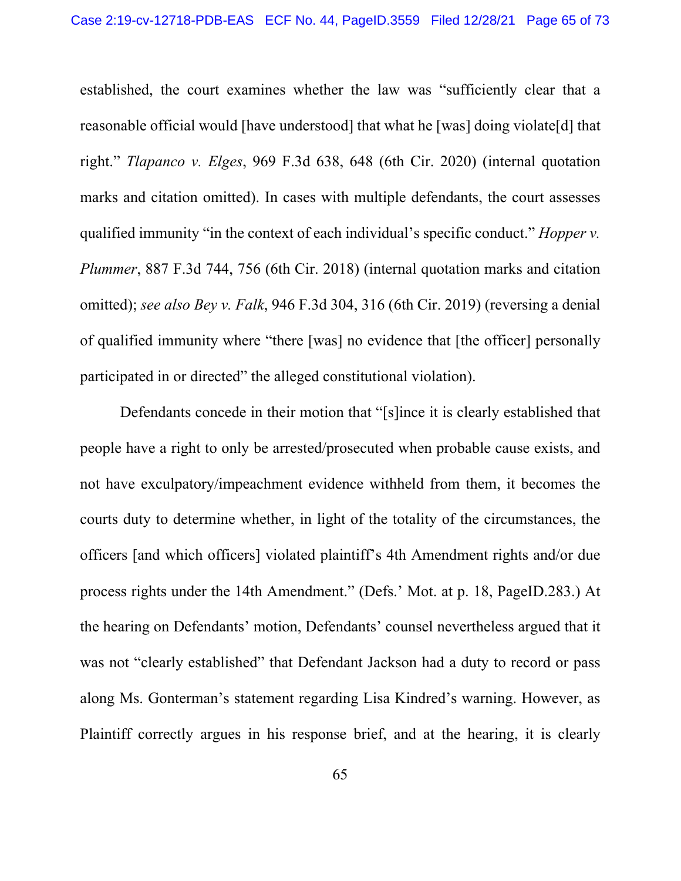established, the court examines whether the law was "sufficiently clear that a reasonable official would [have understood] that what he [was] doing violate[d] that right." *Tlapanco v. Elges*, 969 F.3d 638, 648 (6th Cir. 2020) (internal quotation marks and citation omitted). In cases with multiple defendants, the court assesses qualified immunity "in the context of each individual's specific conduct." *Hopper v. Plummer*, 887 F.3d 744, 756 (6th Cir. 2018) (internal quotation marks and citation omitted); *see also Bey v. Falk*, 946 F.3d 304, 316 (6th Cir. 2019) (reversing a denial of qualified immunity where "there [was] no evidence that [the officer] personally participated in or directed" the alleged constitutional violation).

Defendants concede in their motion that "[s]ince it is clearly established that people have a right to only be arrested/prosecuted when probable cause exists, and not have exculpatory/impeachment evidence withheld from them, it becomes the courts duty to determine whether, in light of the totality of the circumstances, the officers [and which officers] violated plaintiff's 4th Amendment rights and/or due process rights under the 14th Amendment." (Defs.' Mot. at p. 18, PageID.283.) At the hearing on Defendants' motion, Defendants' counsel nevertheless argued that it was not "clearly established" that Defendant Jackson had a duty to record or pass along Ms. Gonterman's statement regarding Lisa Kindred's warning. However, as Plaintiff correctly argues in his response brief, and at the hearing, it is clearly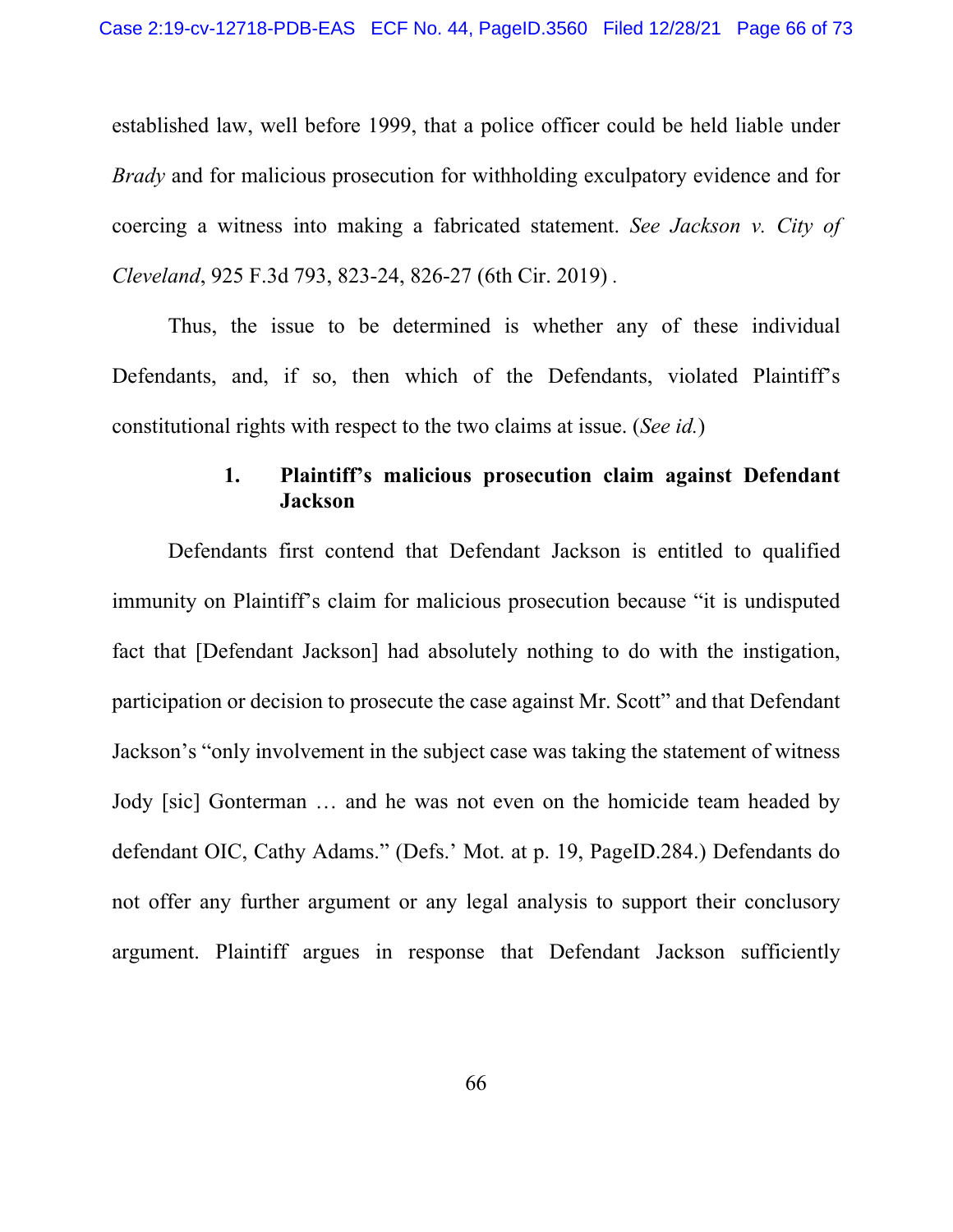established law, well before 1999, that a police officer could be held liable under *Brady* and for malicious prosecution for withholding exculpatory evidence and for coercing a witness into making a fabricated statement. *See Jackson v. City of Cleveland*, 925 F.3d 793, 823-24, 826-27 (6th Cir. 2019) .

Thus, the issue to be determined is whether any of these individual Defendants, and, if so, then which of the Defendants, violated Plaintiff's constitutional rights with respect to the two claims at issue. (*See id.*)

### 1. Plaintiff's malicious prosecution claim against Defendant Jackson

Defendants first contend that Defendant Jackson is entitled to qualified immunity on Plaintiff's claim for malicious prosecution because "it is undisputed fact that [Defendant Jackson] had absolutely nothing to do with the instigation, participation or decision to prosecute the case against Mr. Scott" and that Defendant Jackson's "only involvement in the subject case was taking the statement of witness Jody [sic] Gonterman … and he was not even on the homicide team headed by defendant OIC, Cathy Adams." (Defs.' Mot. at p. 19, PageID.284.) Defendants do not offer any further argument or any legal analysis to support their conclusory argument. Plaintiff argues in response that Defendant Jackson sufficiently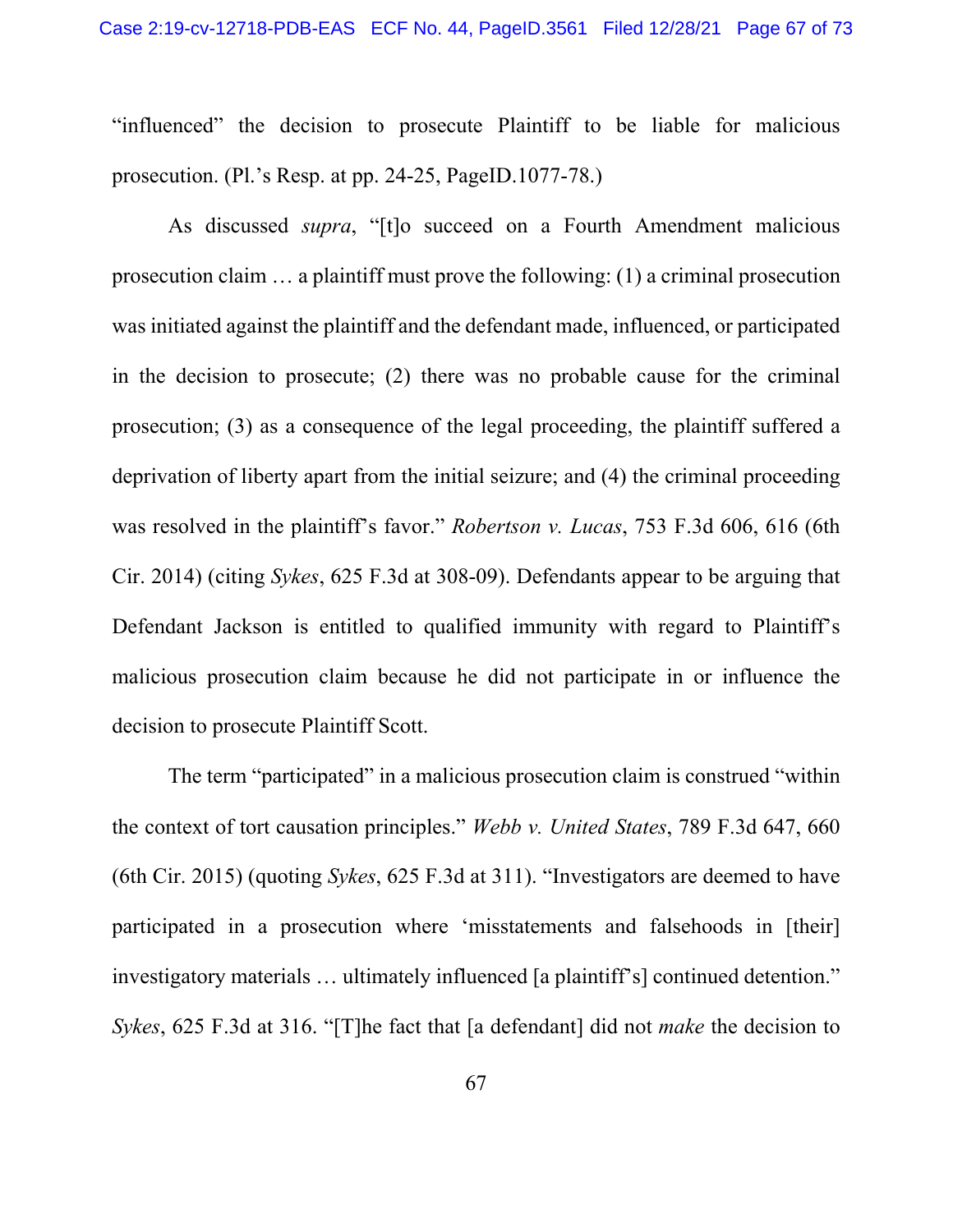"influenced" the decision to prosecute Plaintiff to be liable for malicious prosecution. (Pl.'s Resp. at pp. 24-25, PageID.1077-78.)

As discussed *supra*, "[t]o succeed on a Fourth Amendment malicious prosecution claim … a plaintiff must prove the following: (1) a criminal prosecution was initiated against the plaintiff and the defendant made, influenced, or participated in the decision to prosecute; (2) there was no probable cause for the criminal prosecution; (3) as a consequence of the legal proceeding, the plaintiff suffered a deprivation of liberty apart from the initial seizure; and (4) the criminal proceeding was resolved in the plaintiff's favor." *Robertson v. Lucas*, 753 F.3d 606, 616 (6th Cir. 2014) (citing *Sykes*, 625 F.3d at 308-09). Defendants appear to be arguing that Defendant Jackson is entitled to qualified immunity with regard to Plaintiff's malicious prosecution claim because he did not participate in or influence the decision to prosecute Plaintiff Scott.

The term "participated" in a malicious prosecution claim is construed "within the context of tort causation principles." *Webb v. United States*, 789 F.3d 647, 660 (6th Cir. 2015) (quoting *Sykes*, 625 F.3d at 311). "Investigators are deemed to have participated in a prosecution where 'misstatements and falsehoods in [their] investigatory materials … ultimately influenced [a plaintiff's] continued detention." *Sykes*, 625 F.3d at 316. "[T]he fact that [a defendant] did not *make* the decision to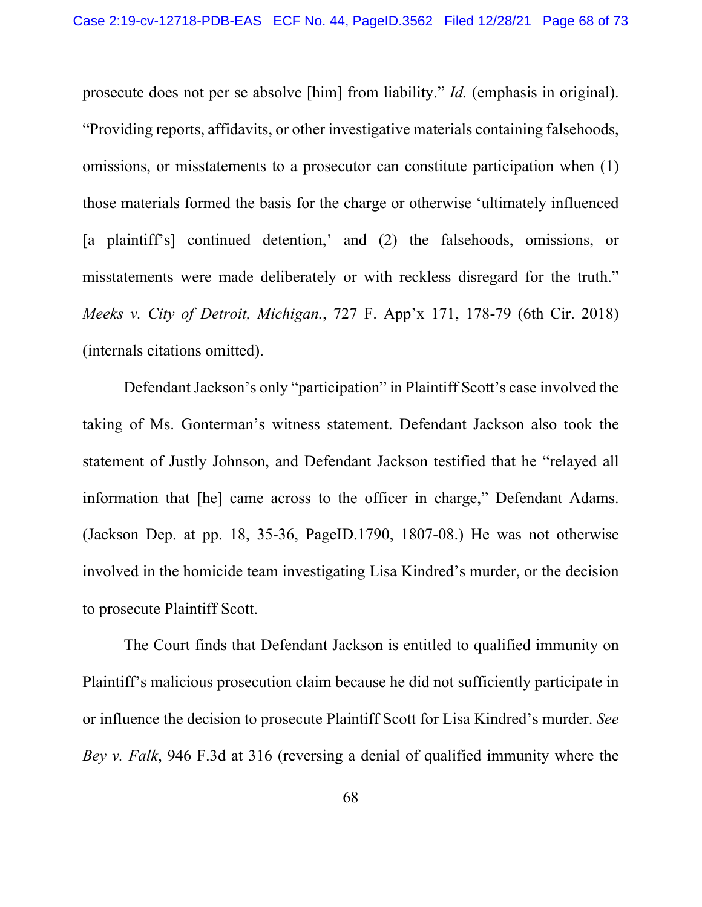prosecute does not per se absolve [him] from liability." *Id.* (emphasis in original). "Providing reports, affidavits, or other investigative materials containing falsehoods, omissions, or misstatements to a prosecutor can constitute participation when (1) those materials formed the basis for the charge or otherwise 'ultimately influenced [a plaintiff's] continued detention,' and (2) the falsehoods, omissions, or misstatements were made deliberately or with reckless disregard for the truth." *Meeks v. City of Detroit, Michigan.*, 727 F. App'x 171, 178-79 (6th Cir. 2018) (internals citations omitted).

Defendant Jackson's only "participation" in Plaintiff Scott's case involved the taking of Ms. Gonterman's witness statement. Defendant Jackson also took the statement of Justly Johnson, and Defendant Jackson testified that he "relayed all information that [he] came across to the officer in charge," Defendant Adams. (Jackson Dep. at pp. 18, 35-36, PageID.1790, 1807-08.) He was not otherwise involved in the homicide team investigating Lisa Kindred's murder, or the decision to prosecute Plaintiff Scott.

The Court finds that Defendant Jackson is entitled to qualified immunity on Plaintiff's malicious prosecution claim because he did not sufficiently participate in or influence the decision to prosecute Plaintiff Scott for Lisa Kindred's murder. *See Bey v. Falk*, 946 F.3d at 316 (reversing a denial of qualified immunity where the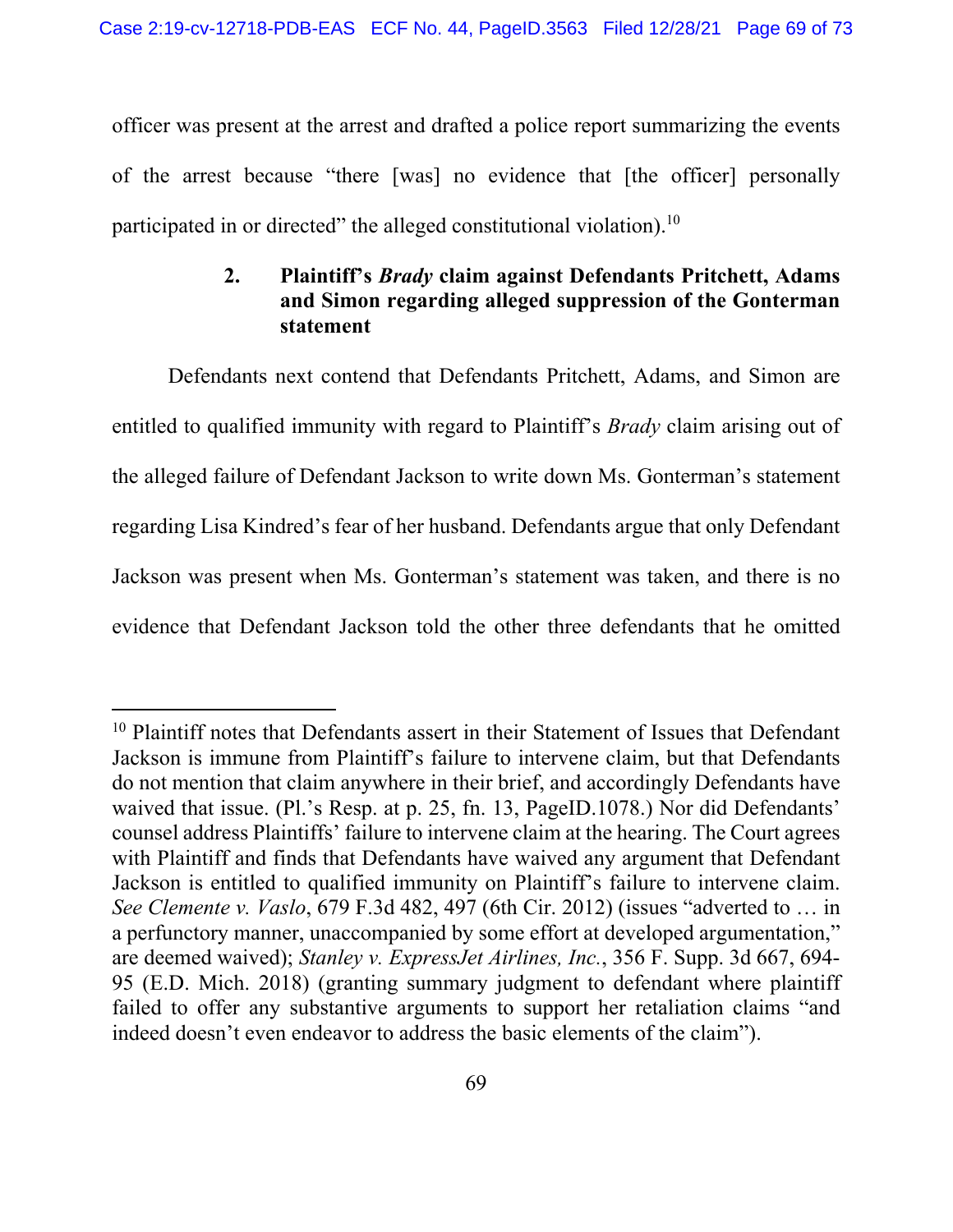officer was present at the arrest and drafted a police report summarizing the events of the arrest because "there [was] no evidence that [the officer] personally participated in or directed" the alleged constitutional violation).[10]

### 2. Plaintiff's *Brady* claim against Defendants Pritchett, Adams and Simon regarding alleged suppression of the Gonterman statement

Defendants next contend that Defendants Pritchett, Adams, and Simon are entitled to qualified immunity with regard to Plaintiff's *Brady* claim arising out of the alleged failure of Defendant Jackson to write down Ms. Gonterman's statement regarding Lisa Kindred's fear of her husband. Defendants argue that only Defendant Jackson was present when Ms. Gonterman's statement was taken, and there is no evidence that Defendant Jackson told the other three defendants that he omitted

---

[10] Plaintiff notes that Defendants assert in their Statement of Issues that Defendant Jackson is immune from Plaintiff's failure to intervene claim, but that Defendants do not mention that claim anywhere in their brief, and accordingly Defendants have waived that issue. (Pl.'s Resp. at p. 25, fn. 13, PageID.1078.) Nor did Defendants' counsel address Plaintiffs' failure to intervene claim at the hearing. The Court agrees with Plaintiff and finds that Defendants have waived any argument that Defendant Jackson is entitled to qualified immunity on Plaintiff's failure to intervene claim. *See Clemente v. Vaslo*, 679 F.3d 482, 497 (6th Cir. 2012) (issues "adverted to … in a perfunctory manner, unaccompanied by some effort at developed argumentation," are deemed waived); *Stanley v. ExpressJet Airlines, Inc.*, 356 F. Supp. 3d 667, 694-95 (E.D. Mich. 2018) (granting summary judgment to defendant where plaintiff failed to offer any substantive arguments to support her retaliation claims "and indeed doesn't even endeavor to address the basic elements of the claim").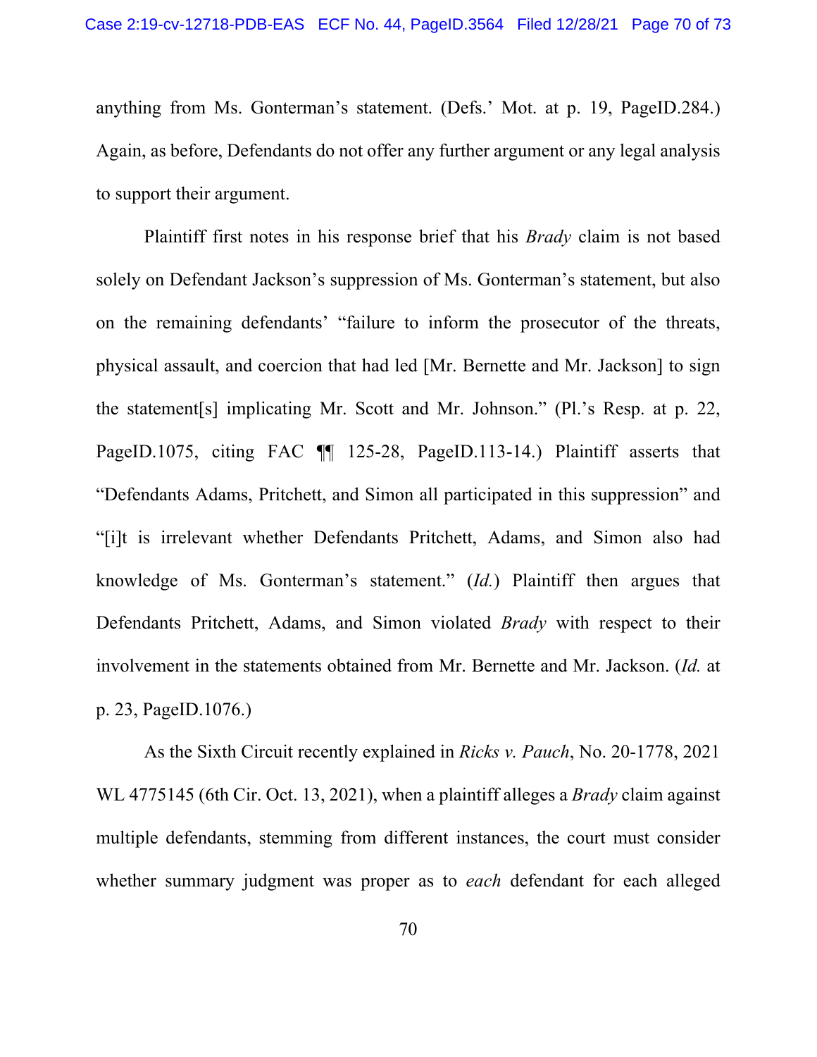anything from Ms. Gonterman's statement. (Defs.' Mot. at p. 19, PageID.284.) Again, as before, Defendants do not offer any further argument or any legal analysis to support their argument.

Plaintiff first notes in his response brief that his *Brady* claim is not based solely on Defendant Jackson's suppression of Ms. Gonterman's statement, but also on the remaining defendants' "failure to inform the prosecutor of the threats, physical assault, and coercion that had led [Mr. Bernette and Mr. Jackson] to sign the statement[s] implicating Mr. Scott and Mr. Johnson." (Pl.'s Resp. at p. 22, PageID.1075, citing FAC ¶¶ 125-28, PageID.113-14.) Plaintiff asserts that "Defendants Adams, Pritchett, and Simon all participated in this suppression" and "[i]t is irrelevant whether Defendants Pritchett, Adams, and Simon also had knowledge of Ms. Gonterman's statement." (*Id.*) Plaintiff then argues that Defendants Pritchett, Adams, and Simon violated *Brady* with respect to their involvement in the statements obtained from Mr. Bernette and Mr. Jackson. (*Id.* at p. 23, PageID.1076.)

As the Sixth Circuit recently explained in *Ricks v. Pauch*, No. 20-1778, 2021 WL 4775145 (6th Cir. Oct. 13, 2021), when a plaintiff alleges a *Brady* claim against multiple defendants, stemming from different instances, the court must consider whether summary judgment was proper as to *each* defendant for each alleged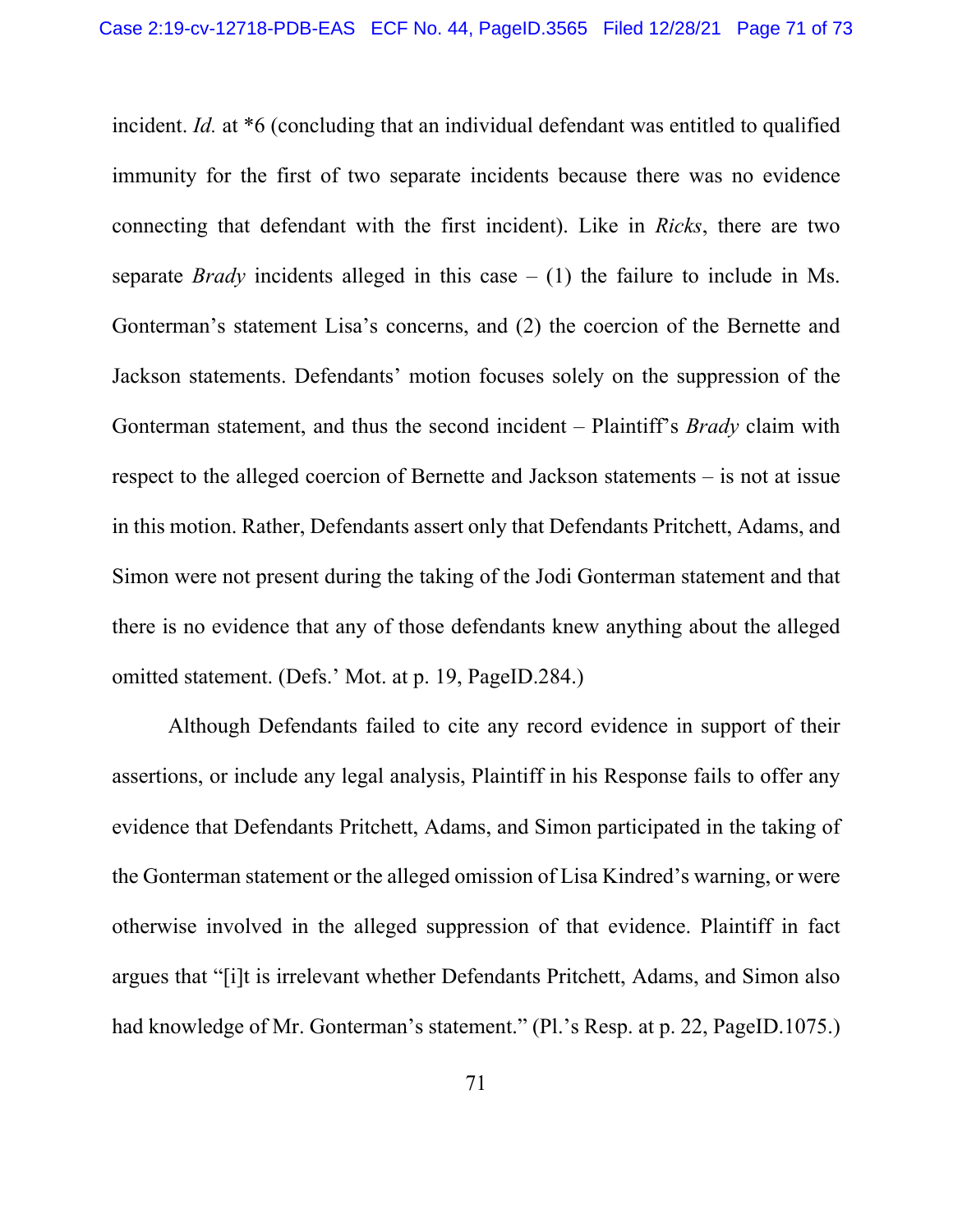incident. *Id.* at *6 (concluding that an individual defendant was entitled to qualified immunity for the first of two separate incidents because there was no evidence connecting that defendant with the first incident). Like in *Ricks*, there are two separate *Brady* incidents alleged in this case – (1) the failure to include in Ms. Gonterman's statement Lisa's concerns, and (2) the coercion of the Bernette and Jackson statements. Defendants' motion focuses solely on the suppression of the Gonterman statement, and thus the second incident – Plaintiff's *Brady* claim with respect to the alleged coercion of Bernette and Jackson statements – is not at issue in this motion. Rather, Defendants assert only that Defendants Pritchett, Adams, and Simon were not present during the taking of the Jodi Gonterman statement and that there is no evidence that any of those defendants knew anything about the alleged omitted statement. (Defs.' Mot. at p. 19, PageID.284.)

Although Defendants failed to cite any record evidence in support of their assertions, or include any legal analysis, Plaintiff in his Response fails to offer any evidence that Defendants Pritchett, Adams, and Simon participated in the taking of the Gonterman statement or the alleged omission of Lisa Kindred's warning, or were otherwise involved in the alleged suppression of that evidence. Plaintiff in fact argues that "[i]t is irrelevant whether Defendants Pritchett, Adams, and Simon also had knowledge of Mr. Gonterman's statement." (Pl.'s Resp. at p. 22, PageID.1075.)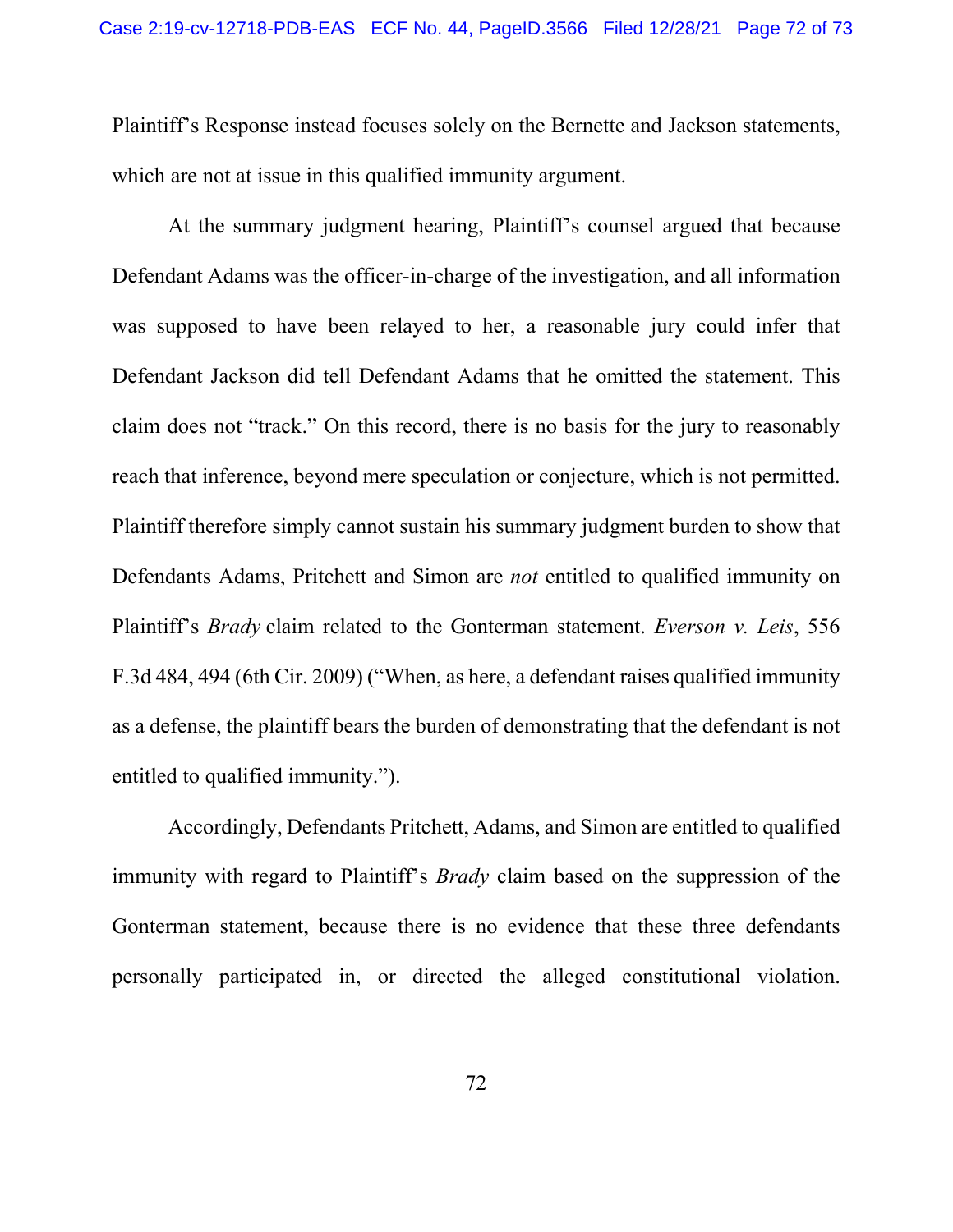Plaintiff's Response instead focuses solely on the Bernette and Jackson statements, which are not at issue in this qualified immunity argument.

At the summary judgment hearing, Plaintiff's counsel argued that because Defendant Adams was the officer-in-charge of the investigation, and all information was supposed to have been relayed to her, a reasonable jury could infer that Defendant Jackson did tell Defendant Adams that he omitted the statement. This claim does not "track." On this record, there is no basis for the jury to reasonably reach that inference, beyond mere speculation or conjecture, which is not permitted. Plaintiff therefore simply cannot sustain his summary judgment burden to show that Defendants Adams, Pritchett and Simon are *not* entitled to qualified immunity on Plaintiff's *Brady* claim related to the Gonterman statement. *Everson v. Leis*, 556 F.3d 484, 494 (6th Cir. 2009) ("When, as here, a defendant raises qualified immunity as a defense, the plaintiff bears the burden of demonstrating that the defendant is not entitled to qualified immunity.").

Accordingly, Defendants Pritchett, Adams, and Simon are entitled to qualified immunity with regard to Plaintiff's *Brady* claim based on the suppression of the Gonterman statement, because there is no evidence that these three defendants personally participated in, or directed the alleged constitutional violation.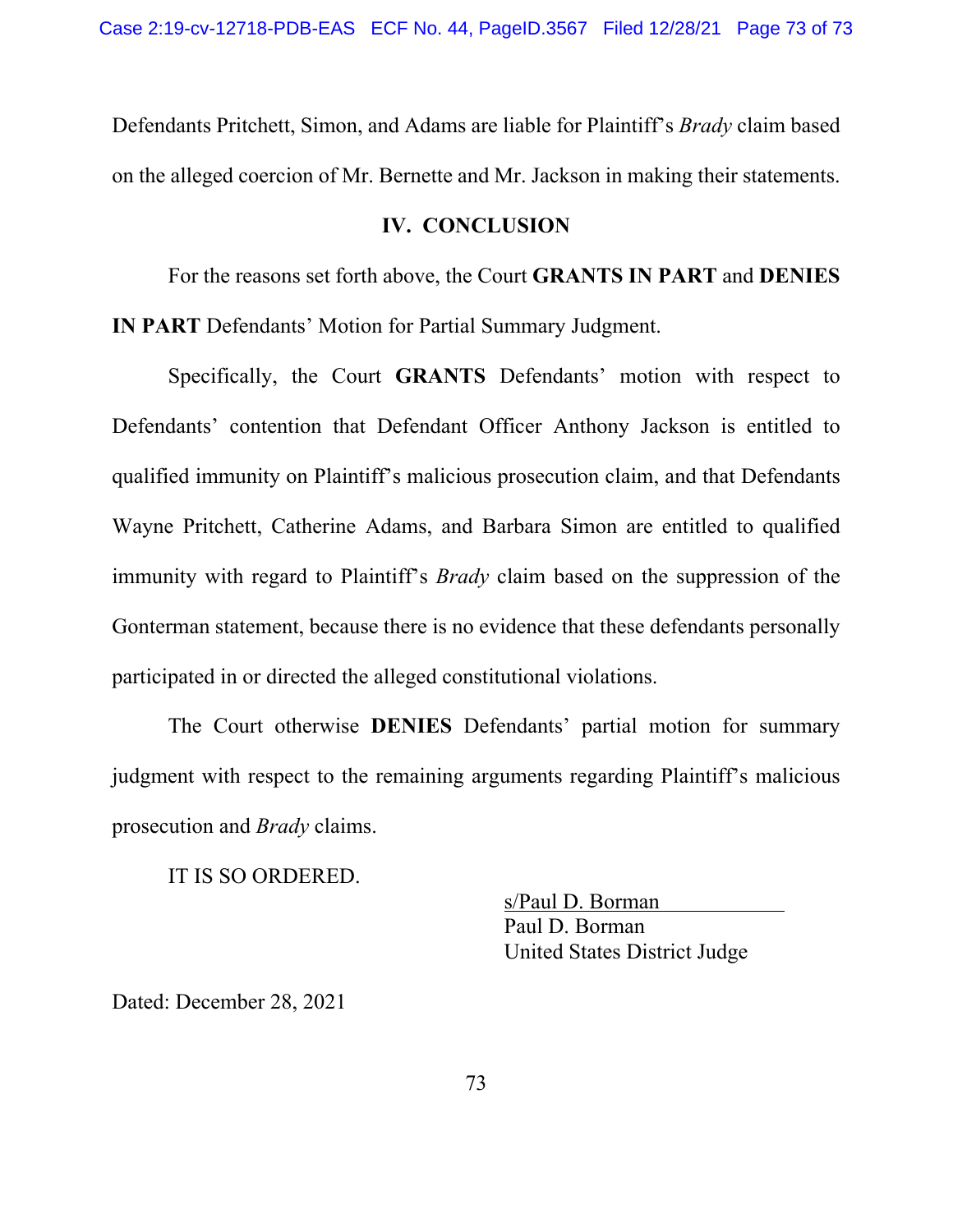Defendants Pritchett, Simon, and Adams are liable for Plaintiff's *Brady* claim based on the alleged coercion of Mr. Bernette and Mr. Jackson in making their statements.

## IV. CONCLUSION

For the reasons set forth above, the Court **GRANTS IN PART** and **DENIES IN PART** Defendants' Motion for Partial Summary Judgment.

Specifically, the Court **GRANTS** Defendants' motion with respect to Defendants' contention that Defendant Officer Anthony Jackson is entitled to qualified immunity on Plaintiff's malicious prosecution claim, and that Defendants Wayne Pritchett, Catherine Adams, and Barbara Simon are entitled to qualified immunity with regard to Plaintiff's *Brady* claim based on the suppression of the Gonterman statement, because there is no evidence that these defendants personally participated in or directed the alleged constitutional violations.

The Court otherwise **DENIES** Defendants' partial motion for summary judgment with respect to the remaining arguments regarding Plaintiff's malicious prosecution and *Brady* claims.

IT IS SO ORDERED.

s/Paul D. Borman
Paul D. Borman
United States District Judge

Dated: December 28, 2021